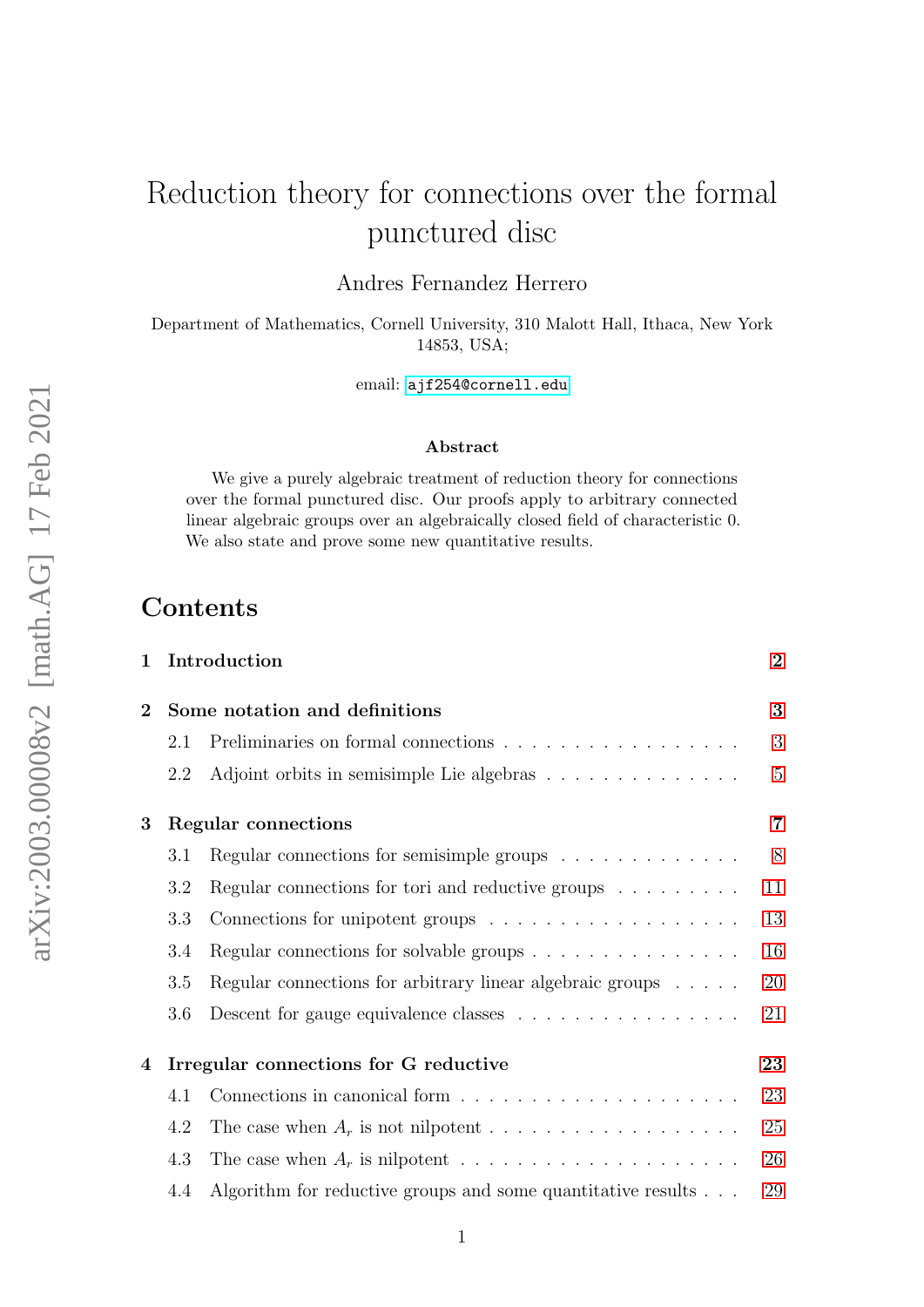# Reduction theory for connections over the formal punctured disc

Andres Fernandez Herrero

Department of Mathematics, Cornell University, 310 Malott Hall, Ithaca, New York 14853, USA;

email: ajf254@cornell.edu

arXiv:2003.00008v2 [math.AG] 17 Feb 2021

### Abstract

We give a purely algebraic treatment of reduction theory for connections over the formal punctured disc. Our proofs apply to arbitrary connected linear algebraic groups over an algebraically closed field of characteristic 0. We also state and prove some new quantitative results.

## Contents

- **1 Introduction** — 2
- **2 Some notation and definitions** — 3
  - 2.1 Preliminaries on formal connections — 3
  - 2.2 Adjoint orbits in semisimple Lie algebras — 5
- **3 Regular connections** — 7
  - 3.1 Regular connections for semisimple groups — 8
  - 3.2 Regular connections for tori and reductive groups — 11
  - 3.3 Connections for unipotent groups — 13
  - 3.4 Regular connections for solvable groups — 16
  - 3.5 Regular connections for arbitrary linear algebraic groups — 20
  - 3.6 Descent for gauge equivalence classes — 21
- **4 Irregular connections for G reductive** — 23
  - 4.1 Connections in canonical form — 23
  - 4.2 The case when $A_r$ is not nilpotent — 25
  - 4.3 The case when $A_r$ is nilpotent — 26
  - 4.4 Algorithm for reductive groups and some quantitative results — 29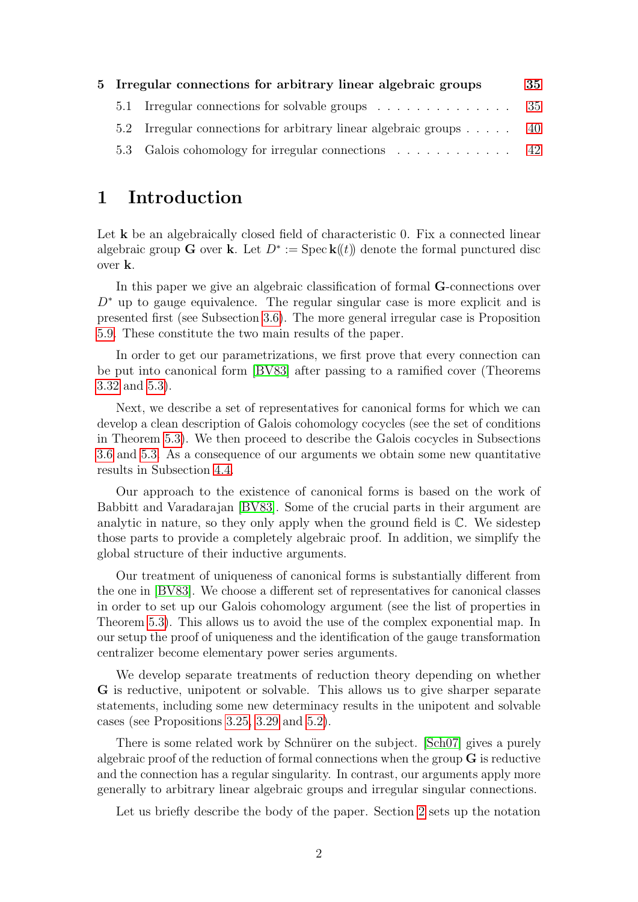| | | |
|---|---|---|
| **5** | **Irregular connections for arbitrary linear algebraic groups** | **35** |
| 5.1 | Irregular connections for solvable groups | 35 |
| 5.2 | Irregular connections for arbitrary linear algebraic groups | 40 |
| 5.3 | Galois cohomology for irregular connections | 42 |

# 1 Introduction

Let $\mathbf{k}$ be an algebraically closed field of characteristic 0. Fix a connected linear algebraic group $\mathbf{G}$ over $\mathbf{k}$. Let $D^* := \operatorname{Spec} \mathbf{k}((t))$ denote the formal punctured disc over $\mathbf{k}$.

In this paper we give an algebraic classification of formal $\mathbf{G}$-connections over $D^*$ up to gauge equivalence. The regular singular case is more explicit and is presented first (see Subsection 3.6). The more general irregular case is Proposition 5.9. These constitute the two main results of the paper.

In order to get our parametrizations, we first prove that every connection can be put into canonical form [BV83] after passing to a ramified cover (Theorems 3.32 and 5.3).

Next, we describe a set of representatives for canonical forms for which we can develop a clean description of Galois cohomology cocycles (see the set of conditions in Theorem 5.3). We then proceed to describe the Galois cocycles in Subsections 3.6 and 5.3. As a consequence of our arguments we obtain some new quantitative results in Subsection 4.4.

Our approach to the existence of canonical forms is based on the work of Babbitt and Varadarajan [BV83]. Some of the crucial parts in their argument are analytic in nature, so they only apply when the ground field is $\mathbb{C}$. We sidestep those parts to provide a completely algebraic proof. In addition, we simplify the global structure of their inductive arguments.

Our treatment of uniqueness of canonical forms is substantially different from the one in [BV83]. We choose a different set of representatives for canonical classes in order to set up our Galois cohomology argument (see the list of properties in Theorem 5.3). This allows us to avoid the use of the complex exponential map. In our setup the proof of uniqueness and the identification of the gauge transformation centralizer become elementary power series arguments.

We develop separate treatments of reduction theory depending on whether $\mathbf{G}$ is reductive, unipotent or solvable. This allows us to give sharper separate statements, including some new determinacy results in the unipotent and solvable cases (see Propositions 3.25, 3.29 and 5.2).

There is some related work by Schnürer on the subject. [Sch07] gives a purely algebraic proof of the reduction of formal connections when the group $\mathbf{G}$ is reductive and the connection has a regular singularity. In contrast, our arguments apply more generally to arbitrary linear algebraic groups and irregular singular connections.

Let us briefly describe the body of the paper. Section 2 sets up the notation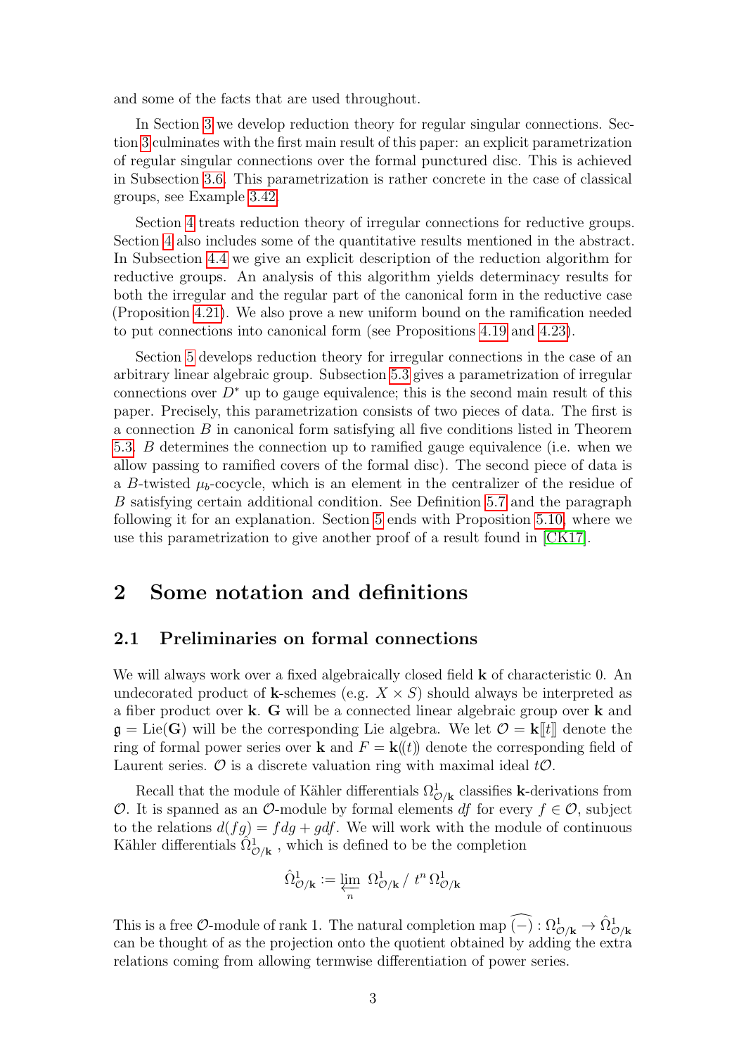and some of the facts that are used throughout.

In Section 3 we develop reduction theory for regular singular connections. Section 3 culminates with the first main result of this paper: an explicit parametrization of regular singular connections over the formal punctured disc. This is achieved in Subsection 3.6. This parametrization is rather concrete in the case of classical groups, see Example 3.42.

Section 4 treats reduction theory of irregular connections for reductive groups. Section 4 also includes some of the quantitative results mentioned in the abstract. In Subsection 4.4 we give an explicit description of the reduction algorithm for reductive groups. An analysis of this algorithm yields determinacy results for both the irregular and the regular part of the canonical form in the reductive case (Proposition 4.21). We also prove a new uniform bound on the ramification needed to put connections into canonical form (see Propositions 4.19 and 4.23).

Section 5 develops reduction theory for irregular connections in the case of an arbitrary linear algebraic group. Subsection 5.3 gives a parametrization of irregular connections over $D^*$ up to gauge equivalence; this is the second main result of this paper. Precisely, this parametrization consists of two pieces of data. The first is a connection $B$ in canonical form satisfying all five conditions listed in Theorem 5.3. $B$ determines the connection up to ramified gauge equivalence (i.e. when we allow passing to ramified covers of the formal disc). The second piece of data is a $B$-twisted $\mu_b$-cocycle, which is an element in the centralizer of the residue of $B$ satisfying certain additional condition. See Definition 5.7 and the paragraph following it for an explanation. Section 5 ends with Proposition 5.10, where we use this parametrization to give another proof of a result found in [CK17].

# 2 Some notation and definitions

## 2.1 Preliminaries on formal connections

We will always work over a fixed algebraically closed field $\mathbf{k}$ of characteristic 0. An undecorated product of $\mathbf{k}$-schemes (e.g. $X \times S$) should always be interpreted as a fiber product over $\mathbf{k}$. $\mathbf{G}$ will be a connected linear algebraic group over $\mathbf{k}$ and $\mathfrak{g} = \mathrm{Lie}(\mathbf{G})$ will be the corresponding Lie algebra. We let $\mathcal{O} = \mathbf{k}[[t]]$ denote the ring of formal power series over $\mathbf{k}$ and $F = \mathbf{k}((t))$ denote the corresponding field of Laurent series. $\mathcal{O}$ is a discrete valuation ring with maximal ideal $t\mathcal{O}$.

Recall that the module of Kähler differentials $\Omega^1_{\mathcal{O}/\mathbf{k}}$ classifies $\mathbf{k}$-derivations from $\mathcal{O}$. It is spanned as an $\mathcal{O}$-module by formal elements $df$ for every $f \in \mathcal{O}$, subject to the relations $d(fg) = fdg + gdf$. We will work with the module of continuous Kähler differentials $\hat{\Omega}^1_{\mathcal{O}/\mathbf{k}}$, which is defined to be the completion

$$\hat{\Omega}^1_{\mathcal{O}/\mathbf{k}} := \varprojlim_n \; \Omega^1_{\mathcal{O}/\mathbf{k}} \, / \, t^n \, \Omega^1_{\mathcal{O}/\mathbf{k}}$$

This is a free $\mathcal{O}$-module of rank 1. The natural completion map $\widehat{(-)} : \Omega^1_{\mathcal{O}/\mathbf{k}} \to \hat{\Omega}^1_{\mathcal{O}/\mathbf{k}}$ can be thought of as the projection onto the quotient obtained by adding the extra relations coming from allowing termwise differentiation of power series.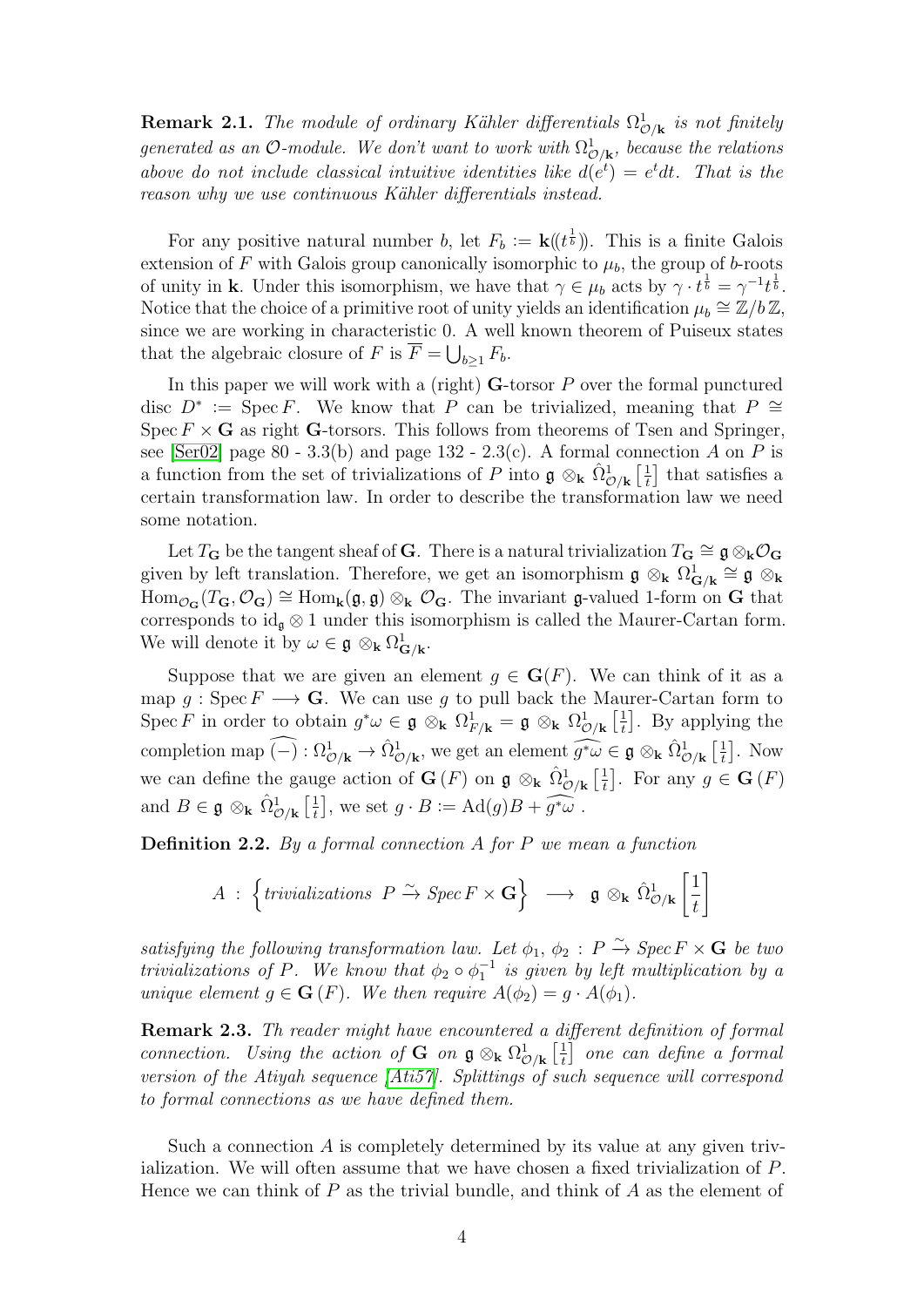**Remark 2.1.** *The module of ordinary Kähler differentials $\Omega^1_{\mathcal{O}/\mathbf{k}}$ is not finitely generated as an $\mathcal{O}$-module. We don't want to work with $\Omega^1_{\mathcal{O}/\mathbf{k}}$, because the relations above do not include classical intuitive identities like $d(e^t) = e^t dt$. That is the reason why we use continuous Kähler differentials instead.*

For any positive natural number $b$, let $F_b := \mathbf{k}((t^{\frac{1}{b}}))$. This is a finite Galois extension of $F$ with Galois group canonically isomorphic to $\mu_b$, the group of $b$-roots of unity in $\mathbf{k}$. Under this isomorphism, we have that $\gamma \in \mu_b$ acts by $\gamma \cdot t^{\frac{1}{b}} = \gamma^{-1} t^{\frac{1}{b}}$. Notice that the choice of a primitive root of unity yields an identification $\mu_b \cong \mathbb{Z}/b\,\mathbb{Z}$, since we are working in characteristic 0. A well known theorem of Puiseux states that the algebraic closure of $F$ is $\overline{F} = \bigcup_{b \geq 1} F_b$.

In this paper we will work with a (right) $\mathbf{G}$-torsor $P$ over the formal punctured disc $D^* := \operatorname{Spec} F$. We know that $P$ can be trivialized, meaning that $P \cong \operatorname{Spec} F \times \mathbf{G}$ as right $\mathbf{G}$-torsors. This follows from theorems of Tsen and Springer, see [Ser02] page 80 - 3.3(b) and page 132 - 2.3(c). A formal connection $A$ on $P$ is a function from the set of trivializations of $P$ into $\mathfrak{g} \otimes_{\mathbf{k}} \hat{\Omega}^1_{\mathcal{O}/\mathbf{k}}\left[\frac{1}{t}\right]$ that satisfies a certain transformation law. In order to describe the transformation law we need some notation.

Let $T_{\mathbf{G}}$ be the tangent sheaf of $\mathbf{G}$. There is a natural trivialization $T_{\mathbf{G}} \cong \mathfrak{g} \otimes_{\mathbf{k}} \mathcal{O}_{\mathbf{G}}$ given by left translation. Therefore, we get an isomorphism $\mathfrak{g} \otimes_{\mathbf{k}} \Omega^1_{\mathbf{G}/\mathbf{k}} \cong \mathfrak{g} \otimes_{\mathbf{k}} \operatorname{Hom}_{\mathcal{O}_{\mathbf{G}}}(T_{\mathbf{G}}, \mathcal{O}_{\mathbf{G}}) \cong \operatorname{Hom}_{\mathbf{k}}(\mathfrak{g}, \mathfrak{g}) \otimes_{\mathbf{k}} \mathcal{O}_{\mathbf{G}}$. The invariant $\mathfrak{g}$-valued 1-form on $\mathbf{G}$ that corresponds to $\mathrm{id}_{\mathfrak{g}} \otimes 1$ under this isomorphism is called the Maurer-Cartan form. We will denote it by $\omega \in \mathfrak{g} \otimes_{\mathbf{k}} \Omega^1_{\mathbf{G}/\mathbf{k}}$.

Suppose that we are given an element $g \in \mathbf{G}(F)$. We can think of it as a map $g : \operatorname{Spec} F \longrightarrow \mathbf{G}$. We can use $g$ to pull back the Maurer-Cartan form to $\operatorname{Spec} F$ in order to obtain $g^*\omega \in \mathfrak{g} \otimes_{\mathbf{k}} \Omega^1_{F/\mathbf{k}} = \mathfrak{g} \otimes_{\mathbf{k}} \Omega^1_{\mathcal{O}/\mathbf{k}}\left[\frac{1}{t}\right]$. By applying the completion map $\widehat{(-)} : \Omega^1_{\mathcal{O}/\mathbf{k}} \to \hat{\Omega}^1_{\mathcal{O}/\mathbf{k}}$, we get an element $\widehat{g^*\omega} \in \mathfrak{g} \otimes_{\mathbf{k}} \hat{\Omega}^1_{\mathcal{O}/\mathbf{k}}\left[\frac{1}{t}\right]$. Now we can define the gauge action of $\mathbf{G}(F)$ on $\mathfrak{g} \otimes_{\mathbf{k}} \hat{\Omega}^1_{\mathcal{O}/\mathbf{k}}\left[\frac{1}{t}\right]$. For any $g \in \mathbf{G}(F)$ and $B \in \mathfrak{g} \otimes_{\mathbf{k}} \hat{\Omega}^1_{\mathcal{O}/\mathbf{k}}\left[\frac{1}{t}\right]$, we set $g \cdot B := \operatorname{Ad}(g)B + \widehat{g^*\omega}$.

**Definition 2.2.** *By a formal connection $A$ for $P$ we mean a function*

$$A \;:\; \left\{ \textit{trivializations } P \xrightarrow{\sim} \operatorname{Spec} F \times \mathbf{G} \right\} \;\longrightarrow\; \mathfrak{g} \otimes_{\mathbf{k}} \hat{\Omega}^1_{\mathcal{O}/\mathbf{k}}\left[\frac{1}{t}\right]$$

*satisfying the following transformation law. Let $\phi_1,\, \phi_2 : P \xrightarrow{\sim} \operatorname{Spec} F \times \mathbf{G}$ be two trivializations of $P$. We know that $\phi_2 \circ \phi_1^{-1}$ is given by left multiplication by a unique element $g \in \mathbf{G}(F)$. We then require $A(\phi_2) = g \cdot A(\phi_1)$.*

**Remark 2.3.** *Th reader might have encountered a different definition of formal connection. Using the action of $\mathbf{G}$ on $\mathfrak{g} \otimes_{\mathbf{k}} \Omega^1_{\mathcal{O}/\mathbf{k}}\left[\frac{1}{t}\right]$ one can define a formal version of the Atiyah sequence [Ati57]. Splittings of such sequence will correspond to formal connections as we have defined them.*

Such a connection $A$ is completely determined by its value at any given trivialization. We will often assume that we have chosen a fixed trivialization of $P$. Hence we can think of $P$ as the trivial bundle, and think of $A$ as the element of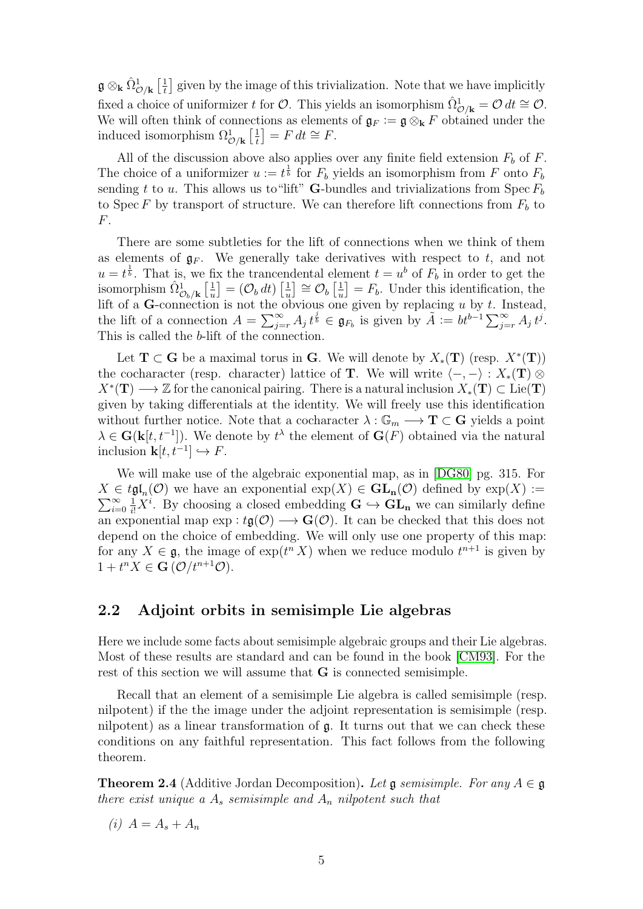$\mathfrak{g} \otimes_{\mathbf{k}} \hat{\Omega}^1_{\mathcal{O}/\mathbf{k}}\left[\frac{1}{t}\right]$ given by the image of this trivialization. Note that we have implicitly fixed a choice of uniformizer $t$ for $\mathcal{O}$. This yields an isomorphism $\hat{\Omega}^1_{\mathcal{O}/\mathbf{k}} = \mathcal{O}\, dt \cong \mathcal{O}$. We will often think of connections as elements of $\mathfrak{g}_F := \mathfrak{g} \otimes_{\mathbf{k}} F$ obtained under the induced isomorphism $\Omega^1_{\mathcal{O}/\mathbf{k}}\left[\frac{1}{t}\right] = F\, dt \cong F$.

All of the discussion above also applies over any finite field extension $F_b$ of $F$. The choice of a uniformizer $u := t^{\frac{1}{b}}$ for $F_b$ yields an isomorphism from $F$ onto $F_b$ sending $t$ to $u$. This allows us to"lift" $\mathbf{G}$-bundles and trivializations from $\operatorname{Spec} F_b$ to $\operatorname{Spec} F$ by transport of structure. We can therefore lift connections from $F_b$ to $F$.

There are some subtleties for the lift of connections when we think of them as elements of $\mathfrak{g}_F$. We generally take derivatives with respect to $t$, and not $u = t^{\frac{1}{b}}$. That is, we fix the trancendental element $t = u^b$ of $F_b$ in order to get the isomorphism $\hat{\Omega}^1_{\mathcal{O}_b/\mathbf{k}}\left[\frac{1}{u}\right] = (\mathcal{O}_b\, dt)\left[\frac{1}{u}\right] \cong \mathcal{O}_b\left[\frac{1}{u}\right] = F_b$. Under this identification, the lift of a $\mathbf{G}$-connection is not the obvious one given by replacing $u$ by $t$. Instead, the lift of a connection $A = \sum_{j=r}^{\infty} A_j\, t^{\frac{j}{b}} \in \mathfrak{g}_{F_b}$ is given by $\tilde{A} := bt^{b-1}\sum_{j=r}^{\infty} A_j\, t^j$. This is called the $b$-lift of the connection.

Let $\mathbf{T} \subset \mathbf{G}$ be a maximal torus in $\mathbf{G}$. We will denote by $X_*(\mathbf{T})$ (resp. $X^*(\mathbf{T})$) the cocharacter (resp. character) lattice of $\mathbf{T}$. We will write $\langle -, - \rangle : X_*(\mathbf{T}) \otimes X^*(\mathbf{T}) \longrightarrow \mathbb{Z}$ for the canonical pairing. There is a natural inclusion $X_*(\mathbf{T}) \subset \operatorname{Lie}(\mathbf{T})$ given by taking differentials at the identity. We will freely use this identification without further notice. Note that a cocharacter $\lambda : \mathbb{G}_m \longrightarrow \mathbf{T} \subset \mathbf{G}$ yields a point $\lambda \in \mathbf{G}(\mathbf{k}[t, t^{-1}])$. We denote by $t^{\lambda}$ the element of $\mathbf{G}(F)$ obtained via the natural inclusion $\mathbf{k}[t, t^{-1}] \hookrightarrow F$.

We will make use of the algebraic exponential map, as in [DG80] pg. 315. For $X \in t\mathfrak{gl}_n(\mathcal{O})$ we have an exponential $\exp(X) \in \mathbf{GL_n}(\mathcal{O})$ defined by $\exp(X) := \sum_{i=0}^{\infty} \frac{1}{i!} X^i$. By choosing a closed embedding $\mathbf{G} \hookrightarrow \mathbf{GL_n}$ we can similarly define an exponential map $\exp : t\mathfrak{g}(\mathcal{O}) \longrightarrow \mathbf{G}(\mathcal{O})$. It can be checked that this does not depend on the choice of embedding. We will only use one property of this map: for any $X \in \mathfrak{g}$, the image of $\exp(t^n X)$ when we reduce modulo $t^{n+1}$ is given by $1 + t^n X \in \mathbf{G}\left(\mathcal{O}/t^{n+1}\mathcal{O}\right)$.

## 2.2 Adjoint orbits in semisimple Lie algebras

Here we include some facts about semisimple algebraic groups and their Lie algebras. Most of these results are standard and can be found in the book [CM93]. For the rest of this section we will assume that $\mathbf{G}$ is connected semisimple.

Recall that an element of a semisimple Lie algebra is called semisimple (resp. nilpotent) if the the image under the adjoint representation is semisimple (resp. nilpotent) as a linear transformation of $\mathfrak{g}$. It turns out that we can check these conditions on any faithful representation. This fact follows from the following theorem.

**Theorem 2.4** (Additive Jordan Decomposition)**.** *Let $\mathfrak{g}$ semisimple. For any $A \in \mathfrak{g}$ there exist unique a $A_s$ semisimple and $A_n$ nilpotent such that*

*(i) $A = A_s + A_n$*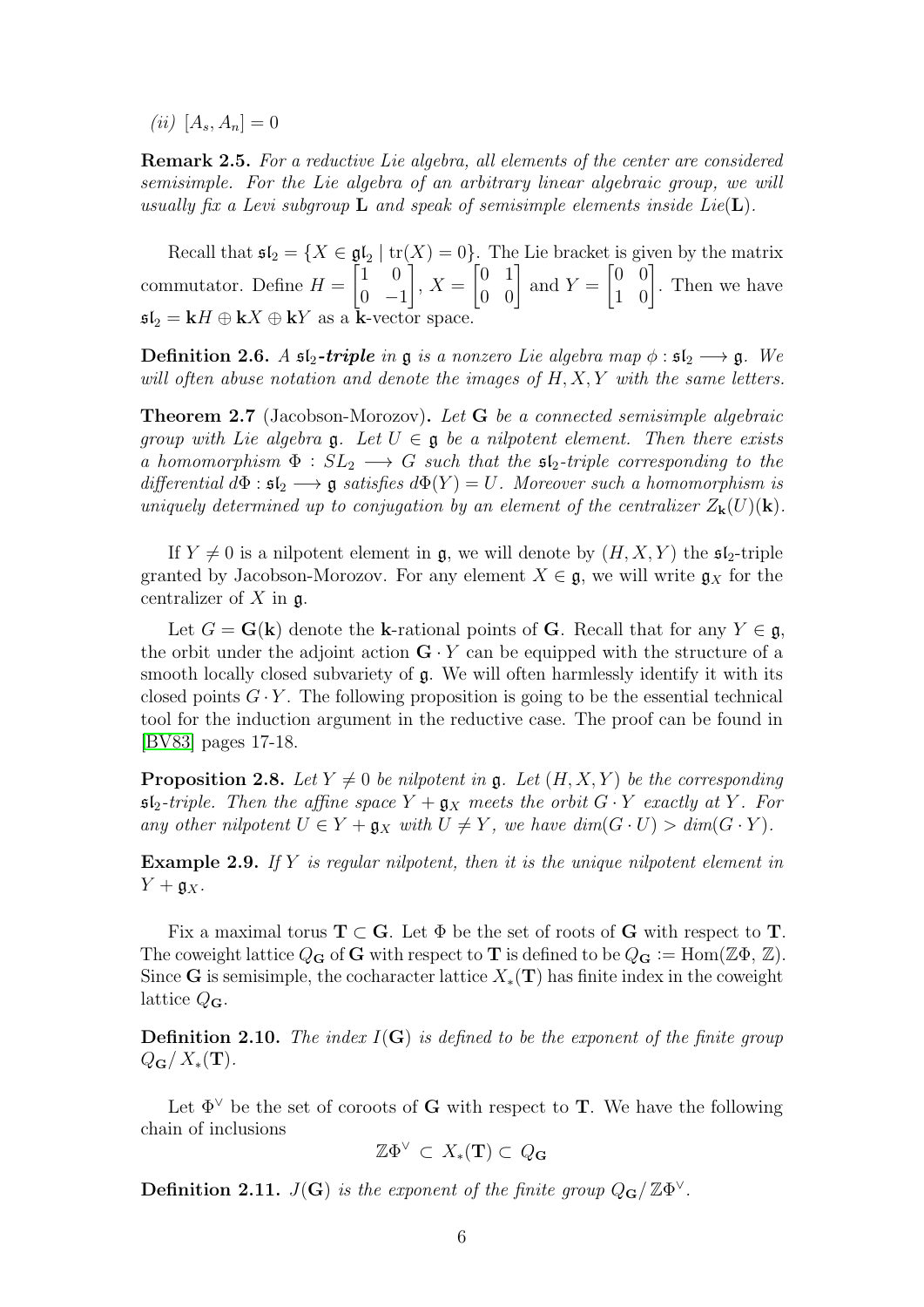*(ii)* $[A_s, A_n] = 0$

**Remark 2.5.** *For a reductive Lie algebra, all elements of the center are considered semisimple. For the Lie algebra of an arbitrary linear algebraic group, we will usually fix a Levi subgroup $\mathbf{L}$ and speak of semisimple elements inside Lie($\mathbf{L}$).*

Recall that $\mathfrak{sl}_2 = \{X \in \mathfrak{gl}_2 \mid \mathrm{tr}(X) = 0\}$. The Lie bracket is given by the matrix commutator. Define $H = \begin{bmatrix} 1 & 0 \\ 0 & -1 \end{bmatrix}$, $X = \begin{bmatrix} 0 & 1 \\ 0 & 0 \end{bmatrix}$ and $Y = \begin{bmatrix} 0 & 0 \\ 1 & 0 \end{bmatrix}$. Then we have $\mathfrak{sl}_2 = \mathbf{k}H \oplus \mathbf{k}X \oplus \mathbf{k}Y$ as a $\mathbf{k}$-vector space.

**Definition 2.6.** *A $\mathfrak{sl}_2$**-triple** in $\mathfrak{g}$ is a nonzero Lie algebra map $\phi : \mathfrak{sl}_2 \longrightarrow \mathfrak{g}$. We will often abuse notation and denote the images of $H, X, Y$ with the same letters.*

**Theorem 2.7** (Jacobson-Morozov)**.** *Let $\mathbf{G}$ be a connected semisimple algebraic group with Lie algebra $\mathfrak{g}$. Let $U \in \mathfrak{g}$ be a nilpotent element. Then there exists a homomorphism $\Phi : SL_2 \longrightarrow G$ such that the $\mathfrak{sl}_2$-triple corresponding to the differential $d\Phi : \mathfrak{sl}_2 \longrightarrow \mathfrak{g}$ satisfies $d\Phi(Y) = U$. Moreover such a homomorphism is uniquely determined up to conjugation by an element of the centralizer $Z_{\mathbf{k}}(U)(\mathbf{k})$.*

If $Y \neq 0$ is a nilpotent element in $\mathfrak{g}$, we will denote by $(H, X, Y)$ the $\mathfrak{sl}_2$-triple granted by Jacobson-Morozov. For any element $X \in \mathfrak{g}$, we will write $\mathfrak{g}_X$ for the centralizer of $X$ in $\mathfrak{g}$.

Let $G = \mathbf{G}(\mathbf{k})$ denote the $\mathbf{k}$-rational points of $\mathbf{G}$. Recall that for any $Y \in \mathfrak{g}$, the orbit under the adjoint action $\mathbf{G} \cdot Y$ can be equipped with the structure of a smooth locally closed subvariety of $\mathfrak{g}$. We will often harmlessly identify it with its closed points $G \cdot Y$. The following proposition is going to be the essential technical tool for the induction argument in the reductive case. The proof can be found in [BV83] pages 17-18.

**Proposition 2.8.** *Let $Y \neq 0$ be nilpotent in $\mathfrak{g}$. Let $(H, X, Y)$ be the corresponding $\mathfrak{sl}_2$-triple. Then the affine space $Y + \mathfrak{g}_X$ meets the orbit $G \cdot Y$ exactly at $Y$. For any other nilpotent $U \in Y + \mathfrak{g}_X$ with $U \neq Y$, we have $dim(G \cdot U) > dim(G \cdot Y)$.*

**Example 2.9.** *If $Y$ is regular nilpotent, then it is the unique nilpotent element in $Y + \mathfrak{g}_X$.*

Fix a maximal torus $\mathbf{T} \subset \mathbf{G}$. Let $\Phi$ be the set of roots of $\mathbf{G}$ with respect to $\mathbf{T}$. The coweight lattice $Q_{\mathbf{G}}$ of $\mathbf{G}$ with respect to $\mathbf{T}$ is defined to be $Q_{\mathbf{G}} := \mathrm{Hom}(\mathbb{Z}\Phi, \mathbb{Z})$. Since $\mathbf{G}$ is semisimple, the cocharacter lattice $X_*(\mathbf{T})$ has finite index in the coweight lattice $Q_{\mathbf{G}}$.

**Definition 2.10.** *The index $I(\mathbf{G})$ is defined to be the exponent of the finite group $Q_{\mathbf{G}}/\, X_*(\mathbf{T})$.*

Let $\Phi^\vee$ be the set of coroots of $\mathbf{G}$ with respect to $\mathbf{T}$. We have the following chain of inclusions

$$\mathbb{Z}\Phi^\vee \subset X_*(\mathbf{T}) \subset Q_{\mathbf{G}}$$

**Definition 2.11.** *$J(\mathbf{G})$ is the exponent of the finite group $Q_{\mathbf{G}}/\, \mathbb{Z}\Phi^\vee$.*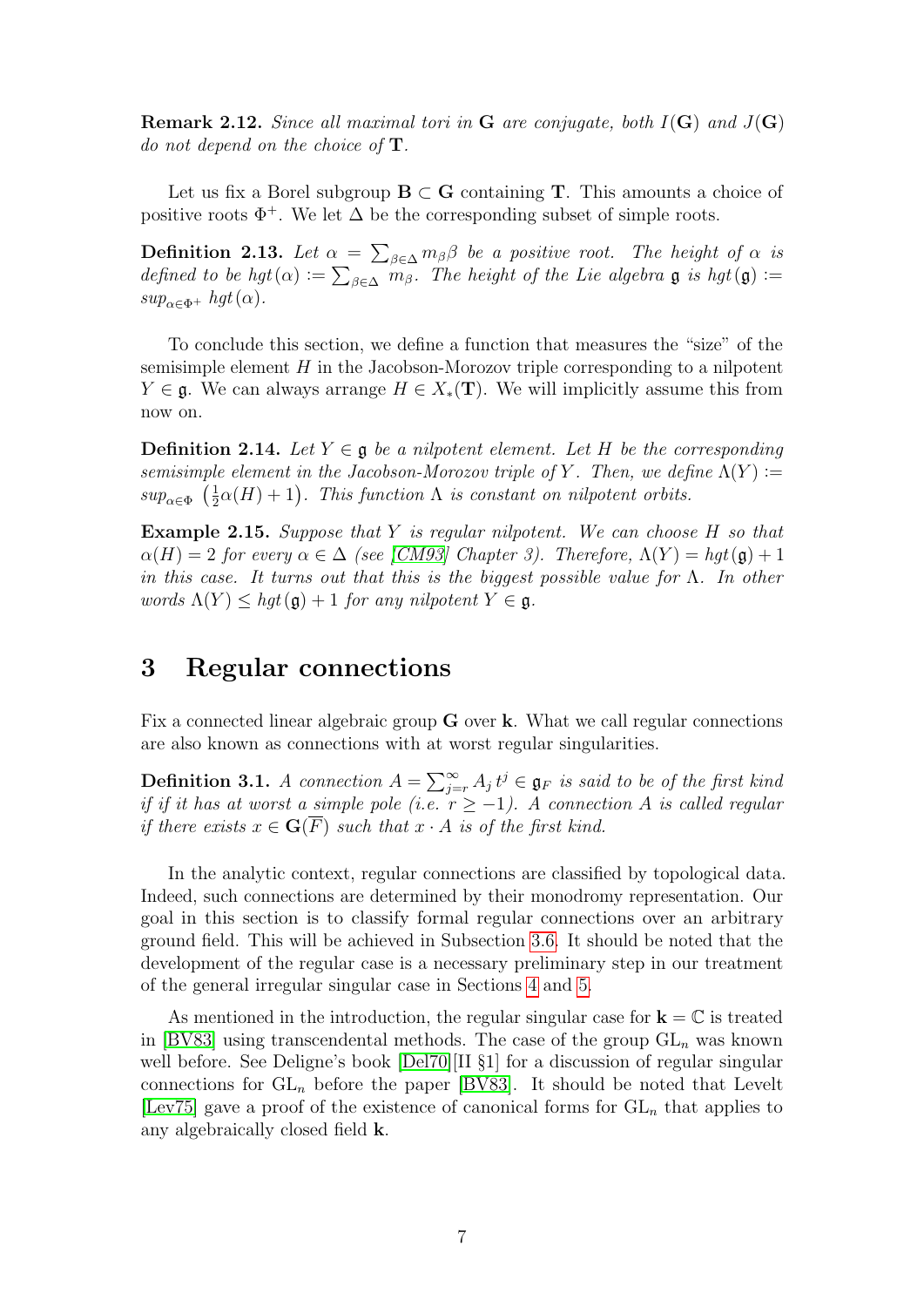**Remark 2.12.** *Since all maximal tori in* $\mathbf{G}$ *are conjugate, both* $I(\mathbf{G})$ *and* $J(\mathbf{G})$ *do not depend on the choice of* $\mathbf{T}$.

Let us fix a Borel subgroup $\mathbf{B} \subset \mathbf{G}$ containing $\mathbf{T}$. This amounts a choice of positive roots $\Phi^+$. We let $\Delta$ be the corresponding subset of simple roots.

**Definition 2.13.** *Let* $\alpha = \sum_{\beta \in \Delta} m_\beta \beta$ *be a positive root. The height of* $\alpha$ *is defined to be* $hgt(\alpha) := \sum_{\beta \in \Delta} m_\beta$. *The height of the Lie algebra* $\mathfrak{g}$ *is* $hgt(\mathfrak{g}) := sup_{\alpha \in \Phi^+} hgt(\alpha)$.

To conclude this section, we define a function that measures the "size" of the semisimple element $H$ in the Jacobson-Morozov triple corresponding to a nilpotent $Y \in \mathfrak{g}$. We can always arrange $H \in X_*(\mathbf{T})$. We will implicitly assume this from now on.

**Definition 2.14.** *Let* $Y \in \mathfrak{g}$ *be a nilpotent element. Let* $H$ *be the corresponding semisimple element in the Jacobson-Morozov triple of* $Y$. *Then, we define* $\Lambda(Y) := sup_{\alpha \in \Phi} \left(\frac{1}{2}\alpha(H) + 1\right)$. *This function* $\Lambda$ *is constant on nilpotent orbits.*

**Example 2.15.** *Suppose that* $Y$ *is regular nilpotent. We can choose* $H$ *so that* $\alpha(H) = 2$ *for every* $\alpha \in \Delta$ *(see [CM93] Chapter 3). Therefore,* $\Lambda(Y) = hgt(\mathfrak{g}) + 1$ *in this case. It turns out that this is the biggest possible value for* $\Lambda$. *In other words* $\Lambda(Y) \leq hgt(\mathfrak{g}) + 1$ *for any nilpotent* $Y \in \mathfrak{g}$.

# 3 Regular connections

Fix a connected linear algebraic group $\mathbf{G}$ over $\mathbf{k}$. What we call regular connections are also known as connections with at worst regular singularities.

**Definition 3.1.** *A connection* $A = \sum_{j=r}^{\infty} A_j \, t^j \in \mathfrak{g}_F$ *is said to be of the first kind if if it has at worst a simple pole (i.e.* $r \geq -1$*). A connection* $A$ *is called regular if there exists* $x \in \mathbf{G}(\overline{F})$ *such that* $x \cdot A$ *is of the first kind.*

In the analytic context, regular connections are classified by topological data. Indeed, such connections are determined by their monodromy representation. Our goal in this section is to classify formal regular connections over an arbitrary ground field. This will be achieved in Subsection 3.6. It should be noted that the development of the regular case is a necessary preliminary step in our treatment of the general irregular singular case in Sections 4 and 5.

As mentioned in the introduction, the regular singular case for $\mathbf{k} = \mathbb{C}$ is treated in [BV83] using transcendental methods. The case of the group $\mathrm{GL}_n$ was known well before. See Deligne's book [Del70][II §1] for a discussion of regular singular connections for $\mathrm{GL}_n$ before the paper [BV83]. It should be noted that Levelt [Lev75] gave a proof of the existence of canonical forms for $\mathrm{GL}_n$ that applies to any algebraically closed field $\mathbf{k}$.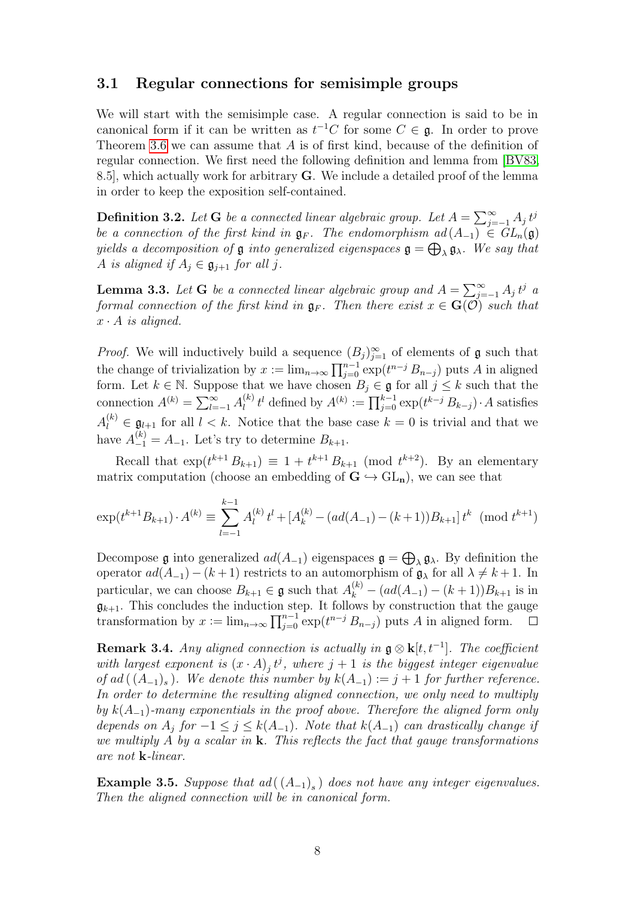### 3.1 Regular connections for semisimple groups

We will start with the semisimple case. A regular connection is said to be in canonical form if it can be written as $t^{-1}C$ for some $C \in \mathfrak{g}$. In order to prove Theorem 3.6 we can assume that $A$ is of first kind, because of the definition of regular connection. We first need the following definition and lemma from [BV83, 8.5], which actually work for arbitrary $\mathbf{G}$. We include a detailed proof of the lemma in order to keep the exposition self-contained.

**Definition 3.2.** *Let $\mathbf{G}$ be a connected linear algebraic group. Let $A = \sum_{j=-1}^{\infty} A_j \, t^j$ be a connection of the first kind in $\mathfrak{g}_F$. The endomorphism $ad(A_{-1}) \in GL_n(\mathfrak{g})$ yields a decomposition of $\mathfrak{g}$ into generalized eigenspaces $\mathfrak{g} = \bigoplus_{\lambda} \mathfrak{g}_{\lambda}$. We say that $A$ is aligned if $A_j \in \mathfrak{g}_{j+1}$ for all $j$.*

**Lemma 3.3.** *Let $\mathbf{G}$ be a connected linear algebraic group and $A = \sum_{j=-1}^{\infty} A_j \, t^j$ a formal connection of the first kind in $\mathfrak{g}_F$. Then there exist $x \in \mathbf{G}(\mathcal{O})$ such that $x \cdot A$ is aligned.*

*Proof.* We will inductively build a sequence $(B_j)_{j=1}^{\infty}$ of elements of $\mathfrak{g}$ such that the change of trivialization by $x := \lim_{n \to \infty} \prod_{j=0}^{n-1} \exp(t^{n-j} \, B_{n-j})$ puts $A$ in aligned form. Let $k \in \mathbb{N}$. Suppose that we have chosen $B_j \in \mathfrak{g}$ for all $j \leq k$ such that the connection $A^{(k)} = \sum_{l=-1}^{\infty} A_l^{(k)} \, t^l$ defined by $A^{(k)} := \prod_{j=0}^{k-1} \exp(t^{k-j} \, B_{k-j}) \cdot A$ satisfies $A_l^{(k)} \in \mathfrak{g}_{l+1}$ for all $l < k$. Notice that the base case $k = 0$ is trivial and that we have $A_{-1}^{(k)} = A_{-1}$. Let's try to determine $B_{k+1}$.

Recall that $\exp(t^{k+1} \, B_{k+1}) \equiv 1 + t^{k+1} \, B_{k+1} \pmod{t^{k+2}}$. By an elementary matrix computation (choose an embedding of $\mathbf{G} \hookrightarrow \mathrm{GL}_{\mathbf{n}}$), we can see that

$$\exp(t^{k+1} B_{k+1}) \cdot A^{(k)} \equiv \sum_{l=-1}^{k-1} A_l^{(k)} \, t^l + [A_k^{(k)} - (ad(A_{-1}) - (k+1)) B_{k+1}] \, t^k \pmod{t^{k+1}}$$

Decompose $\mathfrak{g}$ into generalized $ad(A_{-1})$ eigenspaces $\mathfrak{g} = \bigoplus_{\lambda} \mathfrak{g}_{\lambda}$. By definition the operator $ad(A_{-1}) - (k+1)$ restricts to an automorphism of $\mathfrak{g}_{\lambda}$ for all $\lambda \neq k+1$. In particular, we can choose $B_{k+1} \in \mathfrak{g}$ such that $A_k^{(k)} - (ad(A_{-1}) - (k+1)) B_{k+1}$ is in $\mathfrak{g}_{k+1}$. This concludes the induction step. It follows by construction that the gauge transformation by $x := \lim_{n \to \infty} \prod_{j=0}^{n-1} \exp(t^{n-j} \, B_{n-j})$ puts $A$ in aligned form. $\square$

**Remark 3.4.** *Any aligned connection is actually in $\mathfrak{g} \otimes \mathbf{k}[t, t^{-1}]$. The coefficient with largest exponent is $(x \cdot A)_j \, t^j$, where $j+1$ is the biggest integer eigenvalue of $ad\left( (A_{-1})_s \right)$. We denote this number by $k(A_{-1}) := j+1$ for further reference. In order to determine the resulting aligned connection, we only need to multiply by $k(A_{-1})$-many exponentials in the proof above. Therefore the aligned form only depends on $A_j$ for $-1 \leq j \leq k(A_{-1})$. Note that $k(A_{-1})$ can drastically change if we multiply $A$ by a scalar in $\mathbf{k}$. This reflects the fact that gauge transformations are not $\mathbf{k}$-linear.*

**Example 3.5.** *Suppose that $ad\left( (A_{-1})_s \right)$ does not have any integer eigenvalues. Then the aligned connection will be in canonical form.*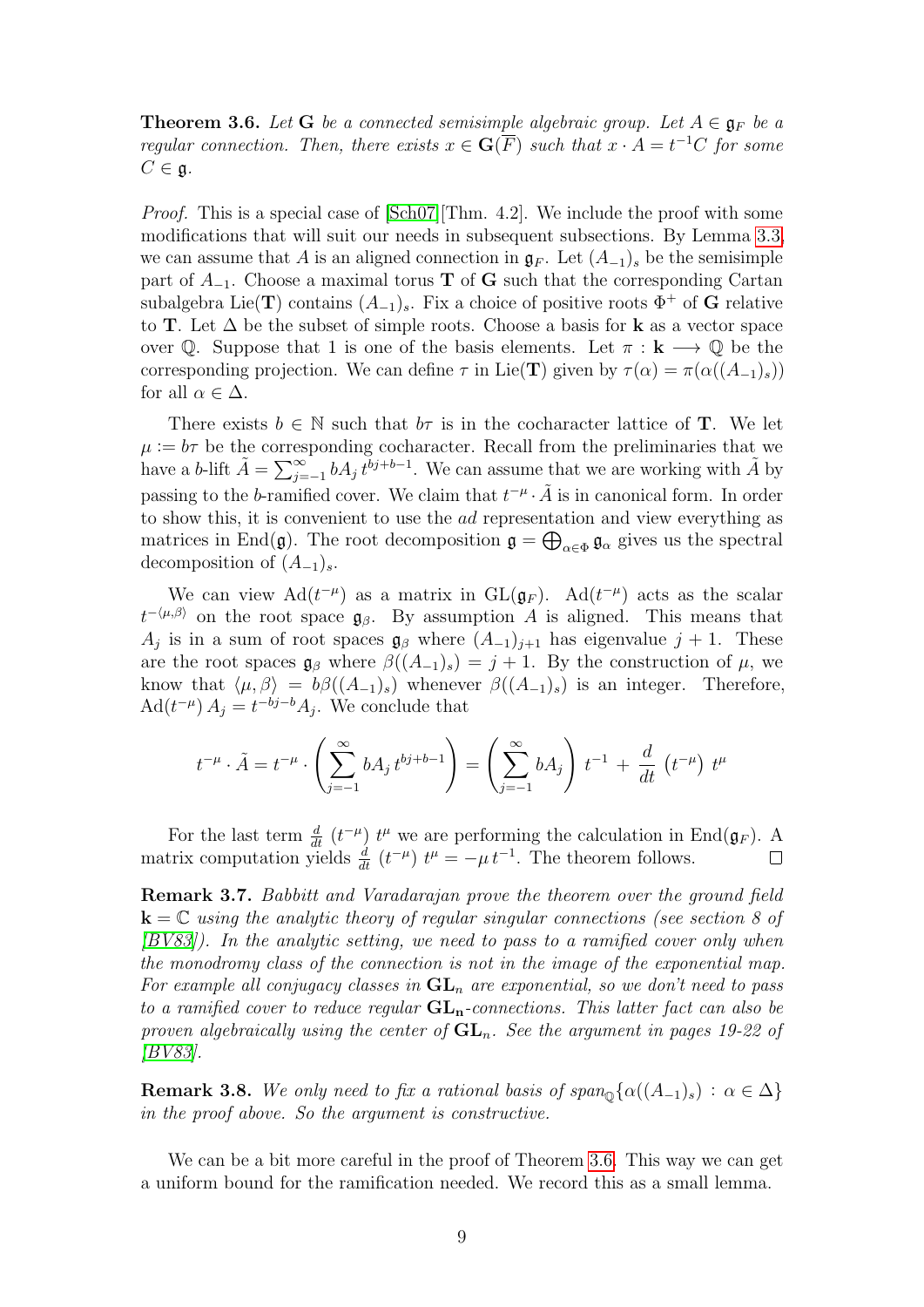**Theorem 3.6.** *Let $\mathbf{G}$ be a connected semisimple algebraic group. Let $A \in \mathfrak{g}_F$ be a regular connection. Then, there exists $x \in \mathbf{G}(\overline{F})$ such that $x \cdot A = t^{-1}C$ for some $C \in \mathfrak{g}$.*

*Proof.* This is a special case of [Sch07][Thm. 4.2]. We include the proof with some modifications that will suit our needs in subsequent subsections. By Lemma 3.3, we can assume that $A$ is an aligned connection in $\mathfrak{g}_F$. Let $(A_{-1})_s$ be the semisimple part of $A_{-1}$. Choose a maximal torus $\mathbf{T}$ of $\mathbf{G}$ such that the corresponding Cartan subalgebra Lie($\mathbf{T}$) contains $(A_{-1})_s$. Fix a choice of positive roots $\Phi^+$ of $\mathbf{G}$ relative to $\mathbf{T}$. Let $\Delta$ be the subset of simple roots. Choose a basis for $\mathbf{k}$ as a vector space over $\mathbb{Q}$. Suppose that 1 is one of the basis elements. Let $\pi : \mathbf{k} \longrightarrow \mathbb{Q}$ be the corresponding projection. We can define $\tau$ in Lie($\mathbf{T}$) given by $\tau(\alpha) = \pi(\alpha((A_{-1})_s))$ for all $\alpha \in \Delta$.

There exists $b \in \mathbb{N}$ such that $b\tau$ is in the cocharacter lattice of $\mathbf{T}$. We let $\mu := b\tau$ be the corresponding cocharacter. Recall from the preliminaries that we have a $b$-lift $\tilde{A} = \sum_{j=-1}^{\infty} bA_j \, t^{bj+b-1}$. We can assume that we are working with $\tilde{A}$ by passing to the $b$-ramified cover. We claim that $t^{-\mu} \cdot \tilde{A}$ is in canonical form. In order to show this, it is convenient to use the *ad* representation and view everything as matrices in End($\mathfrak{g}$). The root decomposition $\mathfrak{g} = \bigoplus_{\alpha \in \Phi} \mathfrak{g}_\alpha$ gives us the spectral decomposition of $(A_{-1})_s$.

We can view $\mathrm{Ad}(t^{-\mu})$ as a matrix in $\mathrm{GL}(\mathfrak{g}_F)$. $\mathrm{Ad}(t^{-\mu})$ acts as the scalar $t^{-\langle \mu, \beta \rangle}$ on the root space $\mathfrak{g}_\beta$. By assumption $A$ is aligned. This means that $A_j$ is in a sum of root spaces $\mathfrak{g}_\beta$ where $(A_{-1})_{j+1}$ has eigenvalue $j+1$. These are the root spaces $\mathfrak{g}_\beta$ where $\beta((A_{-1})_s) = j+1$. By the construction of $\mu$, we know that $\langle \mu, \beta \rangle = b\beta((A_{-1})_s)$ whenever $\beta((A_{-1})_s)$ is an integer. Therefore, $\mathrm{Ad}(t^{-\mu}) \, A_j = t^{-bj-b} A_j$. We conclude that

$$t^{-\mu} \cdot \tilde{A} = t^{-\mu} \cdot \left( \sum_{j=-1}^{\infty} bA_j \, t^{bj+b-1} \right) = \left( \sum_{j=-1}^{\infty} bA_j \right) t^{-1} + \frac{d}{dt} \left( t^{-\mu} \right) t^{\mu}$$

For the last term $\frac{d}{dt} \left( t^{-\mu} \right) t^{\mu}$ we are performing the calculation in End($\mathfrak{g}_F$). A matrix computation yields $\frac{d}{dt} \left( t^{-\mu} \right) t^{\mu} = -\mu \, t^{-1}$. The theorem follows. $\square$

**Remark 3.7.** *Babbitt and Varadarajan prove the theorem over the ground field $\mathbf{k} = \mathbb{C}$ using the analytic theory of regular singular connections (see section 8 of [BV83]). In the analytic setting, we need to pass to a ramified cover only when the monodromy class of the connection is not in the image of the exponential map. For example all conjugacy classes in $\mathbf{GL}_n$ are exponential, so we don't need to pass to a ramified cover to reduce regular $\mathbf{GL_n}$-connections. This latter fact can also be proven algebraically using the center of $\mathbf{GL}_n$. See the argument in pages 19-22 of [BV83].*

**Remark 3.8.** *We only need to fix a rational basis of $\mathrm{span}_{\mathbb{Q}}\{\alpha((A_{-1})_s) \, : \, \alpha \in \Delta\}$ in the proof above. So the argument is constructive.*

We can be a bit more careful in the proof of Theorem 3.6. This way we can get a uniform bound for the ramification needed. We record this as a small lemma.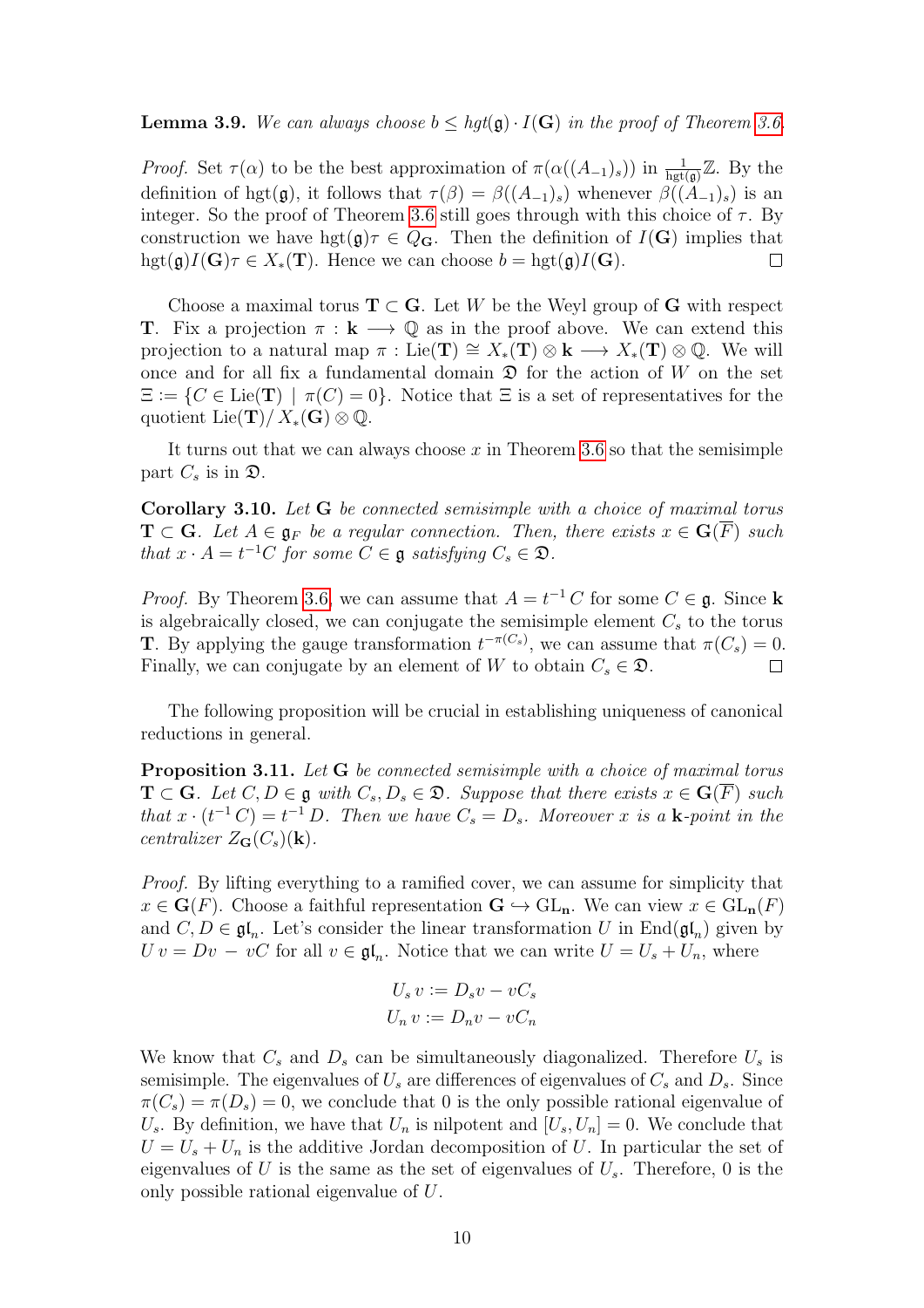**Lemma 3.9.** *We can always choose $b \leq hgt(\mathfrak{g}) \cdot I(\mathbf{G})$ in the proof of Theorem 3.6.*

*Proof.* Set $\tau(\alpha)$ to be the best approximation of $\pi(\alpha((A_{-1})_s))$ in $\frac{1}{\text{hgt}(\mathfrak{g})}\mathbb{Z}$. By the definition of $\text{hgt}(\mathfrak{g})$, it follows that $\tau(\beta) = \beta((A_{-1})_s)$ whenever $\beta((A_{-1})_s)$ is an integer. So the proof of Theorem 3.6 still goes through with this choice of $\tau$. By construction we have $\text{hgt}(\mathfrak{g})\tau \in Q_{\mathbf{G}}$. Then the definition of $I(\mathbf{G})$ implies that $\text{hgt}(\mathfrak{g})I(\mathbf{G})\tau \in X_*(\mathbf{T})$. Hence we can choose $b = \text{hgt}(\mathfrak{g})I(\mathbf{G})$. $\square$

Choose a maximal torus $\mathbf{T} \subset \mathbf{G}$. Let $W$ be the Weyl group of $\mathbf{G}$ with respect $\mathbf{T}$. Fix a projection $\pi : \mathbf{k} \longrightarrow \mathbb{Q}$ as in the proof above. We can extend this projection to a natural map $\pi : \text{Lie}(\mathbf{T}) \cong X_*(\mathbf{T}) \otimes \mathbf{k} \longrightarrow X_*(\mathbf{T}) \otimes \mathbb{Q}$. We will once and for all fix a fundamental domain $\mathfrak{D}$ for the action of $W$ on the set $\Xi := \{C \in \text{Lie}(\mathbf{T}) \mid \pi(C) = 0\}$. Notice that $\Xi$ is a set of representatives for the quotient $\text{Lie}(\mathbf{T})/\, X_*(\mathbf{G}) \otimes \mathbb{Q}$.

It turns out that we can always choose $x$ in Theorem 3.6 so that the semisimple part $C_s$ is in $\mathfrak{D}$.

**Corollary 3.10.** *Let $\mathbf{G}$ be connected semisimple with a choice of maximal torus $\mathbf{T} \subset \mathbf{G}$. Let $A \in \mathfrak{g}_F$ be a regular connection. Then, there exists $x \in \mathbf{G}(\overline{F})$ such that $x \cdot A = t^{-1}C$ for some $C \in \mathfrak{g}$ satisfying $C_s \in \mathfrak{D}$.*

*Proof.* By Theorem 3.6, we can assume that $A = t^{-1}C$ for some $C \in \mathfrak{g}$. Since $\mathbf{k}$ is algebraically closed, we can conjugate the semisimple element $C_s$ to the torus $\mathbf{T}$. By applying the gauge transformation $t^{-\pi(C_s)}$, we can assume that $\pi(C_s) = 0$. Finally, we can conjugate by an element of $W$ to obtain $C_s \in \mathfrak{D}$. $\square$

The following proposition will be crucial in establishing uniqueness of canonical reductions in general.

**Proposition 3.11.** *Let $\mathbf{G}$ be connected semisimple with a choice of maximal torus $\mathbf{T} \subset \mathbf{G}$. Let $C, D \in \mathfrak{g}$ with $C_s, D_s \in \mathfrak{D}$. Suppose that there exists $x \in \mathbf{G}(\overline{F})$ such that $x \cdot (t^{-1}C) = t^{-1}D$. Then we have $C_s = D_s$. Moreover $x$ is a $\mathbf{k}$-point in the centralizer $Z_{\mathbf{G}}(C_s)(\mathbf{k})$.*

*Proof.* By lifting everything to a ramified cover, we can assume for simplicity that $x \in \mathbf{G}(F)$. Choose a faithful representation $\mathbf{G} \hookrightarrow \text{GL}_{\mathbf{n}}$. We can view $x \in \text{GL}_{\mathbf{n}}(F)$ and $C, D \in \mathfrak{gl}_n$. Let's consider the linear transformation $U$ in $\text{End}(\mathfrak{gl}_n)$ given by $U\,v = Dv - vC$ for all $v \in \mathfrak{gl}_n$. Notice that we can write $U = U_s + U_n$, where

$$U_s\,v := D_s v - vC_s$$
$$U_n\,v := D_n v - vC_n$$

We know that $C_s$ and $D_s$ can be simultaneously diagonalized. Therefore $U_s$ is semisimple. The eigenvalues of $U_s$ are differences of eigenvalues of $C_s$ and $D_s$. Since $\pi(C_s) = \pi(D_s) = 0$, we conclude that 0 is the only possible rational eigenvalue of $U_s$. By definition, we have that $U_n$ is nilpotent and $[U_s, U_n] = 0$. We conclude that $U = U_s + U_n$ is the additive Jordan decomposition of $U$. In particular the set of eigenvalues of $U$ is the same as the set of eigenvalues of $U_s$. Therefore, 0 is the only possible rational eigenvalue of $U$.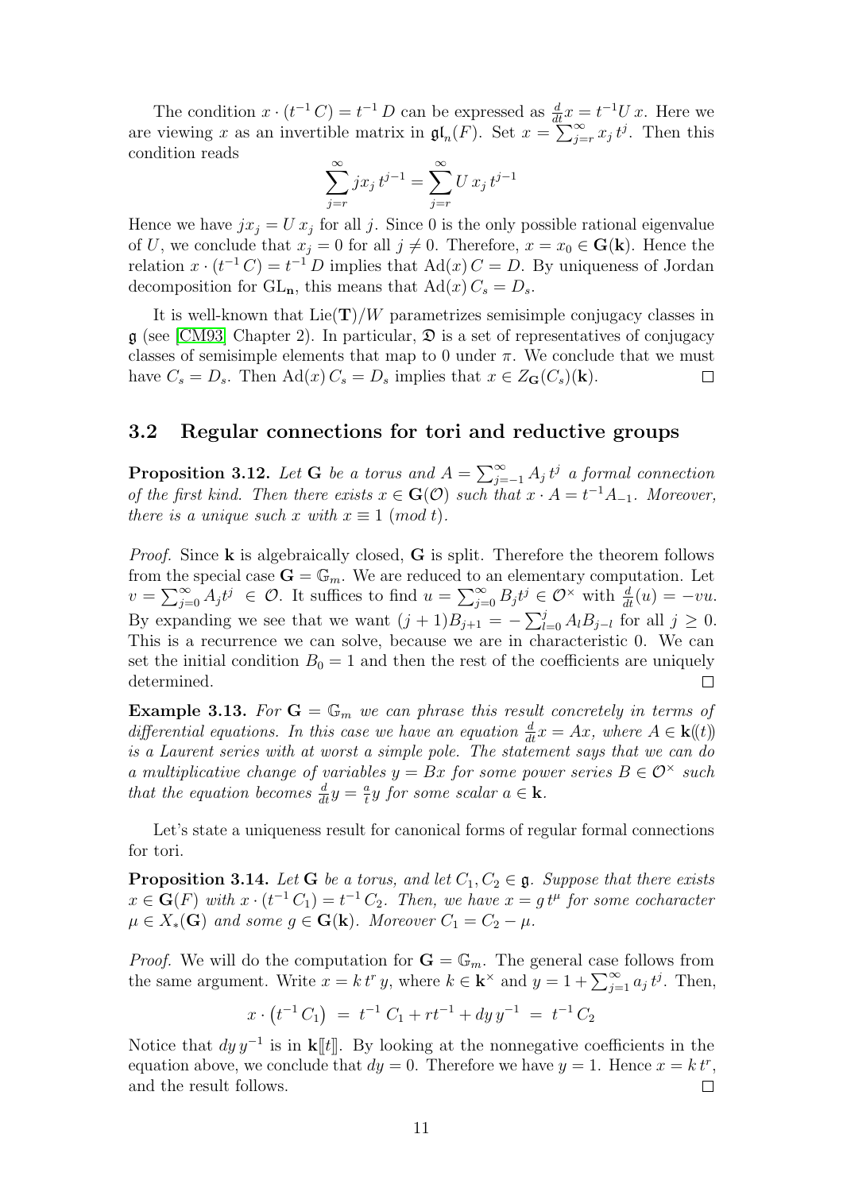The condition $x \cdot (t^{-1} C) = t^{-1} D$ can be expressed as $\frac{d}{dt} x = t^{-1} U x$. Here we are viewing $x$ as an invertible matrix in $\mathfrak{gl}_n(F)$. Set $x = \sum_{j=r}^{\infty} x_j t^j$. Then this condition reads

$$\sum_{j=r}^{\infty} j x_j \, t^{j-1} = \sum_{j=r}^{\infty} U \, x_j \, t^{j-1}$$

Hence we have $j x_j = U x_j$ for all $j$. Since 0 is the only possible rational eigenvalue of $U$, we conclude that $x_j = 0$ for all $j \neq 0$. Therefore, $x = x_0 \in \mathbf{G}(\mathbf{k})$. Hence the relation $x \cdot (t^{-1} C) = t^{-1} D$ implies that $\mathrm{Ad}(x) \, C = D$. By uniqueness of Jordan decomposition for $\mathrm{GL}_\mathbf{n}$, this means that $\mathrm{Ad}(x) \, C_s = D_s$.

It is well-known that $\mathrm{Lie}(\mathbf{T})/W$ parametrizes semisimple conjugacy classes in $\mathfrak{g}$ (see [CM93] Chapter 2). In particular, $\mathfrak{D}$ is a set of representatives of conjugacy classes of semisimple elements that map to 0 under $\pi$. We conclude that we must have $C_s = D_s$. Then $\mathrm{Ad}(x) \, C_s = D_s$ implies that $x \in Z_{\mathbf{G}}(C_s)(\mathbf{k})$. □

## 3.2 Regular connections for tori and reductive groups

**Proposition 3.12.** *Let $\mathbf{G}$ be a torus and $A = \sum_{j=-1}^{\infty} A_j \, t^j$ a formal connection of the first kind. Then there exists $x \in \mathbf{G}(\mathcal{O})$ such that $x \cdot A = t^{-1} A_{-1}$. Moreover, there is a unique such $x$ with $x \equiv 1 \; (mod \; t)$.*

*Proof.* Since $\mathbf{k}$ is algebraically closed, $\mathbf{G}$ is split. Therefore the theorem follows from the special case $\mathbf{G} = \mathbb{G}_m$. We are reduced to an elementary computation. Let $v = \sum_{j=0}^{\infty} A_j t^j \in \mathcal{O}$. It suffices to find $u = \sum_{j=0}^{\infty} B_j t^j \in \mathcal{O}^{\times}$ with $\frac{d}{dt}(u) = -vu$. By expanding we see that we want $(j+1) B_{j+1} = -\sum_{l=0}^{j} A_l B_{j-l}$ for all $j \geq 0$. This is a recurrence we can solve, because we are in characteristic 0. We can set the initial condition $B_0 = 1$ and then the rest of the coefficients are uniquely determined. □

**Example 3.13.** *For $\mathbf{G} = \mathbb{G}_m$ we can phrase this result concretely in terms of differential equations. In this case we have an equation $\frac{d}{dt} x = Ax$, where $A \in \mathbf{k}(\!(t)\!)$ is a Laurent series with at worst a simple pole. The statement says that we can do a multiplicative change of variables $y = Bx$ for some power series $B \in \mathcal{O}^{\times}$ such that the equation becomes $\frac{d}{dt} y = \frac{a}{t} y$ for some scalar $a \in \mathbf{k}$.*

Let's state a uniqueness result for canonical forms of regular formal connections for tori.

**Proposition 3.14.** *Let $\mathbf{G}$ be a torus, and let $C_1, C_2 \in \mathfrak{g}$. Suppose that there exists $x \in \mathbf{G}(F)$ with $x \cdot (t^{-1} C_1) = t^{-1} C_2$. Then, we have $x = g \, t^{\mu}$ for some cocharacter $\mu \in X_*(\mathbf{G})$ and some $g \in \mathbf{G}(\mathbf{k})$. Moreover $C_1 = C_2 - \mu$.*

*Proof.* We will do the computation for $\mathbf{G} = \mathbb{G}_m$. The general case follows from the same argument. Write $x = k \, t^r \, y$, where $k \in \mathbf{k}^{\times}$ and $y = 1 + \sum_{j=1}^{\infty} a_j \, t^j$. Then,

$$x \cdot \left(t^{-1} \, C_1\right) \; = \; t^{-1} \, C_1 + r t^{-1} + dy \, y^{-1} \; = \; t^{-1} \, C_2$$

Notice that $dy \, y^{-1}$ is in $\mathbf{k}[\![t]\!]$. By looking at the nonnegative coefficients in the equation above, we conclude that $dy = 0$. Therefore we have $y = 1$. Hence $x = k \, t^r$, and the result follows. □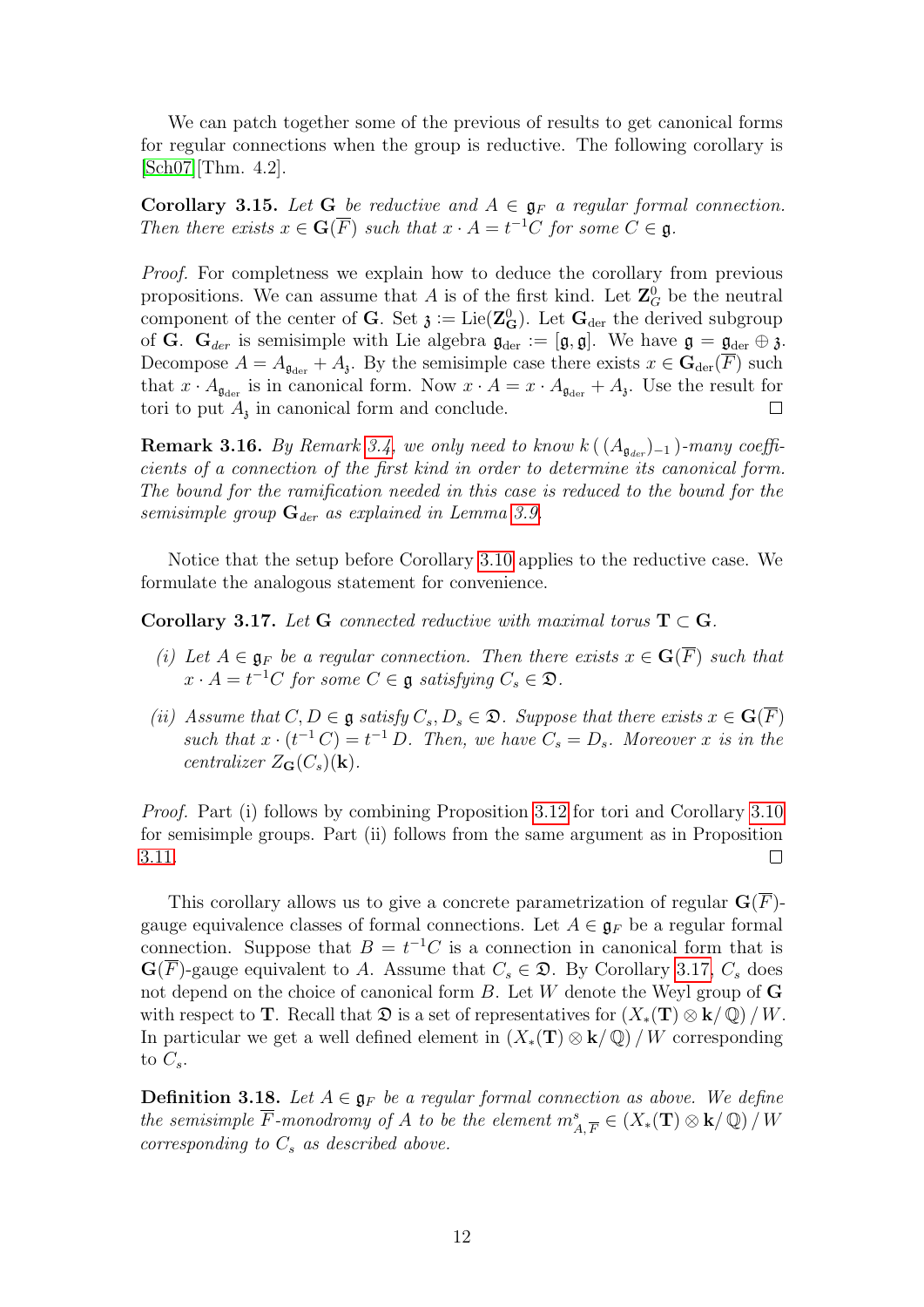We can patch together some of the previous of results to get canonical forms for regular connections when the group is reductive. The following corollary is [Sch07][Thm. 4.2].

**Corollary 3.15.** *Let $\mathbf{G}$ be reductive and $A \in \mathfrak{g}_F$ a regular formal connection. Then there exists $x \in \mathbf{G}(\overline{F})$ such that $x \cdot A = t^{-1}C$ for some $C \in \mathfrak{g}$.*

*Proof.* For completness we explain how to deduce the corollary from previous propositions. We can assume that $A$ is of the first kind. Let $\mathbf{Z}_G^0$ be the neutral component of the center of $\mathbf{G}$. Set $\mathfrak{z} := \mathrm{Lie}(\mathbf{Z}_{\mathbf{G}}^0)$. Let $\mathbf{G}_{\mathrm{der}}$ the derived subgroup of $\mathbf{G}$. $\mathbf{G}_{der}$ is semisimple with Lie algebra $\mathfrak{g}_{\mathrm{der}} := [\mathfrak{g}, \mathfrak{g}]$. We have $\mathfrak{g} = \mathfrak{g}_{\mathrm{der}} \oplus \mathfrak{z}$. Decompose $A = A_{\mathfrak{g}_{\mathrm{der}}} + A_{\mathfrak{z}}$. By the semisimple case there exists $x \in \mathbf{G}_{\mathrm{der}}(\overline{F})$ such that $x \cdot A_{\mathfrak{g}_{\mathrm{der}}}$ is in canonical form. Now $x \cdot A = x \cdot A_{\mathfrak{g}_{\mathrm{der}}} + A_{\mathfrak{z}}$. Use the result for tori to put $A_{\mathfrak{z}}$ in canonical form and conclude. $\square$

**Remark 3.16.** *By Remark 3.4, we only need to know $k\,(\,(A_{\mathfrak{g}_{der}})_{-1}\,)$-many coefficients of a connection of the first kind in order to determine its canonical form. The bound for the ramification needed in this case is reduced to the bound for the semisimple group $\mathbf{G}_{der}$ as explained in Lemma 3.9.*

Notice that the setup before Corollary 3.10 applies to the reductive case. We formulate the analogous statement for convenience.

**Corollary 3.17.** *Let $\mathbf{G}$ connected reductive with maximal torus $\mathbf{T} \subset \mathbf{G}$.*

*(i) Let $A \in \mathfrak{g}_F$ be a regular connection. Then there exists $x \in \mathbf{G}(\overline{F})$ such that $x \cdot A = t^{-1}C$ for some $C \in \mathfrak{g}$ satisfying $C_s \in \mathfrak{D}$.*

*(ii) Assume that $C, D \in \mathfrak{g}$ satisfy $C_s, D_s \in \mathfrak{D}$. Suppose that there exists $x \in \mathbf{G}(\overline{F})$ such that $x \cdot (t^{-1}\,C) = t^{-1}\,D$. Then, we have $C_s = D_s$. Moreover $x$ is in the centralizer $Z_{\mathbf{G}}(C_s)(\mathbf{k})$.*

*Proof.* Part (i) follows by combining Proposition 3.12 for tori and Corollary 3.10 for semisimple groups. Part (ii) follows from the same argument as in Proposition 3.11. $\square$

This corollary allows us to give a concrete parametrization of regular $\mathbf{G}(\overline{F})$-gauge equivalence classes of formal connections. Let $A \in \mathfrak{g}_F$ be a regular formal connection. Suppose that $B = t^{-1}C$ is a connection in canonical form that is $\mathbf{G}(\overline{F})$-gauge equivalent to $A$. Assume that $C_s \in \mathfrak{D}$. By Corollary 3.17, $C_s$ does not depend on the choice of canonical form $B$. Let $W$ denote the Weyl group of $\mathbf{G}$ with respect to $\mathbf{T}$. Recall that $\mathfrak{D}$ is a set of representatives for $(X_*(\mathbf{T}) \otimes \mathbf{k}/\,\mathbb{Q})\,/\,W$. In particular we get a well defined element in $(X_*(\mathbf{T}) \otimes \mathbf{k}/\,\mathbb{Q})\,/\,W$ corresponding to $C_s$.

**Definition 3.18.** *Let $A \in \mathfrak{g}_F$ be a regular formal connection as above. We define the semisimple $\overline{F}$-monodromy of $A$ to be the element $m^s_{A,\overline{F}} \in (X_*(\mathbf{T}) \otimes \mathbf{k}/\,\mathbb{Q})\,/\,W$ corresponding to $C_s$ as described above.*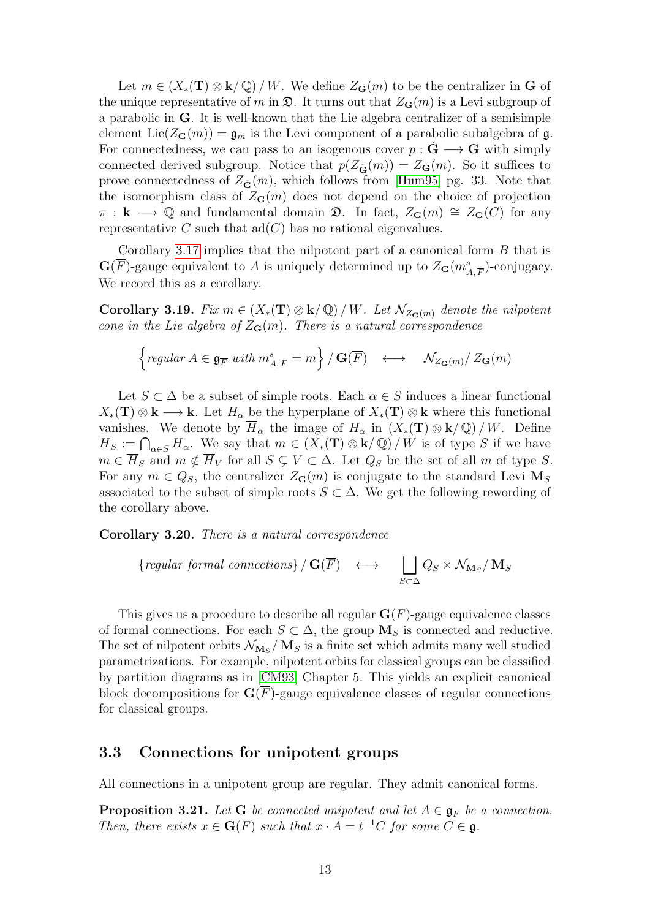Let $m \in (X_*(\mathbf{T}) \otimes \mathbf{k}/\mathbb{Q})/W$. We define $Z_{\mathbf{G}}(m)$ to be the centralizer in $\mathbf{G}$ of the unique representative of $m$ in $\mathfrak{D}$. It turns out that $Z_{\mathbf{G}}(m)$ is a Levi subgroup of a parabolic in $\mathbf{G}$. It is well-known that the Lie algebra centralizer of a semisimple element $\text{Lie}(Z_{\mathbf{G}}(m)) = \mathfrak{g}_m$ is the Levi component of a parabolic subalgebra of $\mathfrak{g}$. For connectedness, we can pass to an isogenous cover $p : \tilde{\mathbf{G}} \longrightarrow \mathbf{G}$ with simply connected derived subgroup. Notice that $p(Z_{\tilde{\mathbf{G}}}(m)) = Z_{\mathbf{G}}(m)$. So it suffices to prove connectedness of $Z_{\tilde{\mathbf{G}}}(m)$, which follows from [Hum95] pg. 33. Note that the isomorphism class of $Z_{\mathbf{G}}(m)$ does not depend on the choice of projection $\pi : \mathbf{k} \longrightarrow \mathbb{Q}$ and fundamental domain $\mathfrak{D}$. In fact, $Z_{\mathbf{G}}(m) \cong Z_{\mathbf{G}}(C)$ for any representative $C$ such that $\text{ad}(C)$ has no rational eigenvalues.

Corollary 3.17 implies that the nilpotent part of a canonical form $B$ that is $\mathbf{G}(\overline{F})$-gauge equivalent to $A$ is uniquely determined up to $Z_{\mathbf{G}}(m^s_{A,\overline{F}})$-conjugacy. We record this as a corollary.

**Corollary 3.19.** *Fix $m \in (X_*(\mathbf{T}) \otimes \mathbf{k}/\mathbb{Q})/W$. Let $\mathcal{N}_{Z_{\mathbf{G}}(m)}$ denote the nilpotent cone in the Lie algebra of $Z_{\mathbf{G}}(m)$. There is a natural correspondence*

$$\left\{ \text{regular } A \in \mathfrak{g}_{\overline{F}} \text{ with } m^s_{A,\overline{F}} = m \right\} / \mathbf{G}(\overline{F}) \quad \longleftrightarrow \quad \mathcal{N}_{Z_{\mathbf{G}}(m)} / Z_{\mathbf{G}}(m)$$

Let $S \subset \Delta$ be a subset of simple roots. Each $\alpha \in S$ induces a linear functional $X_*(\mathbf{T}) \otimes \mathbf{k} \longrightarrow \mathbf{k}$. Let $H_\alpha$ be the hyperplane of $X_*(\mathbf{T}) \otimes \mathbf{k}$ where this functional vanishes. We denote by $\overline{H}_\alpha$ the image of $H_\alpha$ in $(X_*(\mathbf{T}) \otimes \mathbf{k}/\mathbb{Q})/W$. Define $\overline{H}_S := \bigcap_{\alpha \in S} \overline{H}_\alpha$. We say that $m \in (X_*(\mathbf{T}) \otimes \mathbf{k}/\mathbb{Q})/W$ is of type $S$ if we have $m \in \overline{H}_S$ and $m \notin \overline{H}_V$ for all $S \subsetneq V \subset \Delta$. Let $Q_S$ be the set of all $m$ of type $S$. For any $m \in Q_S$, the centralizer $Z_{\mathbf{G}}(m)$ is conjugate to the standard Levi $\mathbf{M}_S$ associated to the subset of simple roots $S \subset \Delta$. We get the following rewording of the corollary above.

**Corollary 3.20.** *There is a natural correspondence*

$$\{\text{regular formal connections}\} / \mathbf{G}(\overline{F}) \quad \longleftrightarrow \quad \bigsqcup_{S \subset \Delta} Q_S \times \mathcal{N}_{\mathbf{M}_S} / \mathbf{M}_S$$

This gives us a procedure to describe all regular $\mathbf{G}(\overline{F})$-gauge equivalence classes of formal connections. For each $S \subset \Delta$, the group $\mathbf{M}_S$ is connected and reductive. The set of nilpotent orbits $\mathcal{N}_{\mathbf{M}_S}/\mathbf{M}_S$ is a finite set which admits many well studied parametrizations. For example, nilpotent orbits for classical groups can be classified by partition diagrams as in [CM93] Chapter 5. This yields an explicit canonical block decompositions for $\mathbf{G}(\overline{F})$-gauge equivalence classes of regular connections for classical groups.

## 3.3 Connections for unipotent groups

All connections in a unipotent group are regular. They admit canonical forms.

**Proposition 3.21.** *Let $\mathbf{G}$ be connected unipotent and let $A \in \mathfrak{g}_F$ be a connection. Then, there exists $x \in \mathbf{G}(F)$ such that $x \cdot A = t^{-1}C$ for some $C \in \mathfrak{g}$.*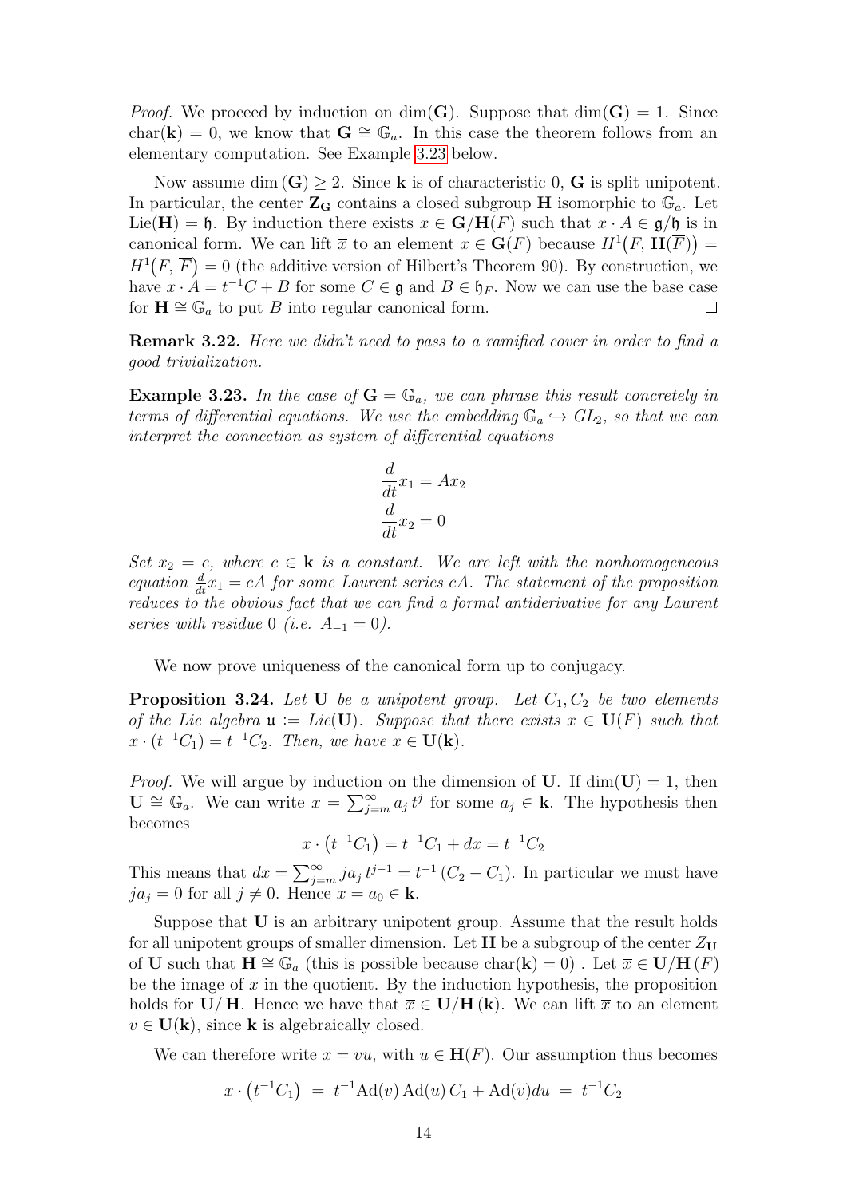*Proof.* We proceed by induction on $\dim(\mathbf{G})$. Suppose that $\dim(\mathbf{G}) = 1$. Since $\mathrm{char}(\mathbf{k}) = 0$, we know that $\mathbf{G} \cong \mathbb{G}_a$. In this case the theorem follows from an elementary computation. See Example 3.23 below.

Now assume $\dim(\mathbf{G}) \geq 2$. Since $\mathbf{k}$ is of characteristic 0, $\mathbf{G}$ is split unipotent. In particular, the center $\mathbf{Z_G}$ contains a closed subgroup $\mathbf{H}$ isomorphic to $\mathbb{G}_a$. Let $\mathrm{Lie}(\mathbf{H}) = \mathfrak{h}$. By induction there exists $\overline{x} \in \mathbf{G}/\mathbf{H}(F)$ such that $\overline{x} \cdot \overline{A} \in \mathfrak{g}/\mathfrak{h}$ is in canonical form. We can lift $\overline{x}$ to an element $x \in \mathbf{G}(F)$ because $H^1\big(F, \mathbf{H}(\overline{F})\big) = H^1\big(F, \overline{F}\big) = 0$ (the additive version of Hilbert's Theorem 90). By construction, we have $x \cdot A = t^{-1}C + B$ for some $C \in \mathfrak{g}$ and $B \in \mathfrak{h}_F$. Now we can use the base case for $\mathbf{H} \cong \mathbb{G}_a$ to put $B$ into regular canonical form. $\square$

**Remark 3.22.** *Here we didn't need to pass to a ramified cover in order to find a good trivialization.*

**Example 3.23.** *In the case of $\mathbf{G} = \mathbb{G}_a$, we can phrase this result concretely in terms of differential equations. We use the embedding $\mathbb{G}_a \hookrightarrow GL_2$, so that we can interpret the connection as system of differential equations*

$$\frac{d}{dt}x_1 = Ax_2$$
$$\frac{d}{dt}x_2 = 0$$

*Set $x_2 = c$, where $c \in \mathbf{k}$ is a constant. We are left with the nonhomogeneous equation $\frac{d}{dt}x_1 = cA$ for some Laurent series $cA$. The statement of the proposition reduces to the obvious fact that we can find a formal antiderivative for any Laurent series with residue 0 (i.e. $A_{-1} = 0$).*

We now prove uniqueness of the canonical form up to conjugacy.

**Proposition 3.24.** *Let $\mathbf{U}$ be a unipotent group. Let $C_1, C_2$ be two elements of the Lie algebra $\mathfrak{u} := Lie(\mathbf{U})$. Suppose that there exists $x \in \mathbf{U}(F)$ such that $x \cdot (t^{-1}C_1) = t^{-1}C_2$. Then, we have $x \in \mathbf{U}(\mathbf{k})$.*

*Proof.* We will argue by induction on the dimension of $\mathbf{U}$. If $\dim(\mathbf{U}) = 1$, then $\mathbf{U} \cong \mathbb{G}_a$. We can write $x = \sum_{j=m}^{\infty} a_j\, t^j$ for some $a_j \in \mathbf{k}$. The hypothesis then becomes

$$x \cdot \big(t^{-1}C_1\big) = t^{-1}C_1 + dx = t^{-1}C_2$$

This means that $dx = \sum_{j=m}^{\infty} ja_j\, t^{j-1} = t^{-1}\left(C_2 - C_1\right)$. In particular we must have $ja_j = 0$ for all $j \neq 0$. Hence $x = a_0 \in \mathbf{k}$.

Suppose that $\mathbf{U}$ is an arbitrary unipotent group. Assume that the result holds for all unipotent groups of smaller dimension. Let $\mathbf{H}$ be a subgroup of the center $Z_{\mathbf{U}}$ of $\mathbf{U}$ such that $\mathbf{H} \cong \mathbb{G}_a$ (this is possible because $\mathrm{char}(\mathbf{k}) = 0$) . Let $\overline{x} \in \mathbf{U}/\mathbf{H}\,(F)$ be the image of $x$ in the quotient. By the induction hypothesis, the proposition holds for $\mathbf{U}/\mathbf{H}$. Hence we have that $\overline{x} \in \mathbf{U}/\mathbf{H}\,(\mathbf{k})$. We can lift $\overline{x}$ to an element $v \in \mathbf{U}(\mathbf{k})$, since $\mathbf{k}$ is algebraically closed.

We can therefore write $x = vu$, with $u \in \mathbf{H}(F)$. Our assumption thus becomes

$$x \cdot \big(t^{-1}C_1\big) \;=\; t^{-1}\mathrm{Ad}(v)\,\mathrm{Ad}(u)\,C_1 + \mathrm{Ad}(v)du \;=\; t^{-1}C_2$$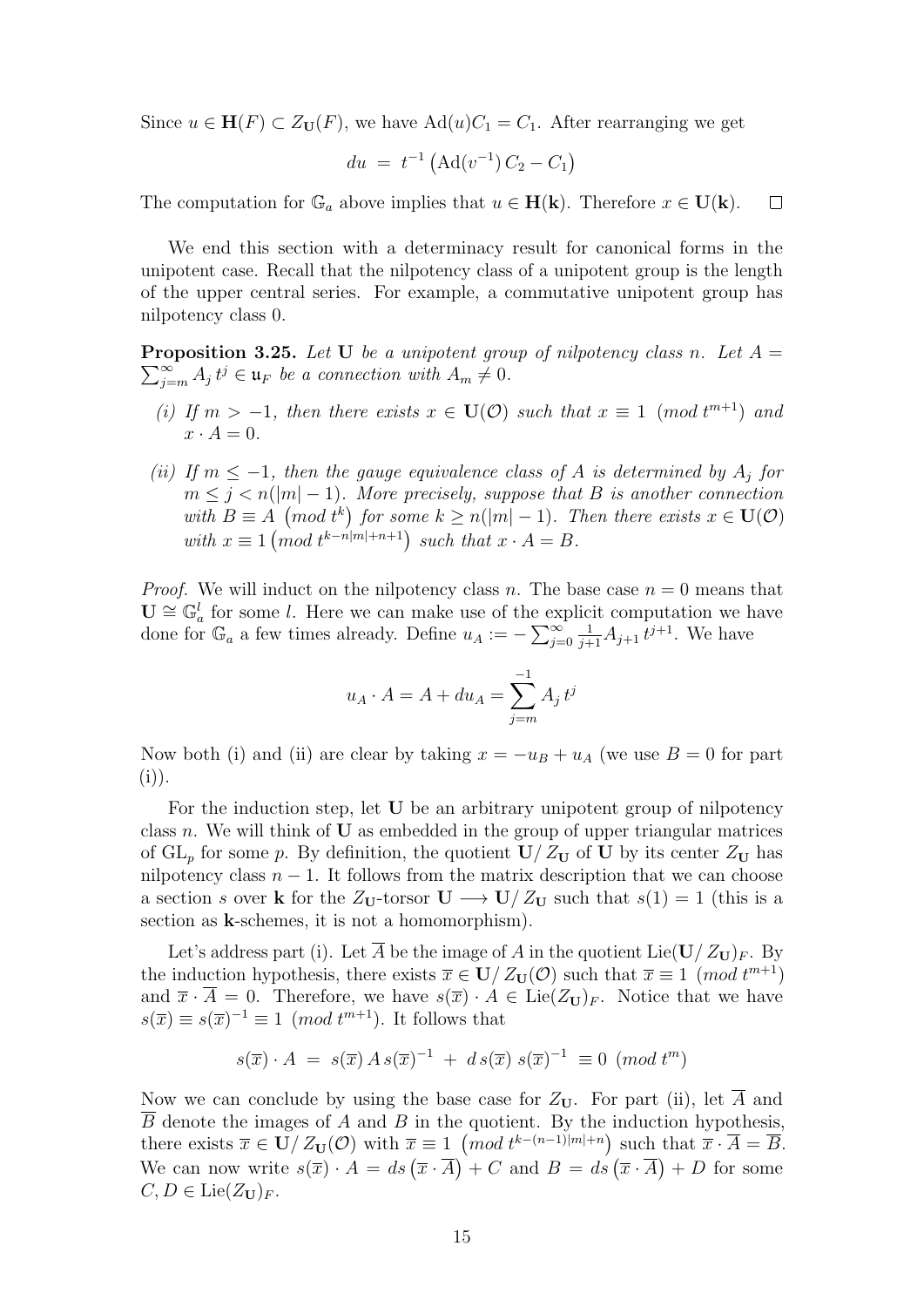Since $u \in \mathbf{H}(F) \subset Z_{\mathbf{U}}(F)$, we have $\mathrm{Ad}(u)C_1 = C_1$. After rearranging we get

$$du \;=\; t^{-1}\left(\mathrm{Ad}(v^{-1})\, C_2 - C_1\right)$$

The computation for $\mathbb{G}_a$ above implies that $u \in \mathbf{H}(\mathbf{k})$. Therefore $x \in \mathbf{U}(\mathbf{k})$. $\square$

We end this section with a determinacy result for canonical forms in the unipotent case. Recall that the nilpotency class of a unipotent group is the length of the upper central series. For example, a commutative unipotent group has nilpotency class 0.

**Proposition 3.25.** *Let $\mathbf{U}$ be a unipotent group of nilpotency class $n$. Let $A = \sum_{j=m}^{\infty} A_j\, t^j \in \mathfrak{u}_F$ be a connection with $A_m \neq 0$.*

*(i) If $m > -1$, then there exists $x \in \mathbf{U}(\mathcal{O})$ such that $x \equiv 1 \pmod{t^{m+1}}$ and $x \cdot A = 0$.*

*(ii) If $m \leq -1$, then the gauge equivalence class of $A$ is determined by $A_j$ for $m \leq j < n(|m| - 1)$. More precisely, suppose that $B$ is another connection with $B \equiv A \pmod{t^k}$ for some $k \geq n(|m| - 1)$. Then there exists $x \in \mathbf{U}(\mathcal{O})$ with $x \equiv 1 \pmod{t^{k - n|m| + n + 1}}$ such that $x \cdot A = B$.*

*Proof.* We will induct on the nilpotency class $n$. The base case $n = 0$ means that $\mathbf{U} \cong \mathbb{G}_a^l$ for some $l$. Here we can make use of the explicit computation we have done for $\mathbb{G}_a$ a few times already. Define $u_A := -\sum_{j=0}^{\infty} \frac{1}{j+1} A_{j+1}\, t^{j+1}$. We have

$$u_A \cdot A = A + du_A = \sum_{j=m}^{-1} A_j\, t^j$$

Now both (i) and (ii) are clear by taking $x = -u_B + u_A$ (we use $B = 0$ for part (i)).

For the induction step, let $\mathbf{U}$ be an arbitrary unipotent group of nilpotency class $n$. We will think of $\mathbf{U}$ as embedded in the group of upper triangular matrices of $\mathrm{GL}_p$ for some $p$. By definition, the quotient $\mathbf{U}/\, Z_{\mathbf{U}}$ of $\mathbf{U}$ by its center $Z_{\mathbf{U}}$ has nilpotency class $n - 1$. It follows from the matrix description that we can choose a section $s$ over $\mathbf{k}$ for the $Z_{\mathbf{U}}$-torsor $\mathbf{U} \longrightarrow \mathbf{U}/\, Z_{\mathbf{U}}$ such that $s(1) = 1$ (this is a section as $\mathbf{k}$-schemes, it is not a homomorphism).

Let's address part (i). Let $\overline{A}$ be the image of $A$ in the quotient $\mathrm{Lie}(\mathbf{U}/\, Z_{\mathbf{U}})_F$. By the induction hypothesis, there exists $\overline{x} \in \mathbf{U}/\, Z_{\mathbf{U}}(\mathcal{O})$ such that $\overline{x} \equiv 1 \pmod{t^{m+1}}$ and $\overline{x} \cdot \overline{A} = 0$. Therefore, we have $s(\overline{x}) \cdot A \in \mathrm{Lie}(Z_{\mathbf{U}})_F$. Notice that we have $s(\overline{x}) \equiv s(\overline{x})^{-1} \equiv 1 \pmod{t^{m+1}}$. It follows that

$$s(\overline{x}) \cdot A \;=\; s(\overline{x})\, A\, s(\overline{x})^{-1} \;+\; d\, s(\overline{x})\; s(\overline{x})^{-1} \;\equiv 0 \pmod{t^m}$$

Now we can conclude by using the base case for $Z_{\mathbf{U}}$. For part (ii), let $\overline{A}$ and $\overline{B}$ denote the images of $A$ and $B$ in the quotient. By the induction hypothesis, there exists $\overline{x} \in \mathbf{U}/\, Z_{\mathbf{U}}(\mathcal{O})$ with $\overline{x} \equiv 1 \pmod{t^{k-(n-1)|m|+n}}$ such that $\overline{x} \cdot \overline{A} = \overline{B}$. We can now write $s(\overline{x}) \cdot A = ds\left(\overline{x} \cdot \overline{A}\right) + C$ and $B = ds\left(\overline{x} \cdot \overline{A}\right) + D$ for some $C, D \in \mathrm{Lie}(Z_{\mathbf{U}})_F$.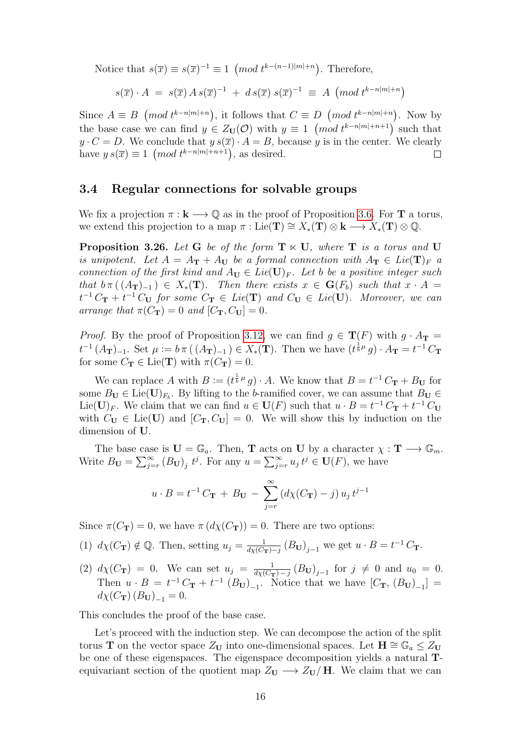Notice that $s(\overline{x}) \equiv s(\overline{x})^{-1} \equiv 1 \; \left(mod\; t^{k-(n-1)|m|+n}\right)$. Therefore,

$$s(\overline{x}) \cdot A \;=\; s(\overline{x})\, A\, s(\overline{x})^{-1} \;+\; d\, s(\overline{x})\; s(\overline{x})^{-1} \;\equiv\; A \; \left(mod\; t^{k-n|m|+n}\right)$$

Since $A \equiv B \; \left(mod\; t^{k-n|m|+n}\right)$, it follows that $C \equiv D \; \left(mod\; t^{k-n|m|+n}\right)$. Now by the base case we can find $y \in Z_{\mathbf{U}}(\mathcal{O})$ with $y \equiv 1 \; \left(mod\; t^{k-n|m|+n+1}\right)$ such that $y \cdot C = D$. We conclude that $y\, s(\overline{x}) \cdot A = B$, because $y$ is in the center. We clearly have $y\, s(\overline{x}) \equiv 1 \; \left(mod\; t^{k-n|m|+n+1}\right)$, as desired. □

### 3.4 Regular connections for solvable groups

We fix a projection $\pi : \mathbf{k} \longrightarrow \mathbb{Q}$ as in the proof of Proposition 3.6. For $\mathbf{T}$ a torus, we extend this projection to a map $\pi : \mathrm{Lie}(\mathbf{T}) \cong X_*(\mathbf{T}) \otimes \mathbf{k} \longrightarrow X_*(\mathbf{T}) \otimes \mathbb{Q}$.

**Proposition 3.26.** *Let $\mathbf{G}$ be of the form $\mathbf{T} \ltimes \mathbf{U}$, where $\mathbf{T}$ is a torus and $\mathbf{U}$ is unipotent. Let $A = A_{\mathbf{T}} + A_{\mathbf{U}}$ be a formal connection with $A_{\mathbf{T}} \in Lie(\mathbf{T})_F$ a connection of the first kind and $A_{\mathbf{U}} \in Lie(\mathbf{U})_F$. Let $b$ be a positive integer such that $b\, \pi\left( (A_{\mathbf{T}})_{-1} \right) \in X_*(\mathbf{T})$. Then there exists $x \in \mathbf{G}(F_b)$ such that $x \cdot A = t^{-1}\, C_{\mathbf{T}} + t^{-1}\, C_{\mathbf{U}}$ for some $C_{\mathbf{T}} \in Lie(\mathbf{T})$ and $C_{\mathbf{U}} \in Lie(\mathbf{U})$. Moreover, we can arrange that $\pi(C_{\mathbf{T}}) = 0$ and $[C_{\mathbf{T}}, C_{\mathbf{U}}] = 0$.*

*Proof.* By the proof of Proposition 3.12, we can find $g \in \mathbf{T}(F)$ with $g \cdot A_{\mathbf{T}} = t^{-1}\, (A_{\mathbf{T}})_{-1}$. Set $\mu := b\, \pi\left( (A_{\mathbf{T}})_{-1} \right) \in X_*(\mathbf{T})$. Then we have $(t^{\frac{1}{b}\mu}\, g) \cdot A_{\mathbf{T}} = t^{-1}\, C_{\mathbf{T}}$ for some $C_{\mathbf{T}} \in \mathrm{Lie}(\mathbf{T})$ with $\pi(C_{\mathbf{T}}) = 0$.

We can replace $A$ with $B := (t^{\frac{1}{b}\mu}\, g) \cdot A$. We know that $B = t^{-1}\, C_{\mathbf{T}} + B_{\mathbf{U}}$ for some $B_{\mathbf{U}} \in \mathrm{Lie}(\mathbf{U})_{F_b}$. By lifting to the $b$-ramified cover, we can assume that $B_{\mathbf{U}} \in \mathrm{Lie}(\mathbf{U})_F$. We claim that we can find $u \in \mathbf{U}(F)$ such that $u \cdot B = t^{-1}\, C_{\mathbf{T}} + t^{-1}\, C_{\mathbf{U}}$ with $C_{\mathbf{U}} \in \mathrm{Lie}(\mathbf{U})$ and $[C_{\mathbf{T}}, C_{\mathbf{U}}] = 0$. We will show this by induction on the dimension of $\mathbf{U}$.

The base case is $\mathbf{U} = \mathbb{G}_a$. Then, $\mathbf{T}$ acts on $\mathbf{U}$ by a character $\chi : \mathbf{T} \longrightarrow \mathbb{G}_m$. Write $B_{\mathbf{U}} = \sum_{j=r}^{\infty} (B_{\mathbf{U}})_j\; t^j$. For any $u = \sum_{j=r}^{\infty} u_j\, t^j \in \mathbf{U}(F)$, we have

$$u \cdot B = t^{-1}\, C_{\mathbf{T}} \;+\; B_{\mathbf{U}} \;-\; \sum_{j=r}^{\infty} \left(d\chi(C_{\mathbf{T}}) - j\right) u_j\, t^{j-1}$$

Since $\pi(C_{\mathbf{T}}) = 0$, we have $\pi\left(d\chi(C_{\mathbf{T}})\right) = 0$. There are two options:

(1) $d\chi(C_{\mathbf{T}}) \notin \mathbb{Q}$. Then, setting $u_j = \frac{1}{d\chi(C_{\mathbf{T}}) - j}\, (B_{\mathbf{U}})_{j-1}$ we get $u \cdot B = t^{-1}\, C_{\mathbf{T}}$.

(2) $d\chi(C_{\mathbf{T}}) = 0$. We can set $u_j = \frac{1}{d\chi(C_{\mathbf{T}}) - j}\, (B_{\mathbf{U}})_{j-1}$ for $j \neq 0$ and $u_0 = 0$. Then $u \cdot B = t^{-1}\, C_{\mathbf{T}} + t^{-1}\, (B_{\mathbf{U}})_{-1}$. Notice that we have $[C_{\mathbf{T}}, (B_{\mathbf{U}})_{-1}] = d\chi(C_{\mathbf{T}})\, (B_{\mathbf{U}})_{-1} = 0$.

This concludes the proof of the base case.

Let's proceed with the induction step. We can decompose the action of the split torus $\mathbf{T}$ on the vector space $Z_{\mathbf{U}}$ into one-dimensional spaces. Let $\mathbf{H} \cong \mathbb{G}_a \leq Z_{\mathbf{U}}$ be one of these eigenspaces. The eigenspace decomposition yields a natural $\mathbf{T}$-equivariant section of the quotient map $Z_{\mathbf{U}} \longrightarrow Z_{\mathbf{U}}/\, \mathbf{H}$. We claim that we can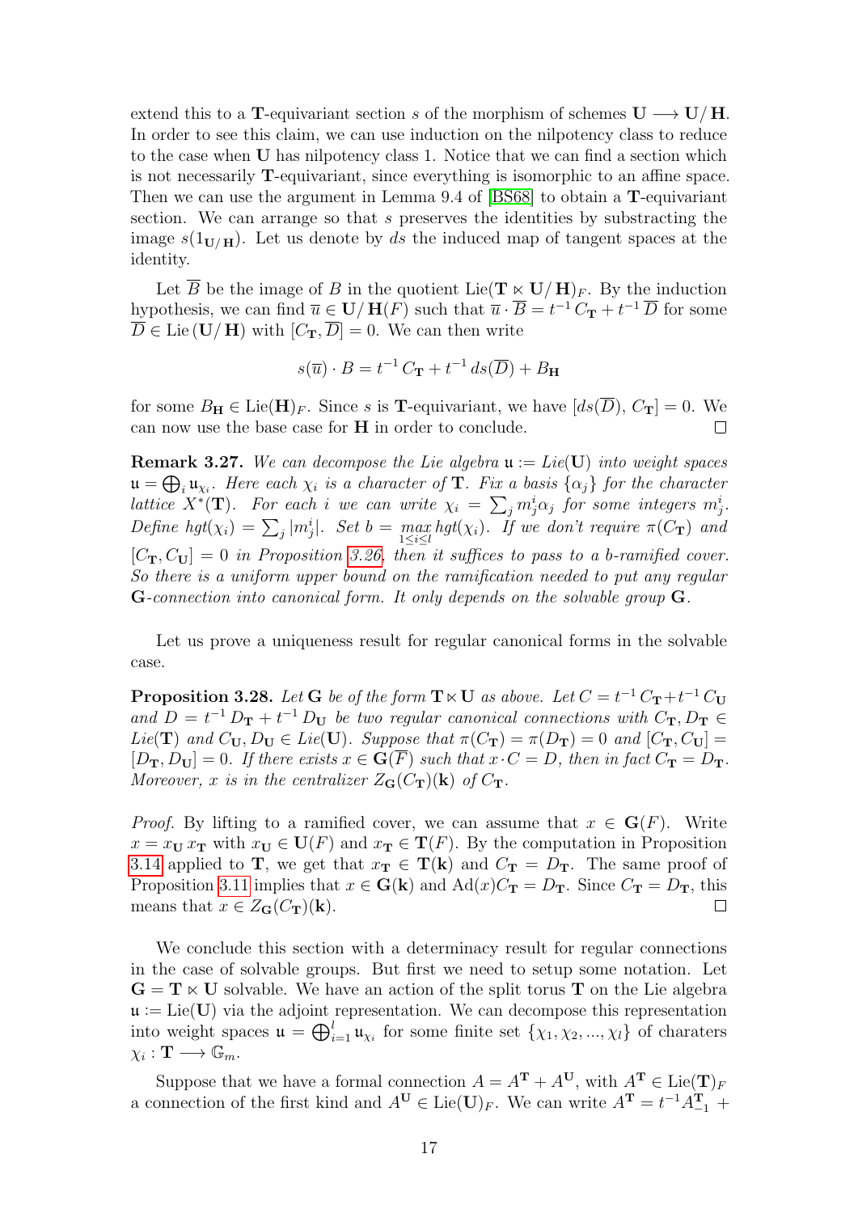extend this to a $\mathbf{T}$-equivariant section $s$ of the morphism of schemes $\mathbf{U} \longrightarrow \mathbf{U}/\mathbf{H}$. In order to see this claim, we can use induction on the nilpotency class to reduce to the case when $\mathbf{U}$ has nilpotency class 1. Notice that we can find a section which is not necessarily $\mathbf{T}$-equivariant, since everything is isomorphic to an affine space. Then we can use the argument in Lemma 9.4 of [BS68] to obtain a $\mathbf{T}$-equivariant section. We can arrange so that $s$ preserves the identities by substracting the image $s(1_{\mathbf{U}/\mathbf{H}})$. Let us denote by $ds$ the induced map of tangent spaces at the identity.

Let $\overline{B}$ be the image of $B$ in the quotient $\text{Lie}(\mathbf{T} \ltimes \mathbf{U}/\mathbf{H})_F$. By the induction hypothesis, we can find $\overline{u} \in \mathbf{U}/\mathbf{H}(F)$ such that $\overline{u} \cdot \overline{B} = t^{-1} C_{\mathbf{T}} + t^{-1} \overline{D}$ for some $\overline{D} \in \text{Lie}(\mathbf{U}/\mathbf{H})$ with $[C_{\mathbf{T}}, \overline{D}] = 0$. We can then write

$$s(\overline{u}) \cdot B = t^{-1} C_{\mathbf{T}} + t^{-1} ds(\overline{D}) + B_{\mathbf{H}}$$

for some $B_{\mathbf{H}} \in \text{Lie}(\mathbf{H})_F$. Since $s$ is $\mathbf{T}$-equivariant, we have $[ds(\overline{D}), C_{\mathbf{T}}] = 0$. We can now use the base case for $\mathbf{H}$ in order to conclude. $\square$

**Remark 3.27.** *We can decompose the Lie algebra $\mathfrak{u} := Lie(\mathbf{U})$ into weight spaces $\mathfrak{u} = \bigoplus_i \mathfrak{u}_{\chi_i}$. Here each $\chi_i$ is a character of $\mathbf{T}$. Fix a basis $\{\alpha_j\}$ for the character lattice $X^*(\mathbf{T})$. For each $i$ we can write $\chi_i = \sum_j m^i_j \alpha_j$ for some integers $m^i_j$. Define $hgt(\chi_i) = \sum_j |m^i_j|$. Set $b = \max_{1 \leq i \leq l} hgt(\chi_i)$. If we don't require $\pi(C_{\mathbf{T}})$ and $[C_{\mathbf{T}}, C_{\mathbf{U}}] = 0$ in Proposition 3.26, then it suffices to pass to a $b$-ramified cover. So there is a uniform upper bound on the ramification needed to put any regular $\mathbf{G}$-connection into canonical form. It only depends on the solvable group $\mathbf{G}$.*

Let us prove a uniqueness result for regular canonical forms in the solvable case.

**Proposition 3.28.** *Let $\mathbf{G}$ be of the form $\mathbf{T} \ltimes \mathbf{U}$ as above. Let $C = t^{-1} C_{\mathbf{T}} + t^{-1} C_{\mathbf{U}}$ and $D = t^{-1} D_{\mathbf{T}} + t^{-1} D_{\mathbf{U}}$ be two regular canonical connections with $C_{\mathbf{T}}, D_{\mathbf{T}} \in Lie(\mathbf{T})$ and $C_{\mathbf{U}}, D_{\mathbf{U}} \in Lie(\mathbf{U})$. Suppose that $\pi(C_{\mathbf{T}}) = \pi(D_{\mathbf{T}}) = 0$ and $[C_{\mathbf{T}}, C_{\mathbf{U}}] = [D_{\mathbf{T}}, D_{\mathbf{U}}] = 0$. If there exists $x \in \mathbf{G}(\overline{F})$ such that $x \cdot C = D$, then in fact $C_{\mathbf{T}} = D_{\mathbf{T}}$. Moreover, $x$ is in the centralizer $Z_{\mathbf{G}}(C_{\mathbf{T}})(\mathbf{k})$ of $C_{\mathbf{T}}$.*

*Proof.* By lifting to a ramified cover, we can assume that $x \in \mathbf{G}(F)$. Write $x = x_{\mathbf{U}}\, x_{\mathbf{T}}$ with $x_{\mathbf{U}} \in \mathbf{U}(F)$ and $x_{\mathbf{T}} \in \mathbf{T}(F)$. By the computation in Proposition 3.14 applied to $\mathbf{T}$, we get that $x_{\mathbf{T}} \in \mathbf{T}(\mathbf{k})$ and $C_{\mathbf{T}} = D_{\mathbf{T}}$. The same proof of Proposition 3.11 implies that $x \in \mathbf{G}(\mathbf{k})$ and $\text{Ad}(x) C_{\mathbf{T}} = D_{\mathbf{T}}$. Since $C_{\mathbf{T}} = D_{\mathbf{T}}$, this means that $x \in Z_{\mathbf{G}}(C_{\mathbf{T}})(\mathbf{k})$. $\square$

We conclude this section with a determinacy result for regular connections in the case of solvable groups. But first we need to setup some notation. Let $\mathbf{G} = \mathbf{T} \ltimes \mathbf{U}$ solvable. We have an action of the split torus $\mathbf{T}$ on the Lie algebra $\mathfrak{u} := \text{Lie}(\mathbf{U})$ via the adjoint representation. We can decompose this representation into weight spaces $\mathfrak{u} = \bigoplus_{i=1}^{l} \mathfrak{u}_{\chi_i}$ for some finite set $\{\chi_1, \chi_2, ..., \chi_l\}$ of charaters $\chi_i : \mathbf{T} \longrightarrow \mathbb{G}_m$.

Suppose that we have a formal connection $A = A^{\mathbf{T}} + A^{\mathbf{U}}$, with $A^{\mathbf{T}} \in \text{Lie}(\mathbf{T})_F$ a connection of the first kind and $A^{\mathbf{U}} \in \text{Lie}(\mathbf{U})_F$. We can write $A^{\mathbf{T}} = t^{-1} A^{\mathbf{T}}_{-1} +$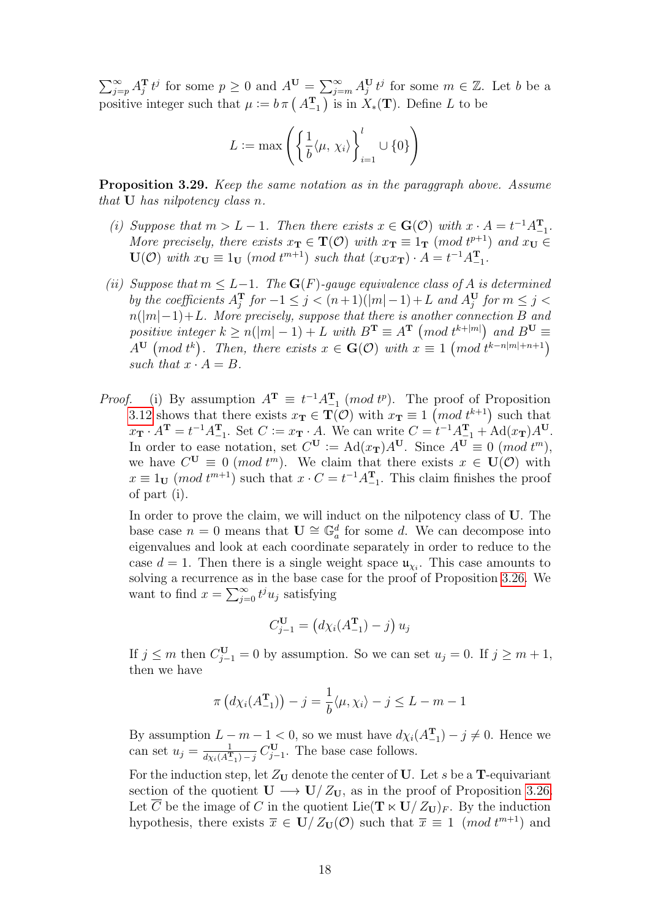$\sum_{j=p}^{\infty} A_j^{\mathbf{T}} t^j$ for some $p \geq 0$ and $A^{\mathbf{U}} = \sum_{j=m}^{\infty} A_j^{\mathbf{U}} t^j$ for some $m \in \mathbb{Z}$. Let $b$ be a positive integer such that $\mu := b\,\pi\left(A_{-1}^{\mathbf{T}}\right)$ is in $X_*(\mathbf{T})$. Define $L$ to be

$$L := \max\left(\left\{\frac{1}{b}\langle \mu,\, \chi_i\rangle\right\}_{i=1}^{l} \cup \{0\}\right)$$

**Proposition 3.29.** *Keep the same notation as in the paragraph above. Assume that $\mathbf{U}$ has nilpotency class $n$.*

*(i) Suppose that $m > L-1$. Then there exists $x \in \mathbf{G}(\mathcal{O})$ with $x \cdot A = t^{-1}A_{-1}^{\mathbf{T}}$. More precisely, there exists $x_{\mathbf{T}} \in \mathbf{T}(\mathcal{O})$ with $x_{\mathbf{T}} \equiv 1_{\mathbf{T}}$ $(mod\ t^{p+1})$ and $x_{\mathbf{U}} \in \mathbf{U}(\mathcal{O})$ with $x_{\mathbf{U}} \equiv 1_{\mathbf{U}}$ $(mod\ t^{m+1})$ such that $(x_{\mathbf{U}}x_{\mathbf{T}}) \cdot A = t^{-1}A_{-1}^{\mathbf{T}}$.*

*(ii) Suppose that $m \leq L-1$. The $\mathbf{G}(F)$-gauge equivalence class of $A$ is determined by the coefficients $A_j^{\mathbf{T}}$ for $-1 \leq j < (n+1)(|m|-1)+L$ and $A_j^{\mathbf{U}}$ for $m \leq j < n(|m|-1)+L$. More precisely, suppose that there is another connection $B$ and positive integer $k \geq n(|m|-1)+L$ with $B^{\mathbf{T}} \equiv A^{\mathbf{T}}$ $\left(mod\ t^{k+|m|}\right)$ and $B^{\mathbf{U}} \equiv A^{\mathbf{U}}$ $\left(mod\ t^{k}\right)$. Then, there exists $x \in \mathbf{G}(\mathcal{O})$ with $x \equiv 1$ $\left(mod\ t^{k-n|m|+n+1}\right)$ such that $x \cdot A = B$.*

*Proof.* (i) By assumption $A^{\mathbf{T}} \equiv t^{-1}A_{-1}^{\mathbf{T}}$ $(mod\ t^p)$. The proof of Proposition 3.12 shows that there exists $x_{\mathbf{T}} \in \mathbf{T}(\mathcal{O})$ with $x_{\mathbf{T}} \equiv 1$ $\left(mod\ t^{k+1}\right)$ such that $x_{\mathbf{T}} \cdot A^{\mathbf{T}} = t^{-1}A_{-1}^{\mathbf{T}}$. Set $C := x_{\mathbf{T}} \cdot A$. We can write $C = t^{-1}A_{-1}^{\mathbf{T}} + \mathrm{Ad}(x_{\mathbf{T}})A^{\mathbf{U}}$. In order to ease notation, set $C^{\mathbf{U}} := \mathrm{Ad}(x_{\mathbf{T}})A^{\mathbf{U}}$. Since $A^{\mathbf{U}} \equiv 0$ $(mod\ t^m)$, we have $C^{\mathbf{U}} \equiv 0$ $(mod\ t^m)$. We claim that there exists $x \in \mathbf{U}(\mathcal{O})$ with $x \equiv 1_{\mathbf{U}}$ $(mod\ t^{m+1})$ such that $x \cdot C = t^{-1}A_{-1}^{\mathbf{T}}$. This claim finishes the proof of part (i).

In order to prove the claim, we will induct on the nilpotency class of $\mathbf{U}$. The base case $n = 0$ means that $\mathbf{U} \cong \mathbb{G}_a^d$ for some $d$. We can decompose into eigenvalues and look at each coordinate separately in order to reduce to the case $d = 1$. Then there is a single weight space $\mathfrak{u}_{\chi_i}$. This case amounts to solving a recurrence as in the base case for the proof of Proposition 3.26. We want to find $x = \sum_{j=0}^{\infty} t^j u_j$ satisfying

$$C_{j-1}^{\mathbf{U}} = \left(d\chi_i(A_{-1}^{\mathbf{T}}) - j\right) u_j$$

If $j \leq m$ then $C_{j-1}^{\mathbf{U}} = 0$ by assumption. So we can set $u_j = 0$. If $j \geq m+1$, then we have

$$\pi\left(d\chi_i(A_{-1}^{\mathbf{T}})\right) - j = \frac{1}{b}\langle \mu, \chi_i\rangle - j \leq L - m - 1$$

By assumption $L - m - 1 < 0$, so we must have $d\chi_i(A_{-1}^{\mathbf{T}}) - j \neq 0$. Hence we can set $u_j = \frac{1}{d\chi_i(A_{-1}^{\mathbf{T}})-j}\, C_{j-1}^{\mathbf{U}}$. The base case follows.

For the induction step, let $Z_{\mathbf{U}}$ denote the center of $\mathbf{U}$. Let $s$ be a $\mathbf{T}$-equivariant section of the quotient $\mathbf{U} \longrightarrow \mathbf{U}/\,Z_{\mathbf{U}}$, as in the proof of Proposition 3.26. Let $\overline{C}$ be the image of $C$ in the quotient $\mathrm{Lie}(\mathbf{T} \ltimes \mathbf{U}/\,Z_{\mathbf{U}})_F$. By the induction hypothesis, there exists $\overline{x} \in \mathbf{U}/\,Z_{\mathbf{U}}(\mathcal{O})$ such that $\overline{x} \equiv 1$ $(mod\ t^{m+1})$ and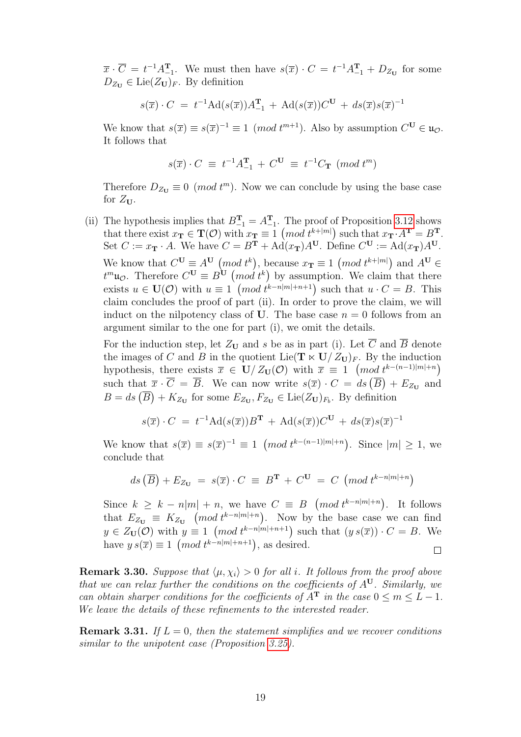$\overline{x} \cdot \overline{C} = t^{-1}A^{\mathbf{T}}_{-1}$. We must then have $s(\overline{x}) \cdot C = t^{-1}A^{\mathbf{T}}_{-1} + D_{Z_{\mathbf{U}}}$ for some $D_{Z_{\mathbf{U}}} \in \mathrm{Lie}(Z_{\mathbf{U}})_F$. By definition

$$s(\overline{x}) \cdot C \;=\; t^{-1}\mathrm{Ad}(s(\overline{x}))A^{\mathbf{T}}_{-1} \,+\, \mathrm{Ad}(s(\overline{x}))C^{\mathbf{U}} \,+\, ds(\overline{x})s(\overline{x})^{-1}$$

We know that $s(\overline{x}) \equiv s(\overline{x})^{-1} \equiv 1 \; (mod\; t^{m+1})$. Also by assumption $C^{\mathbf{U}} \in \mathfrak{u}_{\mathcal{O}}$. It follows that

$$s(\overline{x}) \cdot C \;\equiv\; t^{-1}A^{\mathbf{T}}_{-1} \,+\, C^{\mathbf{U}} \;\equiv\; t^{-1}C_{\mathbf{T}} \;(mod\; t^{m})$$

Therefore $D_{Z_{\mathbf{U}}} \equiv 0 \; (mod\; t^{m})$. Now we can conclude by using the base case for $Z_{\mathbf{U}}$.

(ii) The hypothesis implies that $B^{\mathbf{T}}_{-1} = A^{\mathbf{T}}_{-1}$. The proof of Proposition 3.12 shows that there exist $x_{\mathbf{T}} \in \mathbf{T}(\mathcal{O})$ with $x_{\mathbf{T}} \equiv 1 \; \left(mod\; t^{k+|m|}\right)$ such that $x_{\mathbf{T}} \cdot A^{\mathbf{T}} = B^{\mathbf{T}}$. Set $C := x_{\mathbf{T}} \cdot A$. We have $C = B^{\mathbf{T}} + \mathrm{Ad}(x_{\mathbf{T}})A^{\mathbf{U}}$. Define $C^{\mathbf{U}} := \mathrm{Ad}(x_{\mathbf{T}})A^{\mathbf{U}}$. We know that $C^{\mathbf{U}} \equiv A^{\mathbf{U}} \; \left(mod\; t^{k}\right)$, because $x_{\mathbf{T}} \equiv 1 \; \left(mod\; t^{k+|m|}\right)$ and $A^{\mathbf{U}} \in t^{m}\mathfrak{u}_{\mathcal{O}}$. Therefore $C^{\mathbf{U}} \equiv B^{\mathbf{U}} \; \left(mod\; t^{k}\right)$ by assumption. We claim that there exists $u \in \mathbf{U}(\mathcal{O})$ with $u \equiv 1 \; \left(mod\; t^{k-n|m|+n+1}\right)$ such that $u \cdot C = B$. This claim concludes the proof of part (ii). In order to prove the claim, we will induct on the nilpotency class of $\mathbf{U}$. The base case $n = 0$ follows from an argument similar to the one for part (i), we omit the details.

For the induction step, let $Z_{\mathbf{U}}$ and $s$ be as in part (i). Let $\overline{C}$ and $\overline{B}$ denote the images of $C$ and $B$ in the quotient $\mathrm{Lie}(\mathbf{T} \ltimes \mathbf{U}/\, Z_{\mathbf{U}})_F$. By the induction hypothesis, there exists $\overline{x} \in \mathbf{U}/\, Z_{\mathbf{U}}(\mathcal{O})$ with $\overline{x} \equiv 1 \; \left(mod\; t^{k-(n-1)|m|+n}\right)$ such that $\overline{x} \cdot \overline{C} = \overline{B}$. We can now write $s(\overline{x}) \cdot C = ds\left(\overline{B}\right) + E_{Z_{\mathbf{U}}}$ and $B = ds\left(\overline{B}\right) + K_{Z_{\mathbf{U}}}$ for some $E_{Z_{\mathbf{U}}}, F_{Z_{\mathbf{U}}} \in \mathrm{Lie}(Z_{\mathbf{U}})_{F_b}$. By definition

$$s(\overline{x}) \cdot C \;=\; t^{-1}\mathrm{Ad}(s(\overline{x}))B^{\mathbf{T}} \,+\, \mathrm{Ad}(s(\overline{x}))C^{\mathbf{U}} \,+\, ds(\overline{x})s(\overline{x})^{-1}$$

We know that $s(\overline{x}) \equiv s(\overline{x})^{-1} \equiv 1 \; \left(mod\; t^{k-(n-1)|m|+n}\right)$. Since $|m| \geq 1$, we conclude that

$$ds\left(\overline{B}\right) + E_{Z_{\mathbf{U}}} \;=\; s(\overline{x}) \cdot C \;\equiv\; B^{\mathbf{T}} \,+\, C^{\mathbf{U}} \;=\; C \; \left(mod\; t^{k-n|m|+n}\right)$$

Since $k \geq k - n|m| + n$, we have $C \equiv B \; \left(mod\; t^{k-n|m|+n}\right)$. It follows that $E_{Z_{\mathbf{U}}} \equiv K_{Z_{\mathbf{U}}} \; \left(mod\; t^{k-n|m|+n}\right)$. Now by the base case we can find $y \in Z_{\mathbf{U}}(\mathcal{O})$ with $y \equiv 1 \; \left(mod\; t^{k-n|m|+n+1}\right)$ such that $(y\, s(\overline{x})) \cdot C = B$. We have $y\, s(\overline{x}) \equiv 1 \; \left(mod\; t^{k-n|m|+n+1}\right)$, as desired. □

**Remark 3.30.** *Suppose that $\langle \mu, \chi_i \rangle > 0$ for all $i$. It follows from the proof above that we can relax further the conditions on the coefficients of $A^{\mathbf{U}}$. Similarly, we can obtain sharper conditions for the coefficients of $A^{\mathbf{T}}$ in the case $0 \leq m \leq L-1$. We leave the details of these refinements to the interested reader.*

**Remark 3.31.** *If $L = 0$, then the statement simplifies and we recover conditions similar to the unipotent case (Proposition 3.25).*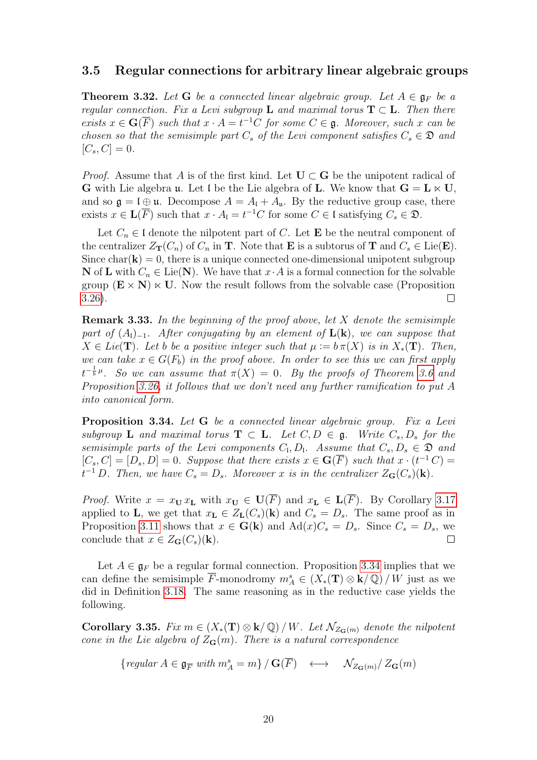### 3.5 Regular connections for arbitrary linear algebraic groups

**Theorem 3.32.** *Let $\mathbf{G}$ be a connected linear algebraic group. Let $A \in \mathfrak{g}_F$ be a regular connection. Fix a Levi subgroup $\mathbf{L}$ and maximal torus $\mathbf{T} \subset \mathbf{L}$. Then there exists $x \in \mathbf{G}(\overline{F})$ such that $x \cdot A = t^{-1}C$ for some $C \in \mathfrak{g}$. Moreover, such $x$ can be chosen so that the semisimple part $C_s$ of the Levi component satisfies $C_s \in \mathfrak{D}$ and $[C_s, C] = 0$.*

*Proof.* Assume that $A$ is of the first kind. Let $\mathbf{U} \subset \mathbf{G}$ be the unipotent radical of $\mathbf{G}$ with Lie algebra $\mathfrak{u}$. Let $\mathfrak{l}$ be the Lie algebra of $\mathbf{L}$. We know that $\mathbf{G} = \mathbf{L} \ltimes \mathbf{U}$, and so $\mathfrak{g} = \mathfrak{l} \oplus \mathfrak{u}$. Decompose $A = A_{\mathfrak{l}} + A_{\mathfrak{u}}$. By the reductive group case, there exists $x \in \mathbf{L}(\overline{F})$ such that $x \cdot A_{\mathfrak{l}} = t^{-1}C$ for some $C \in \mathfrak{l}$ satisfying $C_s \in \mathfrak{D}$.

Let $C_n \in \mathfrak{l}$ denote the nilpotent part of $C$. Let $\mathbf{E}$ be the neutral component of the centralizer $Z_{\mathbf{T}}(C_n)$ of $C_n$ in $\mathbf{T}$. Note that $\mathbf{E}$ is a subtorus of $\mathbf{T}$ and $C_s \in \text{Lie}(\mathbf{E})$. Since $\text{char}(\mathbf{k}) = 0$, there is a unique connected one-dimensional unipotent subgroup $\mathbf{N}$ of $\mathbf{L}$ with $C_n \in \text{Lie}(\mathbf{N})$. We have that $x \cdot A$ is a formal connection for the solvable group $(\mathbf{E} \times \mathbf{N}) \ltimes \mathbf{U}$. Now the result follows from the solvable case (Proposition 3.26). $\square$

**Remark 3.33.** *In the beginning of the proof above, let $X$ denote the semisimple part of $(A_{\mathfrak{l}})_{-1}$. After conjugating by an element of $\mathbf{L}(\mathbf{k})$, we can suppose that $X \in Lie(\mathbf{T})$. Let $b$ be a positive integer such that $\mu := b\,\pi(X)$ is in $X_*(\mathbf{T})$. Then, we can take $x \in G(F_b)$ in the proof above. In order to see this we can first apply $t^{-\frac{1}{b}\mu}$. So we can assume that $\pi(X) = 0$. By the proofs of Theorem 3.6 and Proposition 3.26, it follows that we don't need any further ramification to put $A$ into canonical form.*

**Proposition 3.34.** *Let $\mathbf{G}$ be a connected linear algebraic group. Fix a Levi subgroup $\mathbf{L}$ and maximal torus $\mathbf{T} \subset \mathbf{L}$. Let $C, D \in \mathfrak{g}$. Write $C_s, D_s$ for the semisimple parts of the Levi components $C_{\mathfrak{l}}, D_{\mathfrak{l}}$. Assume that $C_s, D_s \in \mathfrak{D}$ and $[C_s, C] = [D_s, D] = 0$. Suppose that there exists $x \in \mathbf{G}(\overline{F})$ such that $x \cdot (t^{-1}C) = t^{-1}D$. Then, we have $C_s = D_s$. Moreover $x$ is in the centralizer $Z_{\mathbf{G}}(C_s)(\mathbf{k})$.*

*Proof.* Write $x = x_{\mathbf{U}}\, x_{\mathbf{L}}$ with $x_{\mathbf{U}} \in \mathbf{U}(\overline{F})$ and $x_{\mathbf{L}} \in \mathbf{L}(\overline{F})$. By Corollary 3.17 applied to $\mathbf{L}$, we get that $x_{\mathbf{L}} \in Z_{\mathbf{L}}(C_s)(\mathbf{k})$ and $C_s = D_s$. The same proof as in Proposition 3.11 shows that $x \in \mathbf{G}(\mathbf{k})$ and $\text{Ad}(x)C_s = D_s$. Since $C_s = D_s$, we conclude that $x \in Z_{\mathbf{G}}(C_s)(\mathbf{k})$. $\square$

Let $A \in \mathfrak{g}_F$ be a regular formal connection. Proposition 3.34 implies that we can define the semisimple $\overline{F}$-monodromy $m_A^s \in (X_*(\mathbf{T}) \otimes \mathbf{k} / \mathbb{Q}) \,/\, W$ just as we did in Definition 3.18. The same reasoning as in the reductive case yields the following.

**Corollary 3.35.** *Fix $m \in (X_*(\mathbf{T}) \otimes \mathbf{k} / \mathbb{Q}) \,/\, W$. Let $\mathcal{N}_{Z_{\mathbf{G}}(m)}$ denote the nilpotent cone in the Lie algebra of $Z_{\mathbf{G}}(m)$. There is a natural correspondence*

$$\{\text{regular } A \in \mathfrak{g}_{\overline{F}} \text{ with } m_A^s = m\} \,/\, \mathbf{G}(\overline{F}) \quad \longleftrightarrow \quad \mathcal{N}_{Z_{\mathbf{G}}(m)} / \, Z_{\mathbf{G}}(m)$$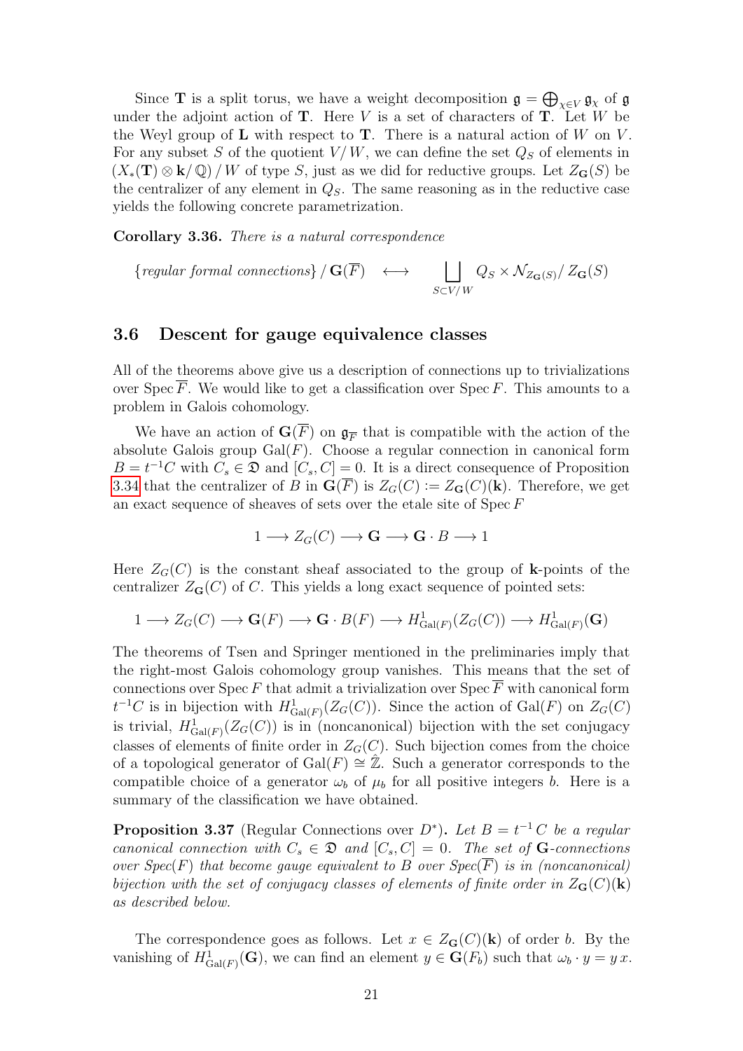Since $\mathbf{T}$ is a split torus, we have a weight decomposition $\mathfrak{g} = \bigoplus_{\chi \in V} \mathfrak{g}_\chi$ of $\mathfrak{g}$ under the adjoint action of $\mathbf{T}$. Here $V$ is a set of characters of $\mathbf{T}$. Let $W$ be the Weyl group of $\mathbf{L}$ with respect to $\mathbf{T}$. There is a natural action of $W$ on $V$. For any subset $S$ of the quotient $V/W$, we can define the set $Q_S$ of elements in $(X_*(\mathbf{T}) \otimes \mathbf{k}/\mathbb{Q})/W$ of type $S$, just as we did for reductive groups. Let $Z_{\mathbf{G}}(S)$ be the centralizer of any element in $Q_S$. The same reasoning as in the reductive case yields the following concrete parametrization.

**Corollary 3.36.** *There is a natural correspondence*

$$\{\text{regular formal connections}\}/\mathbf{G}(\overline{F}) \quad \longleftrightarrow \quad \bigsqcup_{S \subset V/W} Q_S \times \mathcal{N}_{Z_{\mathbf{G}}(S)}/Z_{\mathbf{G}}(S)$$

## 3.6 Descent for gauge equivalence classes

All of the theorems above give us a description of connections up to trivializations over $\operatorname{Spec} \overline{F}$. We would like to get a classification over $\operatorname{Spec} F$. This amounts to a problem in Galois cohomology.

We have an action of $\mathbf{G}(\overline{F})$ on $\mathfrak{g}_{\overline{F}}$ that is compatible with the action of the absolute Galois group $\operatorname{Gal}(F)$. Choose a regular connection in canonical form $B = t^{-1}C$ with $C_s \in \mathfrak{D}$ and $[C_s, C] = 0$. It is a direct consequence of Proposition 3.34 that the centralizer of $B$ in $\mathbf{G}(\overline{F})$ is $Z_G(C) := Z_{\mathbf{G}}(C)(\mathbf{k})$. Therefore, we get an exact sequence of sheaves of sets over the etale site of $\operatorname{Spec} F$

$$1 \longrightarrow Z_G(C) \longrightarrow \mathbf{G} \longrightarrow \mathbf{G} \cdot B \longrightarrow 1$$

Here $Z_G(C)$ is the constant sheaf associated to the group of $\mathbf{k}$-points of the centralizer $Z_{\mathbf{G}}(C)$ of $C$. This yields a long exact sequence of pointed sets:

$$1 \longrightarrow Z_G(C) \longrightarrow \mathbf{G}(F) \longrightarrow \mathbf{G} \cdot B(F) \longrightarrow H^1_{\operatorname{Gal}(F)}(Z_G(C)) \longrightarrow H^1_{\operatorname{Gal}(F)}(\mathbf{G})$$

The theorems of Tsen and Springer mentioned in the preliminaries imply that the right-most Galois cohomology group vanishes. This means that the set of connections over $\operatorname{Spec} F$ that admit a trivialization over $\operatorname{Spec} \overline{F}$ with canonical form $t^{-1}C$ is in bijection with $H^1_{\operatorname{Gal}(F)}(Z_G(C))$. Since the action of $\operatorname{Gal}(F)$ on $Z_G(C)$ is trivial, $H^1_{\operatorname{Gal}(F)}(Z_G(C))$ is in (noncanonical) bijection with the set conjugacy classes of elements of finite order in $Z_G(C)$. Such bijection comes from the choice of a topological generator of $\operatorname{Gal}(F) \cong \hat{\mathbb{Z}}$. Such a generator corresponds to the compatible choice of a generator $\omega_b$ of $\mu_b$ for all positive integers $b$. Here is a summary of the classification we have obtained.

**Proposition 3.37** (Regular Connections over $D^*$)**.** *Let $B = t^{-1}C$ be a regular canonical connection with $C_s \in \mathfrak{D}$ and $[C_s, C] = 0$. The set of $\mathbf{G}$-connections over $\operatorname{Spec}(F)$ that become gauge equivalent to $B$ over $\operatorname{Spec}(\overline{F})$ is in (noncanonical) bijection with the set of conjugacy classes of elements of finite order in $Z_{\mathbf{G}}(C)(\mathbf{k})$ as described below.*

The correspondence goes as follows. Let $x \in Z_{\mathbf{G}}(C)(\mathbf{k})$ of order $b$. By the vanishing of $H^1_{\operatorname{Gal}(F)}(\mathbf{G})$, we can find an element $y \in \mathbf{G}(F_b)$ such that $\omega_b \cdot y = y\, x$.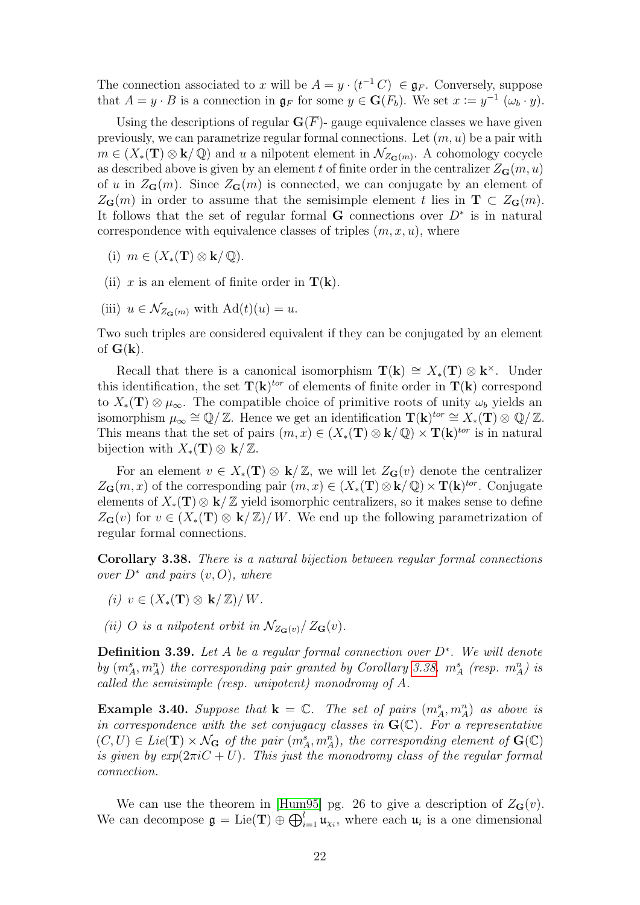The connection associated to $x$ will be $A = y \cdot (t^{-1} C) \in \mathfrak{g}_F$. Conversely, suppose that $A = y \cdot B$ is a connection in $\mathfrak{g}_F$ for some $y \in \mathbf{G}(F_b)$. We set $x := y^{-1} (\omega_b \cdot y)$.

Using the descriptions of regular $\mathbf{G}(\overline{F})$- gauge equivalence classes we have given previously, we can parametrize regular formal connections. Let $(m, u)$ be a pair with $m \in (X_*(\mathbf{T}) \otimes \mathbf{k}/\mathbb{Q})$ and $u$ a nilpotent element in $\mathcal{N}_{Z_{\mathbf{G}}(m)}$. A cohomology cocycle as described above is given by an element $t$ of finite order in the centralizer $Z_{\mathbf{G}}(m, u)$ of $u$ in $Z_{\mathbf{G}}(m)$. Since $Z_{\mathbf{G}}(m)$ is connected, we can conjugate by an element of $Z_{\mathbf{G}}(m)$ in order to assume that the semisimple element $t$ lies in $\mathbf{T} \subset Z_{\mathbf{G}}(m)$. It follows that the set of regular formal $\mathbf{G}$ connections over $D^*$ is in natural correspondence with equivalence classes of triples $(m, x, u)$, where

(i) $m \in (X_*(\mathbf{T}) \otimes \mathbf{k}/\mathbb{Q})$.

(ii) $x$ is an element of finite order in $\mathbf{T}(\mathbf{k})$.

(iii) $u \in \mathcal{N}_{Z_{\mathbf{G}}(m)}$ with $\mathrm{Ad}(t)(u) = u$.

Two such triples are considered equivalent if they can be conjugated by an element of $\mathbf{G}(\mathbf{k})$.

Recall that there is a canonical isomorphism $\mathbf{T}(\mathbf{k}) \cong X_*(\mathbf{T}) \otimes \mathbf{k}^\times$. Under this identification, the set $\mathbf{T}(\mathbf{k})^{tor}$ of elements of finite order in $\mathbf{T}(\mathbf{k})$ correspond to $X_*(\mathbf{T}) \otimes \mu_\infty$. The compatible choice of primitive roots of unity $\omega_b$ yields an isomorphism $\mu_\infty \cong \mathbb{Q}/\mathbb{Z}$. Hence we get an identification $\mathbf{T}(\mathbf{k})^{tor} \cong X_*(\mathbf{T}) \otimes \mathbb{Q}/\mathbb{Z}$. This means that the set of pairs $(m, x) \in (X_*(\mathbf{T}) \otimes \mathbf{k}/\mathbb{Q}) \times \mathbf{T}(\mathbf{k})^{tor}$ is in natural bijection with $X_*(\mathbf{T}) \otimes \mathbf{k}/\mathbb{Z}$.

For an element $v \in X_*(\mathbf{T}) \otimes \mathbf{k}/\mathbb{Z}$, we will let $Z_{\mathbf{G}}(v)$ denote the centralizer $Z_{\mathbf{G}}(m, x)$ of the corresponding pair $(m, x) \in (X_*(\mathbf{T}) \otimes \mathbf{k}/\mathbb{Q}) \times \mathbf{T}(\mathbf{k})^{tor}$. Conjugate elements of $X_*(\mathbf{T}) \otimes \mathbf{k}/\mathbb{Z}$ yield isomorphic centralizers, so it makes sense to define $Z_{\mathbf{G}}(v)$ for $v \in (X_*(\mathbf{T}) \otimes \mathbf{k}/\mathbb{Z})/W$. We end up the following parametrization of regular formal connections.

**Corollary 3.38.** *There is a natural bijection between regular formal connections over $D^*$ and pairs $(v, O)$, where*

*(i) $v \in (X_*(\mathbf{T}) \otimes \mathbf{k}/\mathbb{Z})/W$.*

*(ii) $O$ is a nilpotent orbit in $\mathcal{N}_{Z_{\mathbf{G}}(v)}/Z_{\mathbf{G}}(v)$.*

**Definition 3.39.** *Let $A$ be a regular formal connection over $D^*$. We will denote by $(m_A^s, m_A^n)$ the corresponding pair granted by Corollary 3.38. $m_A^s$ (resp. $m_A^n$) is called the semisimple (resp. unipotent) monodromy of $A$.*

**Example 3.40.** *Suppose that $\mathbf{k} = \mathbb{C}$. The set of pairs $(m_A^s, m_A^n)$ as above is in correspondence with the set conjugacy classes in $\mathbf{G}(\mathbb{C})$. For a representative $(C, U) \in Lie(\mathbf{T}) \times \mathcal{N}_{\mathbf{G}}$ of the pair $(m_A^s, m_A^n)$, the corresponding element of $\mathbf{G}(\mathbb{C})$ is given by $exp(2\pi i C + U)$. This just the monodromy class of the regular formal connection.*

We can use the theorem in [Hum95] pg. 26 to give a description of $Z_{\mathbf{G}}(v)$. We can decompose $\mathfrak{g} = \mathrm{Lie}(\mathbf{T}) \oplus \bigoplus_{i=1}^{l} \mathfrak{u}_{\chi_i}$, where each $\mathfrak{u}_i$ is a one dimensional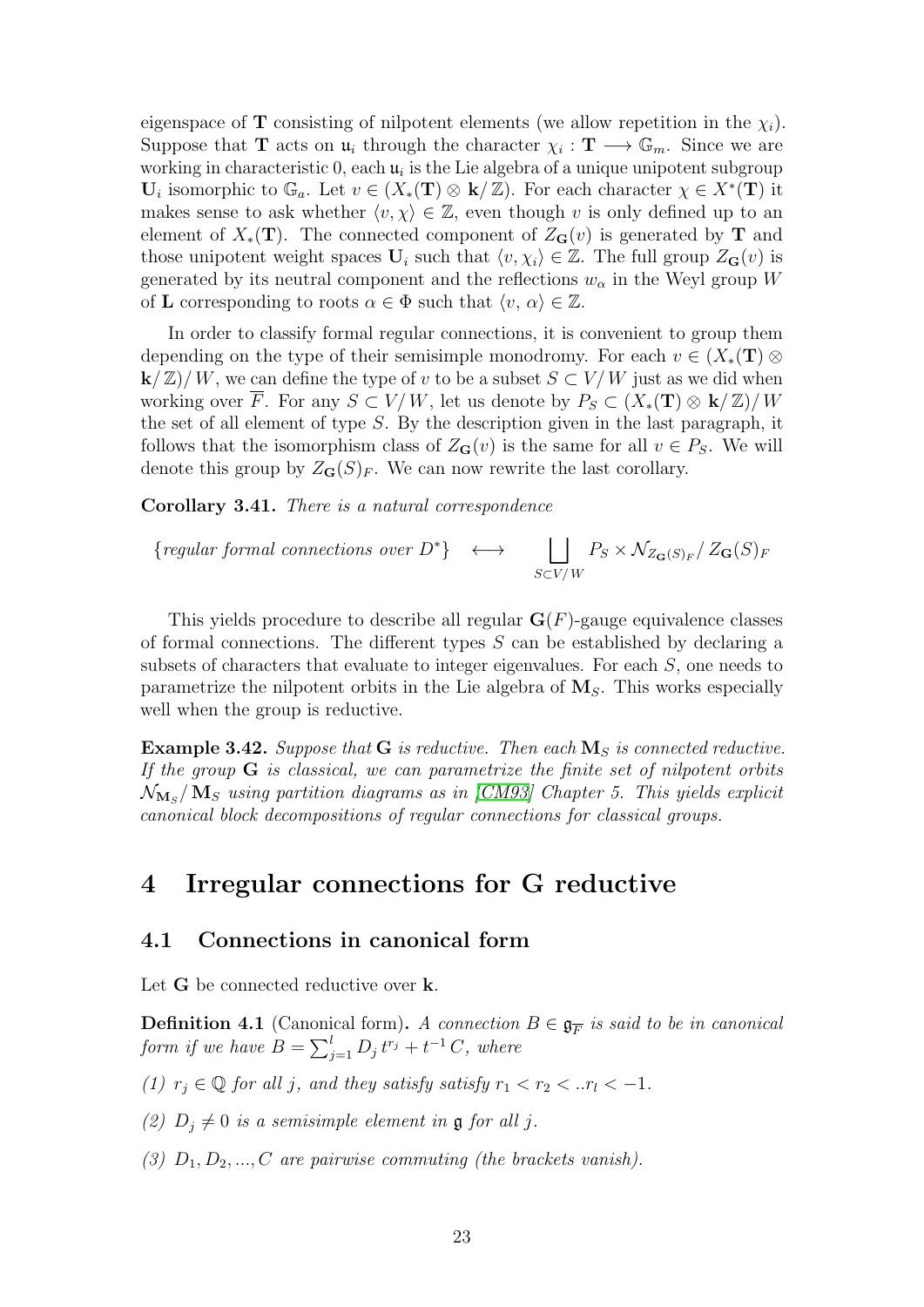eigenspace of $\mathbf{T}$ consisting of nilpotent elements (we allow repetition in the $\chi_i$). Suppose that $\mathbf{T}$ acts on $\mathfrak{u}_i$ through the character $\chi_i : \mathbf{T} \longrightarrow \mathbb{G}_m$. Since we are working in characteristic 0, each $\mathfrak{u}_i$ is the Lie algebra of a unique unipotent subgroup $\mathbf{U}_i$ isomorphic to $\mathbb{G}_a$. Let $v \in (X_*(\mathbf{T}) \otimes \mathbf{k}/\mathbb{Z})$. For each character $\chi \in X^*(\mathbf{T})$ it makes sense to ask whether $\langle v, \chi \rangle \in \mathbb{Z}$, even though $v$ is only defined up to an element of $X_*(\mathbf{T})$. The connected component of $Z_{\mathbf{G}}(v)$ is generated by $\mathbf{T}$ and those unipotent weight spaces $\mathbf{U}_i$ such that $\langle v, \chi_i \rangle \in \mathbb{Z}$. The full group $Z_{\mathbf{G}}(v)$ is generated by its neutral component and the reflections $w_\alpha$ in the Weyl group $W$ of $\mathbf{L}$ corresponding to roots $\alpha \in \Phi$ such that $\langle v, \alpha \rangle \in \mathbb{Z}$.

In order to classify formal regular connections, it is convenient to group them depending on the type of their semisimple monodromy. For each $v \in (X_*(\mathbf{T}) \otimes \mathbf{k}/\mathbb{Z})/W$, we can define the type of $v$ to be a subset $S \subset V/W$ just as we did when working over $\overline{F}$. For any $S \subset V/W$, let us denote by $P_S \subset (X_*(\mathbf{T}) \otimes \mathbf{k}/\mathbb{Z})/W$ the set of all element of type $S$. By the description given in the last paragraph, it follows that the isomorphism class of $Z_{\mathbf{G}}(v)$ is the same for all $v \in P_S$. We will denote this group by $Z_{\mathbf{G}}(S)_F$. We can now rewrite the last corollary.

**Corollary 3.41.** *There is a natural correspondence*

$$\{\text{regular formal connections over } D^*\} \quad \longleftrightarrow \quad \bigsqcup_{S \subset V/W} P_S \times \mathcal{N}_{Z_{\mathbf{G}}(S)_F} / \, Z_{\mathbf{G}}(S)_F$$

This yields procedure to describe all regular $\mathbf{G}(F)$-gauge equivalence classes of formal connections. The different types $S$ can be established by declaring a subsets of characters that evaluate to integer eigenvalues. For each $S$, one needs to parametrize the nilpotent orbits in the Lie algebra of $\mathbf{M}_S$. This works especially well when the group is reductive.

**Example 3.42.** *Suppose that $\mathbf{G}$ is reductive. Then each $\mathbf{M}_S$ is connected reductive. If the group $\mathbf{G}$ is classical, we can parametrize the finite set of nilpotent orbits $\mathcal{N}_{\mathbf{M}_S}/\mathbf{M}_S$ using partition diagrams as in [CM93] Chapter 5. This yields explicit canonical block decompositions of regular connections for classical groups.*

# 4 Irregular connections for G reductive

## 4.1 Connections in canonical form

Let $\mathbf{G}$ be connected reductive over $\mathbf{k}$.

**Definition 4.1** (Canonical form)**.** *A connection $B \in \mathfrak{g}_{\overline{F}}$ is said to be in canonical form if we have $B = \sum_{j=1}^{l} D_j \, t^{r_j} + t^{-1} C$, where*

*(1) $r_j \in \mathbb{Q}$ for all $j$, and they satisfy satisfy $r_1 < r_2 < ..r_l < -1$.*

*(2) $D_j \neq 0$ is a semisimple element in $\mathfrak{g}$ for all $j$.*

*(3) $D_1, D_2, ..., C$ are pairwise commuting (the brackets vanish).*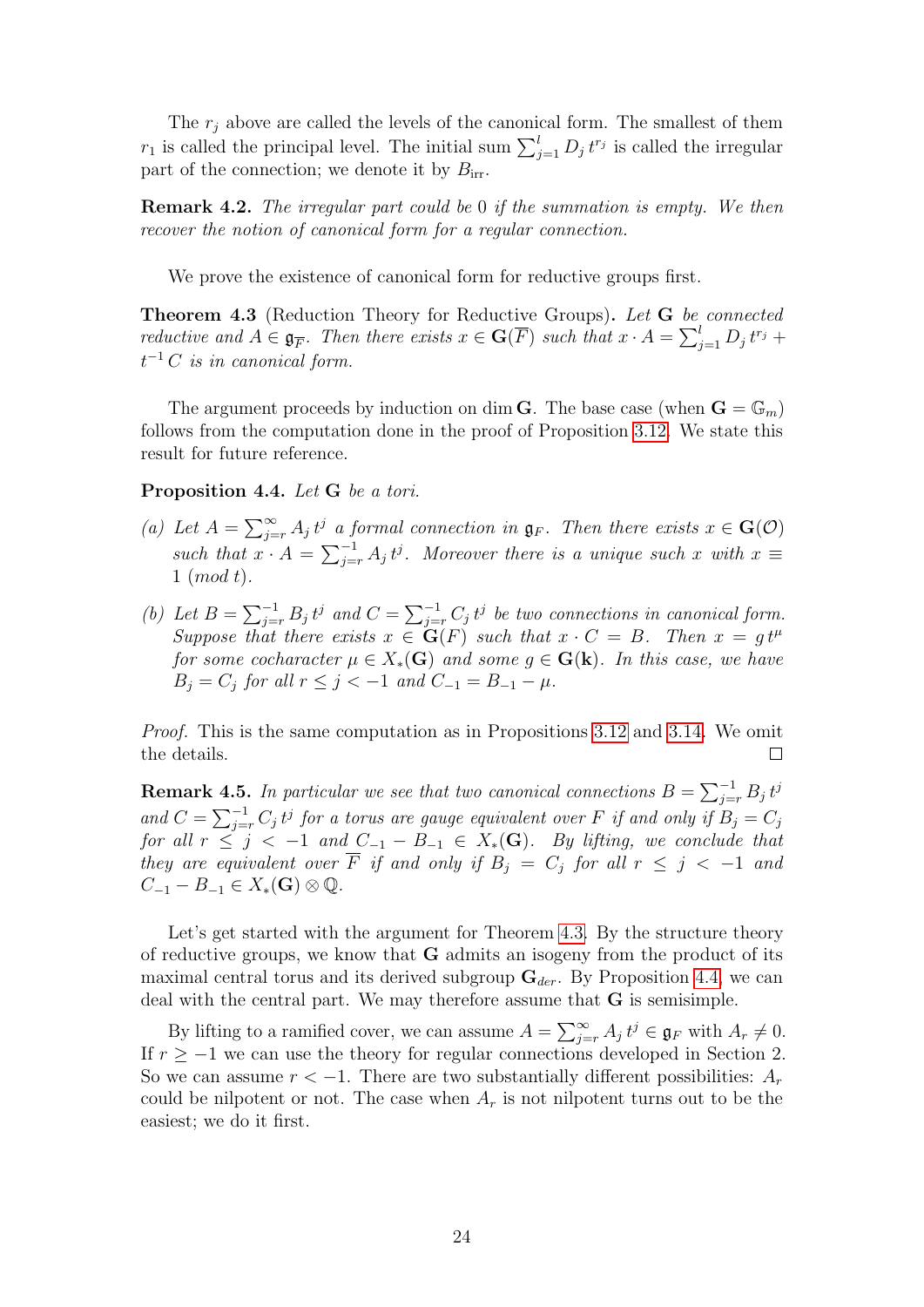The $r_j$ above are called the levels of the canonical form. The smallest of them $r_1$ is called the principal level. The initial sum $\sum_{j=1}^{l} D_j\, t^{r_j}$ is called the irregular part of the connection; we denote it by $B_{\text{irr}}$.

**Remark 4.2.** *The irregular part could be 0 if the summation is empty. We then recover the notion of canonical form for a regular connection.*

We prove the existence of canonical form for reductive groups first.

**Theorem 4.3** (Reduction Theory for Reductive Groups)**.** *Let $\mathbf{G}$ be connected reductive and $A \in \mathfrak{g}_{\overline{F}}$. Then there exists $x \in \mathbf{G}(\overline{F})$ such that $x \cdot A = \sum_{j=1}^{l} D_j\, t^{r_j} + t^{-1}\, C$ is in canonical form.*

The argument proceeds by induction on $\dim \mathbf{G}$. The base case (when $\mathbf{G} = \mathbb{G}_m$) follows from the computation done in the proof of Proposition 3.12. We state this result for future reference.

**Proposition 4.4.** *Let $\mathbf{G}$ be a tori.*

*(a) Let $A = \sum_{j=r}^{\infty} A_j\, t^j$ a formal connection in $\mathfrak{g}_F$. Then there exists $x \in \mathbf{G}(\mathcal{O})$ such that $x \cdot A = \sum_{j=r}^{-1} A_j\, t^j$. Moreover there is a unique such $x$ with $x \equiv 1 \ (mod\ t)$.*

*(b) Let $B = \sum_{j=r}^{-1} B_j\, t^j$ and $C = \sum_{j=r}^{-1} C_j\, t^j$ be two connections in canonical form. Suppose that there exists $x \in \mathbf{G}(F)$ such that $x \cdot C = B$. Then $x = g\, t^{\mu}$ for some cocharacter $\mu \in X_*(\mathbf{G})$ and some $g \in \mathbf{G}(\mathbf{k})$. In this case, we have $B_j = C_j$ for all $r \leq j < -1$ and $C_{-1} = B_{-1} - \mu$.*

*Proof.* This is the same computation as in Propositions 3.12 and 3.14. We omit the details. $\square$

**Remark 4.5.** *In particular we see that two canonical connections $B = \sum_{j=r}^{-1} B_j\, t^j$ and $C = \sum_{j=r}^{-1} C_j\, t^j$ for a torus are gauge equivalent over $F$ if and only if $B_j = C_j$ for all $r \leq j < -1$ and $C_{-1} - B_{-1} \in X_*(\mathbf{G})$. By lifting, we conclude that they are equivalent over $\overline{F}$ if and only if $B_j = C_j$ for all $r \leq j < -1$ and $C_{-1} - B_{-1} \in X_*(\mathbf{G}) \otimes \mathbb{Q}$.*

Let's get started with the argument for Theorem 4.3. By the structure theory of reductive groups, we know that $\mathbf{G}$ admits an isogeny from the product of its maximal central torus and its derived subgroup $\mathbf{G}_{der}$. By Proposition 4.4, we can deal with the central part. We may therefore assume that $\mathbf{G}$ is semisimple.

By lifting to a ramified cover, we can assume $A = \sum_{j=r}^{\infty} A_j\, t^j \in \mathfrak{g}_F$ with $A_r \neq 0$. If $r \geq -1$ we can use the theory for regular connections developed in Section 2. So we can assume $r < -1$. There are two substantially different possibilities: $A_r$ could be nilpotent or not. The case when $A_r$ is not nilpotent turns out to be the easiest; we do it first.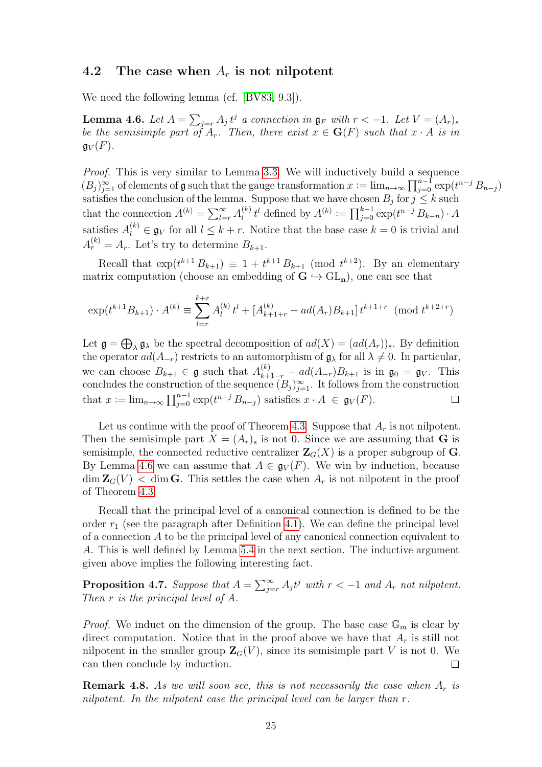### 4.2 The case when $A_r$ is not nilpotent

We need the following lemma (cf. [BV83, 9.3]).

**Lemma 4.6.** *Let $A = \sum_{j=r} A_j \, t^j$ a connection in $\mathfrak{g}_F$ with $r < -1$. Let $V = (A_r)_s$ be the semisimple part of $A_r$. Then, there exist $x \in \mathbf{G}(F)$ such that $x \cdot A$ is in $\mathfrak{g}_V(F)$.*

*Proof.* This is very similar to Lemma 3.3. We will inductively build a sequence $(B_j)_{j=1}^{\infty}$ of elements of $\mathfrak{g}$ such that the gauge transformation $x := \lim_{n\to\infty} \prod_{j=0}^{n-1} \exp(t^{n-j} \, B_{n-j})$ satisfies the conclusion of the lemma. Suppose that we have chosen $B_j$ for $j \leq k$ such that the connection $A^{(k)} = \sum_{l=r}^{\infty} A_l^{(k)} \, t^l$ defined by $A^{(k)} := \prod_{j=0}^{k-1} \exp(t^{n-j} \, B_{k-n}) \cdot A$ satisfies $A_l^{(k)} \in \mathfrak{g}_V$ for all $l \leq k + r$. Notice that the base case $k = 0$ is trivial and $A_r^{(k)} = A_r$. Let's try to determine $B_{k+1}$.

Recall that $\exp(t^{k+1} \, B_{k+1}) \equiv 1 + t^{k+1} \, B_{k+1} \pmod{t^{k+2}}$. By an elementary matrix computation (choose an embedding of $\mathbf{G} \hookrightarrow \mathrm{GL}_\mathbf{n}$), one can see that

$$\exp(t^{k+1} B_{k+1}) \cdot A^{(k)} \equiv \sum_{l=r}^{k+r} A_l^{(k)} \, t^l + [A_{k+1+r}^{(k)} - ad(A_r) B_{k+1}] \, t^{k+1+r} \pmod{t^{k+2+r}}$$

Let $\mathfrak{g} = \bigoplus_\lambda \mathfrak{g}_\lambda$ be the spectral decomposition of $ad(X) = (ad(A_r))_s$. By definition the operator $ad(A_{-r})$ restricts to an automorphism of $\mathfrak{g}_\lambda$ for all $\lambda \neq 0$. In particular, we can choose $B_{k+1} \in \mathfrak{g}$ such that $A_{k+1-r}^{(k)} - ad(A_{-r}) B_{k+1}$ is in $\mathfrak{g}_0 = \mathfrak{g}_V$. This concludes the construction of the sequence $(B_j)_{j=1}^{\infty}$. It follows from the construction that $x := \lim_{n\to\infty} \prod_{j=0}^{n-1} \exp(t^{n-j} \, B_{n-j})$ satisfies $x \cdot A \in \mathfrak{g}_V(F)$. □

Let us continue with the proof of Theorem 4.3. Suppose that $A_r$ is not nilpotent. Then the semisimple part $X = (A_r)_s$ is not 0. Since we are assuming that $\mathbf{G}$ is semisimple, the connected reductive centralizer $\mathbf{Z}_G(X)$ is a proper subgroup of $\mathbf{G}$. By Lemma 4.6 we can assume that $A \in \mathfrak{g}_V(F)$. We win by induction, because $\dim \mathbf{Z}_G(V) < \dim \mathbf{G}$. This settles the case when $A_r$ is not nilpotent in the proof of Theorem 4.3.

Recall that the principal level of a canonical connection is defined to be the order $r_1$ (see the paragraph after Definition 4.1). We can define the principal level of a connection $A$ to be the principal level of any canonical connection equivalent to $A$. This is well defined by Lemma 5.4 in the next section. The inductive argument given above implies the following interesting fact.

**Proposition 4.7.** *Suppose that $A = \sum_{j=r}^{\infty} A_j t^j$ with $r < -1$ and $A_r$ not nilpotent. Then $r$ is the principal level of $A$.*

*Proof.* We induct on the dimension of the group. The base case $\mathbb{G}_m$ is clear by direct computation. Notice that in the proof above we have that $A_r$ is still not nilpotent in the smaller group $\mathbf{Z}_G(V)$, since its semisimple part $V$ is not 0. We can then conclude by induction. □

**Remark 4.8.** *As we will soon see, this is not necessarily the case when $A_r$ is nilpotent. In the nilpotent case the principal level can be larger than $r$.*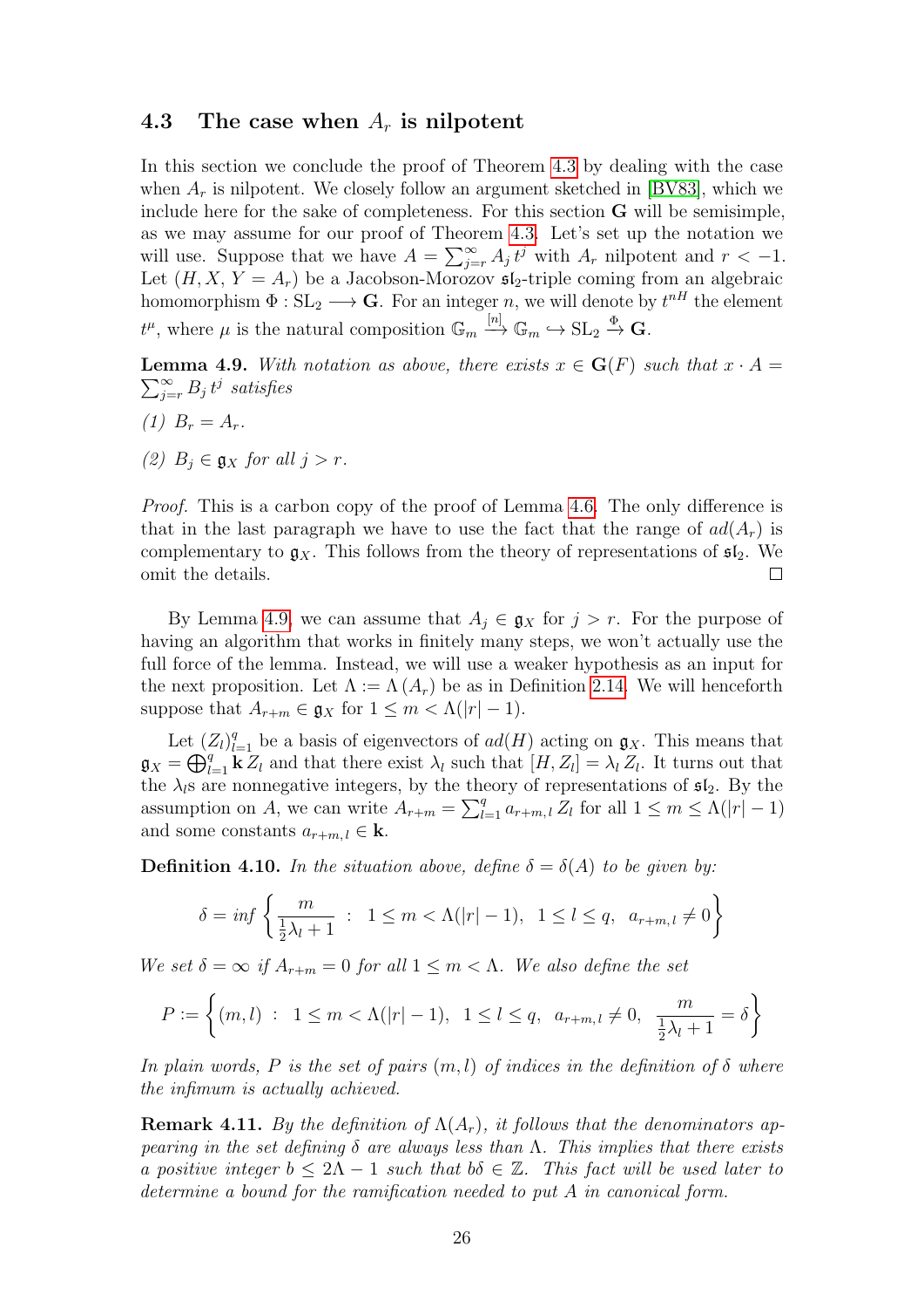### 4.3 The case when $A_r$ is nilpotent

In this section we conclude the proof of Theorem 4.3 by dealing with the case when $A_r$ is nilpotent. We closely follow an argument sketched in [BV83], which we include here for the sake of completeness. For this section $\mathbf{G}$ will be semisimple, as we may assume for our proof of Theorem 4.3. Let's set up the notation we will use. Suppose that we have $A = \sum_{j=r}^{\infty} A_j \, t^j$ with $A_r$ nilpotent and $r < -1$. Let $(H, X, Y = A_r)$ be a Jacobson-Morozov $\mathfrak{sl}_2$-triple coming from an algebraic homomorphism $\Phi : \mathrm{SL}_2 \longrightarrow \mathbf{G}$. For an integer $n$, we will denote by $t^{nH}$ the element $t^{\mu}$, where $\mu$ is the natural composition $\mathbb{G}_m \xrightarrow{[n]} \mathbb{G}_m \hookrightarrow \mathrm{SL}_2 \xrightarrow{\Phi} \mathbf{G}$.

**Lemma 4.9.** *With notation as above, there exists $x \in \mathbf{G}(F)$ such that $x \cdot A = \sum_{j=r}^{\infty} B_j \, t^j$ satisfies*

*(1) $B_r = A_r$.*

*(2) $B_j \in \mathfrak{g}_X$ for all $j > r$.*

*Proof.* This is a carbon copy of the proof of Lemma 4.6. The only difference is that in the last paragraph we have to use the fact that the range of $ad(A_r)$ is complementary to $\mathfrak{g}_X$. This follows from the theory of representations of $\mathfrak{sl}_2$. We omit the details. □

By Lemma 4.9, we can assume that $A_j \in \mathfrak{g}_X$ for $j > r$. For the purpose of having an algorithm that works in finitely many steps, we won't actually use the full force of the lemma. Instead, we will use a weaker hypothesis as an input for the next proposition. Let $\Lambda := \Lambda(A_r)$ be as in Definition 2.14. We will henceforth suppose that $A_{r+m} \in \mathfrak{g}_X$ for $1 \leq m < \Lambda(|r| - 1)$.

Let $(Z_l)_{l=1}^{q}$ be a basis of eigenvectors of $ad(H)$ acting on $\mathfrak{g}_X$. This means that $\mathfrak{g}_X = \bigoplus_{l=1}^{q} \mathbf{k} \, Z_l$ and that there exist $\lambda_l$ such that $[H, Z_l] = \lambda_l \, Z_l$. It turns out that the $\lambda_l$s are nonnegative integers, by the theory of representations of $\mathfrak{sl}_2$. By the assumption on $A$, we can write $A_{r+m} = \sum_{l=1}^{q} a_{r+m,l} \, Z_l$ for all $1 \leq m \leq \Lambda(|r| - 1)$ and some constants $a_{r+m,l} \in \mathbf{k}$.

**Definition 4.10.** *In the situation above, define $\delta = \delta(A)$ to be given by:*

$$\delta = inf \left\{ \frac{m}{\frac{1}{2}\lambda_l + 1} \;:\; 1 \leq m < \Lambda(|r| - 1), \;\; 1 \leq l \leq q, \;\; a_{r+m,l} \neq 0 \right\}$$

*We set $\delta = \infty$ if $A_{r+m} = 0$ for all $1 \leq m < \Lambda$. We also define the set*

$$P := \left\{ (m, l) \;:\; 1 \leq m < \Lambda(|r| - 1), \;\; 1 \leq l \leq q, \;\; a_{r+m,l} \neq 0, \;\; \frac{m}{\frac{1}{2}\lambda_l + 1} = \delta \right\}$$

*In plain words, $P$ is the set of pairs $(m, l)$ of indices in the definition of $\delta$ where the infimum is actually achieved.*

**Remark 4.11.** *By the definition of $\Lambda(A_r)$, it follows that the denominators appearing in the set defining $\delta$ are always less than $\Lambda$. This implies that there exists a positive integer $b \leq 2\Lambda - 1$ such that $b\delta \in \mathbb{Z}$. This fact will be used later to determine a bound for the ramification needed to put $A$ in canonical form.*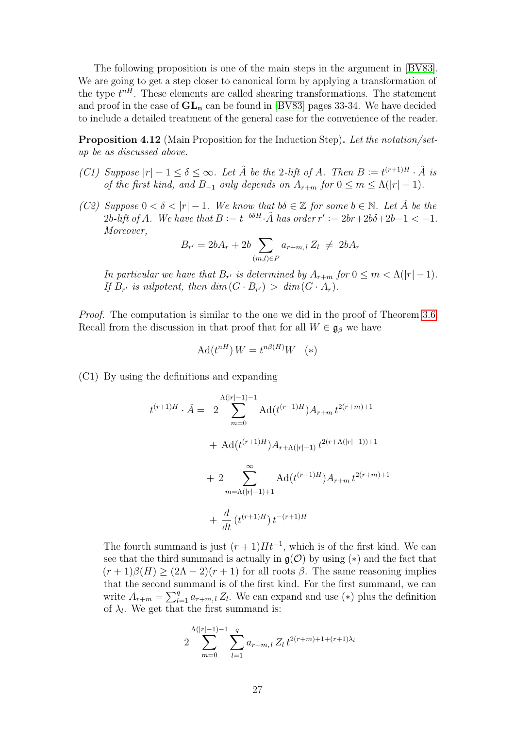The following proposition is one of the main steps in the argument in [BV83]. We are going to get a step closer to canonical form by applying a transformation of the type $t^{nH}$. These elements are called shearing transformations. The statement and proof in the case of $\mathbf{GL_n}$ can be found in [BV83] pages 33-34. We have decided to include a detailed treatment of the general case for the convenience of the reader.

**Proposition 4.12** (Main Proposition for the Induction Step)**.** *Let the notation/set-up be as discussed above.*

*(C1) Suppose $|r| - 1 \leq \delta \leq \infty$. Let $\tilde{A}$ be the 2-lift of $A$. Then $B := t^{(r+1)H} \cdot \tilde{A}$ is of the first kind, and $B_{-1}$ only depends on $A_{r+m}$ for $0 \leq m \leq \Lambda(|r| - 1)$.*

*(C2) Suppose $0 < \delta < |r| - 1$. We know that $b\delta \in \mathbb{Z}$ for some $b \in \mathbb{N}$. Let $\tilde{A}$ be the $2b$-lift of $A$. We have that $B := t^{-b\delta H} \cdot \tilde{A}$ has order $r' := 2br + 2b\delta + 2b - 1 < -1$. Moreover,*

$$B_{r'} = 2bA_r + 2b \sum_{(m,l) \in P} a_{r+m,l}\, Z_l \;\neq\; 2bA_r$$

*In particular we have that $B_{r'}$ is determined by $A_{r+m}$ for $0 \leq m < \Lambda(|r| - 1)$. If $B_{r'}$ is nilpotent, then $\dim(G \cdot B_{r'}) > \dim(G \cdot A_r)$.*

*Proof.* The computation is similar to the one we did in the proof of Theorem 3.6. Recall from the discussion in that proof that for all $W \in \mathfrak{g}_\beta$ we have

$$\mathrm{Ad}(t^{nH})\, W = t^{n\beta(H)} W \quad (*)$$

(C1) By using the definitions and expanding

$$\begin{aligned} t^{(r+1)H} \cdot \tilde{A} = \;& 2 \sum_{m=0}^{\Lambda(|r|-1)-1} \mathrm{Ad}(t^{(r+1)H}) A_{r+m}\, t^{2(r+m)+1} \\ &+ \mathrm{Ad}(t^{(r+1)H}) A_{r+\Lambda(|r|-1)}\, t^{2(r+\Lambda(|r|-1))+1} \\ &+ 2 \sum_{m=\Lambda(|r|-1)+1}^{\infty} \mathrm{Ad}(t^{(r+1)H}) A_{r+m}\, t^{2(r+m)+1} \\ &+ \frac{d}{dt}\left(t^{(r+1)H}\right) t^{-(r+1)H} \end{aligned}$$

The fourth summand is just $(r+1)Ht^{-1}$, which is of the first kind. We can see that the third summand is actually in $\mathfrak{g}(\mathcal{O})$ by using $(*)$ and the fact that $(r+1)\beta(H) \geq (2\Lambda - 2)(r+1)$ for all roots $\beta$. The same reasoning implies that the second summand is of the first kind. For the first summand, we can write $A_{r+m} = \sum_{l=1}^{q} a_{r+m,l}\, Z_l$. We can expand and use $(*)$ plus the definition of $\lambda_l$. We get that the first summand is:

$$2 \sum_{m=0}^{\Lambda(|r|-1)-1} \sum_{l=1}^{q} a_{r+m,l}\, Z_l\, t^{2(r+m)+1+(r+1)\lambda_l}$$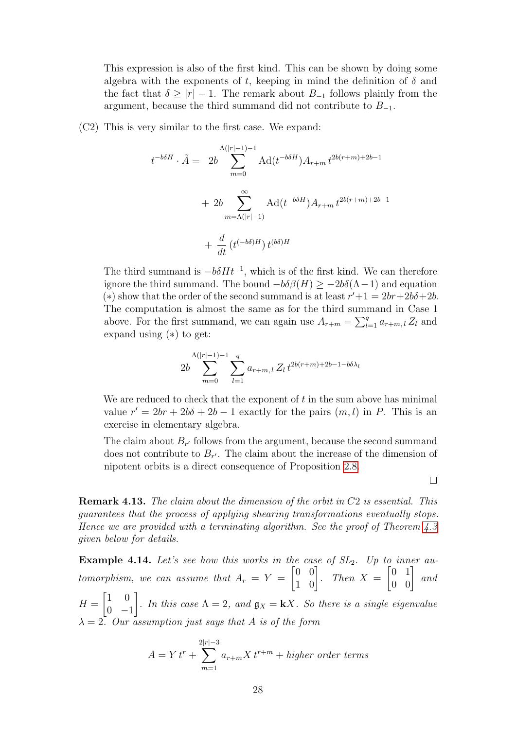This expression is also of the first kind. This can be shown by doing some algebra with the exponents of $t$, keeping in mind the definition of $\delta$ and the fact that $\delta \geq |r|-1$. The remark about $B_{-1}$ follows plainly from the argument, because the third summand did not contribute to $B_{-1}$.

(C2) This is very similar to the first case. We expand:

$$
\begin{aligned}
t^{-b\delta H} \cdot \tilde{A} = \; & 2b \sum_{m=0}^{\Lambda(|r|-1)-1} \operatorname{Ad}(t^{-b\delta H}) A_{r+m} \, t^{2b(r+m)+2b-1} \\
& + 2b \sum_{m=\Lambda(|r|-1)}^{\infty} \operatorname{Ad}(t^{-b\delta H}) A_{r+m} \, t^{2b(r+m)+2b-1} \\
& + \frac{d}{dt}\left(t^{(-b\delta)H}\right) t^{(b\delta)H}
\end{aligned}
$$

The third summand is $-b\delta H t^{-1}$, which is of the first kind. We can therefore ignore the third summand. The bound $-b\delta\beta(H) \geq -2b\delta(\Lambda-1)$ and equation $(*)$ show that the order of the second summand is at least $r'+1 = 2br + 2b\delta + 2b$. The computation is almost the same as for the third summand in Case 1 above. For the first summand, we can again use $A_{r+m} = \sum_{l=1}^{q} a_{r+m,\,l} \, Z_l$ and expand using $(*)$ to get:

$$
2b \sum_{m=0}^{\Lambda(|r|-1)-1} \sum_{l=1}^{q} a_{r+m,\,l} \, Z_l \, t^{2b(r+m)+2b-1-b\delta\lambda_l}
$$

We are reduced to check that the exponent of $t$ in the sum above has minimal value $r' = 2br + 2b\delta + 2b - 1$ exactly for the pairs $(m,l)$ in $P$. This is an exercise in elementary algebra.

The claim about $B_{r'}$ follows from the argument, because the second summand does not contribute to $B_{r'}$. The claim about the increase of the dimension of nipotent orbits is a direct consequence of Proposition 2.8. □

**Remark 4.13.** *The claim about the dimension of the orbit in C2 is essential. This guarantees that the process of applying shearing transformations eventually stops. Hence we are provided with a terminating algorithm. See the proof of Theorem 4.3 given below for details.*

**Example 4.14.** *Let's see how this works in the case of $SL_2$. Up to inner automorphism, we can assume that $A_r = Y = \begin{bmatrix} 0 & 0 \\ 1 & 0 \end{bmatrix}$. Then $X = \begin{bmatrix} 0 & 1 \\ 0 & 0 \end{bmatrix}$ and $H = \begin{bmatrix} 1 & 0 \\ 0 & -1 \end{bmatrix}$. In this case $\Lambda = 2$, and $\mathfrak{g}_X = \mathbf{k}X$. So there is a single eigenvalue $\lambda = 2$. Our assumption just says that $A$ is of the form*

$$
A = Y\, t^r + \sum_{m=1}^{2|r|-3} a_{r+m} X \, t^{r+m} + \textit{higher order terms}
$$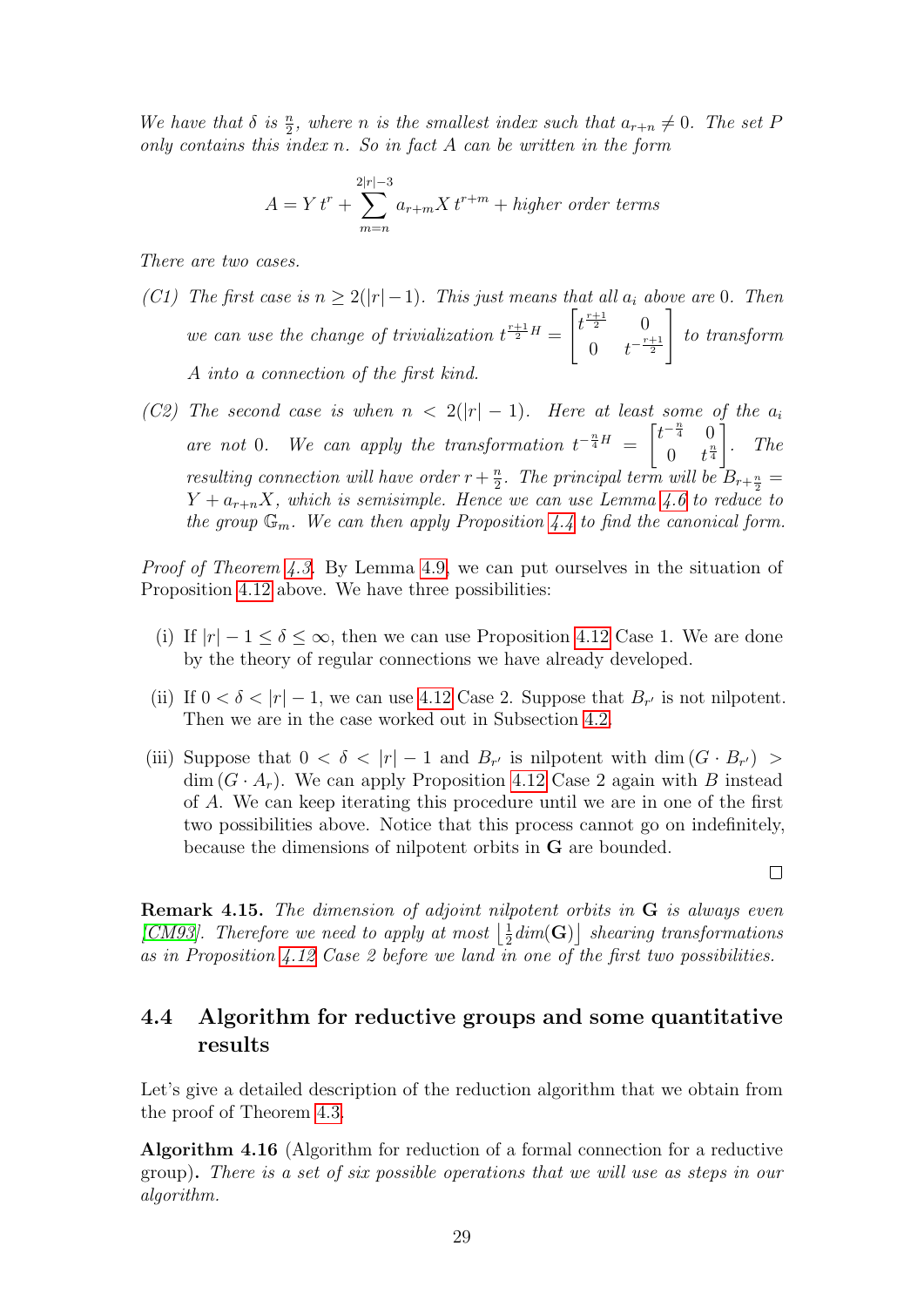*We have that $\delta$ is $\frac{n}{2}$, where $n$ is the smallest index such that $a_{r+n} \neq 0$. The set $P$ only contains this index $n$. So in fact $A$ can be written in the form*

$$A = Y\, t^r + \sum_{m=n}^{2|r|-3} a_{r+m} X\, t^{r+m} + \textit{higher order terms}$$

*There are two cases.*

*(C1) The first case is $n \geq 2(|r|-1)$. This just means that all $a_i$ above are $0$. Then we can use the change of trivialization $t^{\frac{r+1}{2}H} = \begin{bmatrix} t^{\frac{r+1}{2}} & 0 \\ 0 & t^{-\frac{r+1}{2}} \end{bmatrix}$ to transform $A$ into a connection of the first kind.*

*(C2) The second case is when $n < 2(|r|-1)$. Here at least some of the $a_i$ are not $0$. We can apply the transformation $t^{-\frac{n}{4}H} = \begin{bmatrix} t^{-\frac{n}{4}} & 0 \\ 0 & t^{\frac{n}{4}} \end{bmatrix}$. The resulting connection will have order $r + \frac{n}{2}$. The principal term will be $B_{r+\frac{n}{2}} = Y + a_{r+n}X$, which is semisimple. Hence we can use Lemma 4.6 to reduce to the group $\mathbb{G}_m$. We can then apply Proposition 4.4 to find the canonical form.*

*Proof of Theorem 4.3.* By Lemma 4.9, we can put ourselves in the situation of Proposition 4.12 above. We have three possibilities:

(i) If $|r| - 1 \leq \delta \leq \infty$, then we can use Proposition 4.12 Case 1. We are done by the theory of regular connections we have already developed.

(ii) If $0 < \delta < |r| - 1$, we can use 4.12 Case 2. Suppose that $B_{r'}$ is not nilpotent. Then we are in the case worked out in Subsection 4.2.

(iii) Suppose that $0 < \delta < |r| - 1$ and $B_{r'}$ is nilpotent with $\dim(G \cdot B_{r'}) > \dim(G \cdot A_r)$. We can apply Proposition 4.12 Case 2 again with $B$ instead of $A$. We can keep iterating this procedure until we are in one of the first two possibilities above. Notice that this process cannot go on indefinitely, because the dimensions of nilpotent orbits in $\mathbf{G}$ are bounded.

□

**Remark 4.15.** *The dimension of adjoint nilpotent orbits in $\mathbf{G}$ is always even [CM93]. Therefore we need to apply at most $\left\lfloor \frac{1}{2} \dim(\mathbf{G}) \right\rfloor$ shearing transformations as in Proposition 4.12 Case 2 before we land in one of the first two possibilities.*

## 4.4 Algorithm for reductive groups and some quantitative results

Let's give a detailed description of the reduction algorithm that we obtain from the proof of Theorem 4.3.

**Algorithm 4.16** (Algorithm for reduction of a formal connection for a reductive group)**.** *There is a set of six possible operations that we will use as steps in our algorithm.*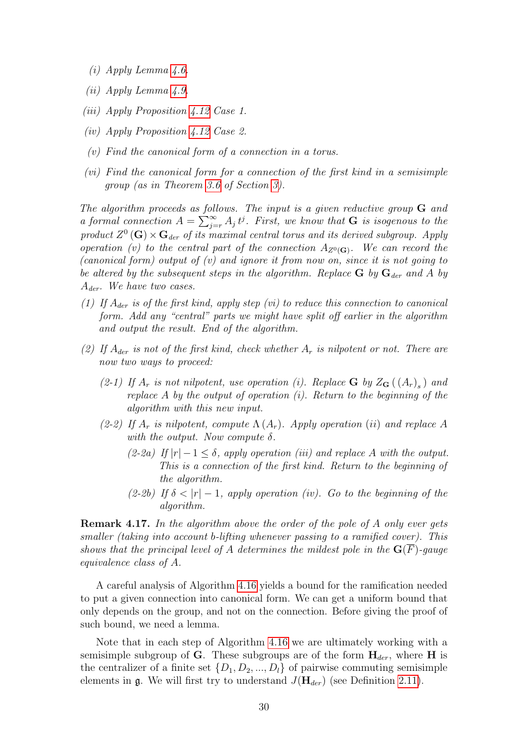*(i) Apply Lemma 4.6.*

*(ii) Apply Lemma 4.9.*

*(iii) Apply Proposition 4.12 Case 1.*

*(iv) Apply Proposition 4.12 Case 2.*

*(v) Find the canonical form of a connection in a torus.*

*(vi) Find the canonical form for a connection of the first kind in a semisimple group (as in Theorem 3.6 of Section 3).*

*The algorithm proceeds as follows. The input is a given reductive group* $\mathbf{G}$ *and a formal connection* $A = \sum_{j=r}^{\infty} A_j \, t^j$*. First, we know that* $\mathbf{G}$ *is isogenous to the product* $Z^0(\mathbf{G}) \times \mathbf{G}_{der}$ *of its maximal central torus and its derived subgroup. Apply operation (v) to the central part of the connection* $A_{Z^0(\mathbf{G})}$*. We can record the (canonical form) output of (v) and ignore it from now on, since it is not going to be altered by the subsequent steps in the algorithm. Replace* $\mathbf{G}$ *by* $\mathbf{G}_{der}$ *and* $A$ *by* $A_{der}$*. We have two cases.*

*(1) If* $A_{der}$ *is of the first kind, apply step (vi) to reduce this connection to canonical form. Add any "central" parts we might have split off earlier in the algorithm and output the result. End of the algorithm.*

*(2) If* $A_{der}$ *is not of the first kind, check whether* $A_r$ *is nilpotent or not. There are now two ways to proceed:*

  *(2-1) If* $A_r$ *is not nilpotent, use operation (i). Replace* $\mathbf{G}$ *by* $Z_{\mathbf{G}}\left((A_r)_s\right)$ *and replace* $A$ *by the output of operation (i). Return to the beginning of the algorithm with this new input.*

  *(2-2) If* $A_r$ *is nilpotent, compute* $\Lambda(A_r)$*. Apply operation (ii) and replace* $A$ *with the output. Now compute* $\delta$*.*

    *(2-2a) If* $|r| - 1 \leq \delta$*, apply operation (iii) and replace* $A$ *with the output. This is a connection of the first kind. Return to the beginning of the algorithm.*

    *(2-2b) If* $\delta < |r| - 1$*, apply operation (iv). Go to the beginning of the algorithm.*

**Remark 4.17.** *In the algorithm above the order of the pole of* $A$ *only ever gets smaller (taking into account b-lifting whenever passing to a ramified cover). This shows that the principal level of* $A$ *determines the mildest pole in the* $\mathbf{G}(\overline{F})$*-gauge equivalence class of* $A$*.*

A careful analysis of Algorithm 4.16 yields a bound for the ramification needed to put a given connection into canonical form. We can get a uniform bound that only depends on the group, and not on the connection. Before giving the proof of such bound, we need a lemma.

Note that in each step of Algorithm 4.16 we are ultimately working with a semisimple subgroup of $\mathbf{G}$. These subgroups are of the form $\mathbf{H}_{der}$, where $\mathbf{H}$ is the centralizer of a finite set $\{D_1, D_2, ..., D_l\}$ of pairwise commuting semisimple elements in $\mathfrak{g}$. We will first try to understand $J(\mathbf{H}_{der})$ (see Definition 2.11).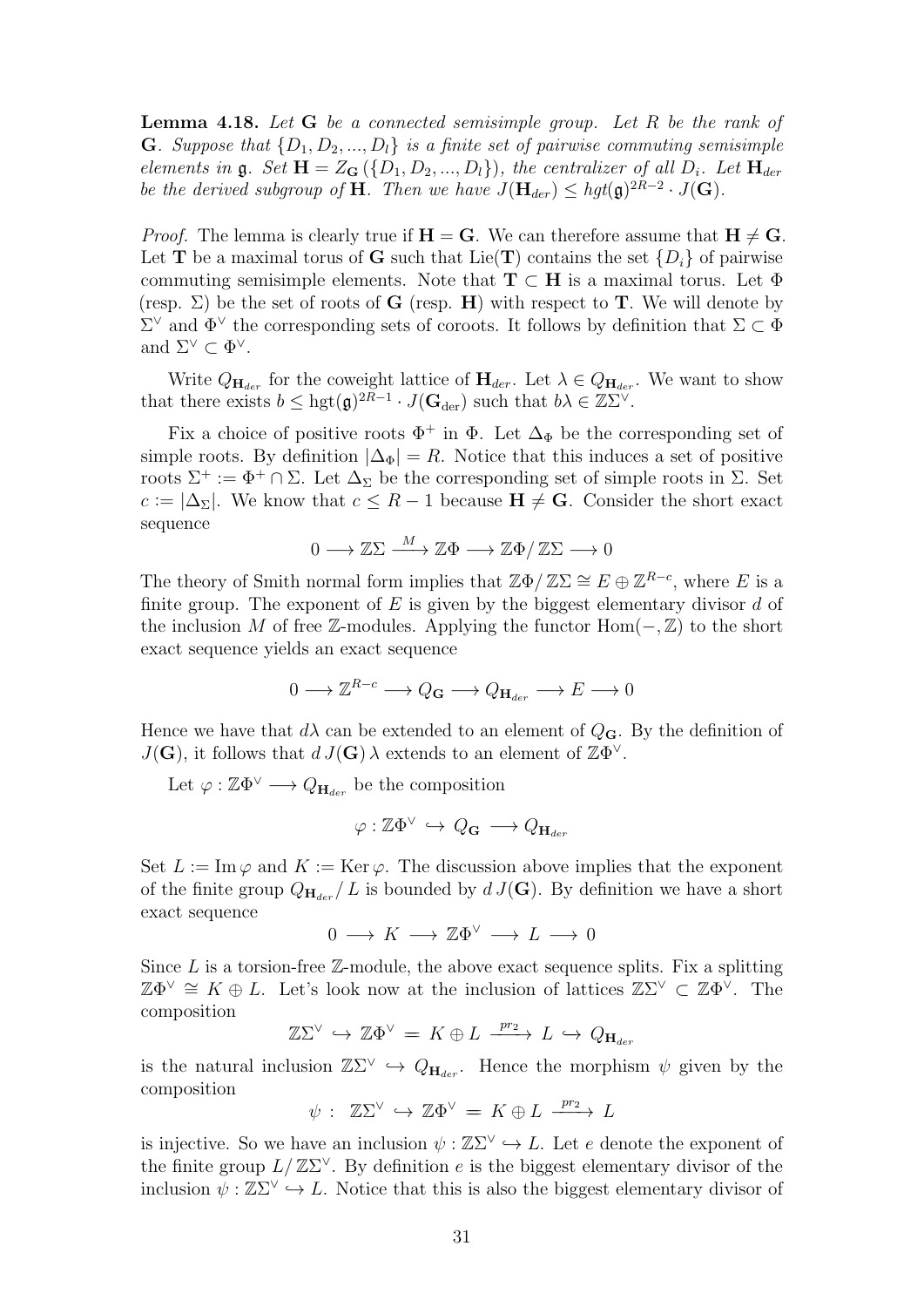**Lemma 4.18.** *Let $\mathbf{G}$ be a connected semisimple group. Let $R$ be the rank of $\mathbf{G}$. Suppose that $\{D_1, D_2, ..., D_l\}$ is a finite set of pairwise commuting semisimple elements in $\mathfrak{g}$. Set $\mathbf{H} = Z_{\mathbf{G}}(\{D_1, D_2, ..., D_l\})$, the centralizer of all $D_i$. Let $\mathbf{H}_{der}$ be the derived subgroup of $\mathbf{H}$. Then we have $J(\mathbf{H}_{der}) \leq hgt(\mathfrak{g})^{2R-2} \cdot J(\mathbf{G})$.*

*Proof.* The lemma is clearly true if $\mathbf{H} = \mathbf{G}$. We can therefore assume that $\mathbf{H} \neq \mathbf{G}$. Let $\mathbf{T}$ be a maximal torus of $\mathbf{G}$ such that $\mathrm{Lie}(\mathbf{T})$ contains the set $\{D_i\}$ of pairwise commuting semisimple elements. Note that $\mathbf{T} \subset \mathbf{H}$ is a maximal torus. Let $\Phi$ (resp. $\Sigma$) be the set of roots of $\mathbf{G}$ (resp. $\mathbf{H}$) with respect to $\mathbf{T}$. We will denote by $\Sigma^\vee$ and $\Phi^\vee$ the corresponding sets of coroots. It follows by definition that $\Sigma \subset \Phi$ and $\Sigma^\vee \subset \Phi^\vee$.

Write $Q_{\mathbf{H}_{der}}$ for the coweight lattice of $\mathbf{H}_{der}$. Let $\lambda \in Q_{\mathbf{H}_{der}}$. We want to show that there exists $b \leq \mathrm{hgt}(\mathfrak{g})^{2R-1} \cdot J(\mathbf{G}_{\mathrm{der}})$ such that $b\lambda \in \mathbb{Z}\Sigma^\vee$.

Fix a choice of positive roots $\Phi^+$ in $\Phi$. Let $\Delta_\Phi$ be the corresponding set of simple roots. By definition $|\Delta_\Phi| = R$. Notice that this induces a set of positive roots $\Sigma^+ := \Phi^+ \cap \Sigma$. Let $\Delta_\Sigma$ be the corresponding set of simple roots in $\Sigma$. Set $c := |\Delta_\Sigma|$. We know that $c \leq R - 1$ because $\mathbf{H} \neq \mathbf{G}$. Consider the short exact sequence

$$0 \longrightarrow \mathbb{Z}\Sigma \xrightarrow{\;M\;} \mathbb{Z}\Phi \longrightarrow \mathbb{Z}\Phi/\,\mathbb{Z}\Sigma \longrightarrow 0$$

The theory of Smith normal form implies that $\mathbb{Z}\Phi/\,\mathbb{Z}\Sigma \cong E \oplus \mathbb{Z}^{R-c}$, where $E$ is a finite group. The exponent of $E$ is given by the biggest elementary divisor $d$ of the inclusion $M$ of free $\mathbb{Z}$-modules. Applying the functor $\mathrm{Hom}(-, \mathbb{Z})$ to the short exact sequence yields an exact sequence

$$0 \longrightarrow \mathbb{Z}^{R-c} \longrightarrow Q_{\mathbf{G}} \longrightarrow Q_{\mathbf{H}_{der}} \longrightarrow E \longrightarrow 0$$

Hence we have that $d\lambda$ can be extended to an element of $Q_{\mathbf{G}}$. By the definition of $J(\mathbf{G})$, it follows that $d\, J(\mathbf{G})\, \lambda$ extends to an element of $\mathbb{Z}\Phi^\vee$.

Let $\varphi : \mathbb{Z}\Phi^\vee \longrightarrow Q_{\mathbf{H}_{der}}$ be the composition

$$\varphi : \mathbb{Z}\Phi^\vee \hookrightarrow Q_{\mathbf{G}} \longrightarrow Q_{\mathbf{H}_{der}}$$

Set $L := \mathrm{Im}\,\varphi$ and $K := \mathrm{Ker}\,\varphi$. The discussion above implies that the exponent of the finite group $Q_{\mathbf{H}_{der}}/\,L$ is bounded by $d\, J(\mathbf{G})$. By definition we have a short exact sequence

$$0 \longrightarrow K \longrightarrow \mathbb{Z}\Phi^\vee \longrightarrow L \longrightarrow 0$$

Since $L$ is a torsion-free $\mathbb{Z}$-module, the above exact sequence splits. Fix a splitting $\mathbb{Z}\Phi^\vee \cong K \oplus L$. Let's look now at the inclusion of lattices $\mathbb{Z}\Sigma^\vee \subset \mathbb{Z}\Phi^\vee$. The composition

$$\mathbb{Z}\Sigma^\vee \hookrightarrow \mathbb{Z}\Phi^\vee = K \oplus L \xrightarrow{\;pr_2\;} L \hookrightarrow Q_{\mathbf{H}_{der}}$$

is the natural inclusion $\mathbb{Z}\Sigma^\vee \hookrightarrow Q_{\mathbf{H}_{der}}$. Hence the morphism $\psi$ given by the composition

$$\psi\, :\; \mathbb{Z}\Sigma^\vee \hookrightarrow \mathbb{Z}\Phi^\vee = K \oplus L \xrightarrow{\;pr_2\;} L$$

is injective. So we have an inclusion $\psi : \mathbb{Z}\Sigma^\vee \hookrightarrow L$. Let $e$ denote the exponent of the finite group $L/\,\mathbb{Z}\Sigma^\vee$. By definition $e$ is the biggest elementary divisor of the inclusion $\psi : \mathbb{Z}\Sigma^\vee \hookrightarrow L$. Notice that this is also the biggest elementary divisor of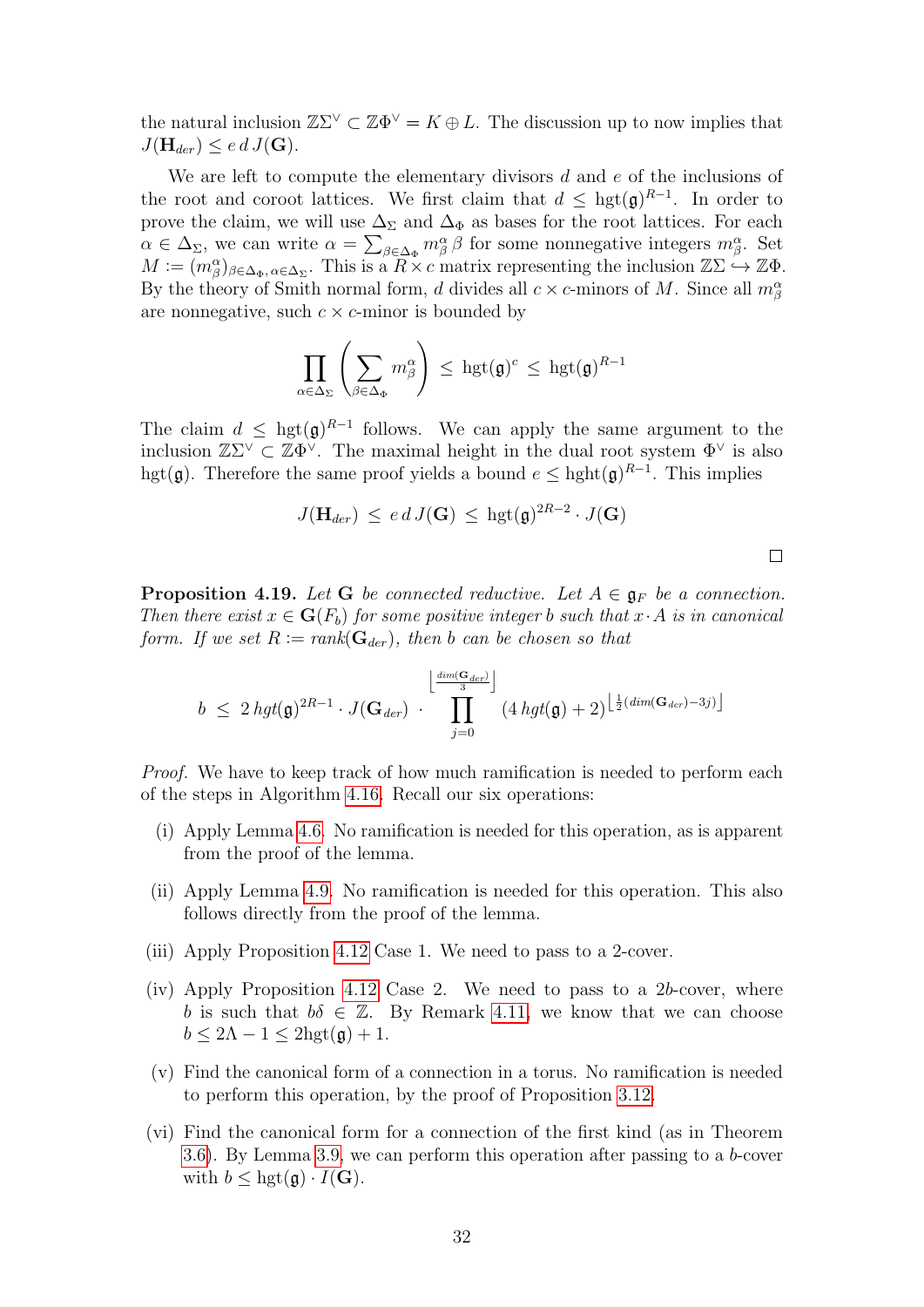the natural inclusion $\mathbb{Z}\Sigma^\vee \subset \mathbb{Z}\Phi^\vee = K \oplus L$. The discussion up to now implies that $J(\mathbf{H}_{der}) \leq e\, d\, J(\mathbf{G})$.

We are left to compute the elementary divisors $d$ and $e$ of the inclusions of the root and coroot lattices. We first claim that $d \leq \mathrm{hgt}(\mathfrak{g})^{R-1}$. In order to prove the claim, we will use $\Delta_\Sigma$ and $\Delta_\Phi$ as bases for the root lattices. For each $\alpha \in \Delta_\Sigma$, we can write $\alpha = \sum_{\beta \in \Delta_\Phi} m^\alpha_\beta \, \beta$ for some nonnegative integers $m^\alpha_\beta$. Set $M := (m^\alpha_\beta)_{\beta \in \Delta_\Phi,\, \alpha \in \Delta_\Sigma}$. This is a $R \times c$ matrix representing the inclusion $\mathbb{Z}\Sigma \hookrightarrow \mathbb{Z}\Phi$. By the theory of Smith normal form, $d$ divides all $c \times c$-minors of $M$. Since all $m^\alpha_\beta$ are nonnegative, such $c \times c$-minor is bounded by

$$\prod_{\alpha \in \Delta_\Sigma} \left( \sum_{\beta \in \Delta_\Phi} m^\alpha_\beta \right) \leq \mathrm{hgt}(\mathfrak{g})^c \leq \mathrm{hgt}(\mathfrak{g})^{R-1}$$

The claim $d \leq \mathrm{hgt}(\mathfrak{g})^{R-1}$ follows. We can apply the same argument to the inclusion $\mathbb{Z}\Sigma^\vee \subset \mathbb{Z}\Phi^\vee$. The maximal height in the dual root system $\Phi^\vee$ is also $\mathrm{hgt}(\mathfrak{g})$. Therefore the same proof yields a bound $e \leq \mathrm{hght}(\mathfrak{g})^{R-1}$. This implies

$$J(\mathbf{H}_{der}) \leq e\, d\, J(\mathbf{G}) \leq \mathrm{hgt}(\mathfrak{g})^{2R-2} \cdot J(\mathbf{G})$$

□

**Proposition 4.19.** *Let $\mathbf{G}$ be connected reductive. Let $A \in \mathfrak{g}_F$ be a connection. Then there exist $x \in \mathbf{G}(F_b)$ for some positive integer $b$ such that $x \cdot A$ is in canonical form. If we set $R := rank(\mathbf{G}_{der})$, then $b$ can be chosen so that*

$$b \leq 2\, hgt(\mathfrak{g})^{2R-1} \cdot J(\mathbf{G}_{der}) \cdot \prod_{j=0}^{\left\lfloor \frac{dim(\mathbf{G}_{der})}{3} \right\rfloor} (4\, hgt(\mathfrak{g}) + 2)^{\left\lfloor \frac{1}{2}(dim(\mathbf{G}_{der}) - 3j) \right\rfloor}$$

*Proof.* We have to keep track of how much ramification is needed to perform each of the steps in Algorithm 4.16. Recall our six operations:

(i) Apply Lemma 4.6. No ramification is needed for this operation, as is apparent from the proof of the lemma.

(ii) Apply Lemma 4.9. No ramification is needed for this operation. This also follows directly from the proof of the lemma.

(iii) Apply Proposition 4.12 Case 1. We need to pass to a 2-cover.

(iv) Apply Proposition 4.12 Case 2. We need to pass to a $2b$-cover, where $b$ is such that $b\delta \in \mathbb{Z}$. By Remark 4.11, we know that we can choose $b \leq 2\Lambda - 1 \leq 2\mathrm{hgt}(\mathfrak{g}) + 1$.

(v) Find the canonical form of a connection in a torus. No ramification is needed to perform this operation, by the proof of Proposition 3.12.

(vi) Find the canonical form for a connection of the first kind (as in Theorem 3.6). By Lemma 3.9, we can perform this operation after passing to a $b$-cover with $b \leq \mathrm{hgt}(\mathfrak{g}) \cdot I(\mathbf{G})$.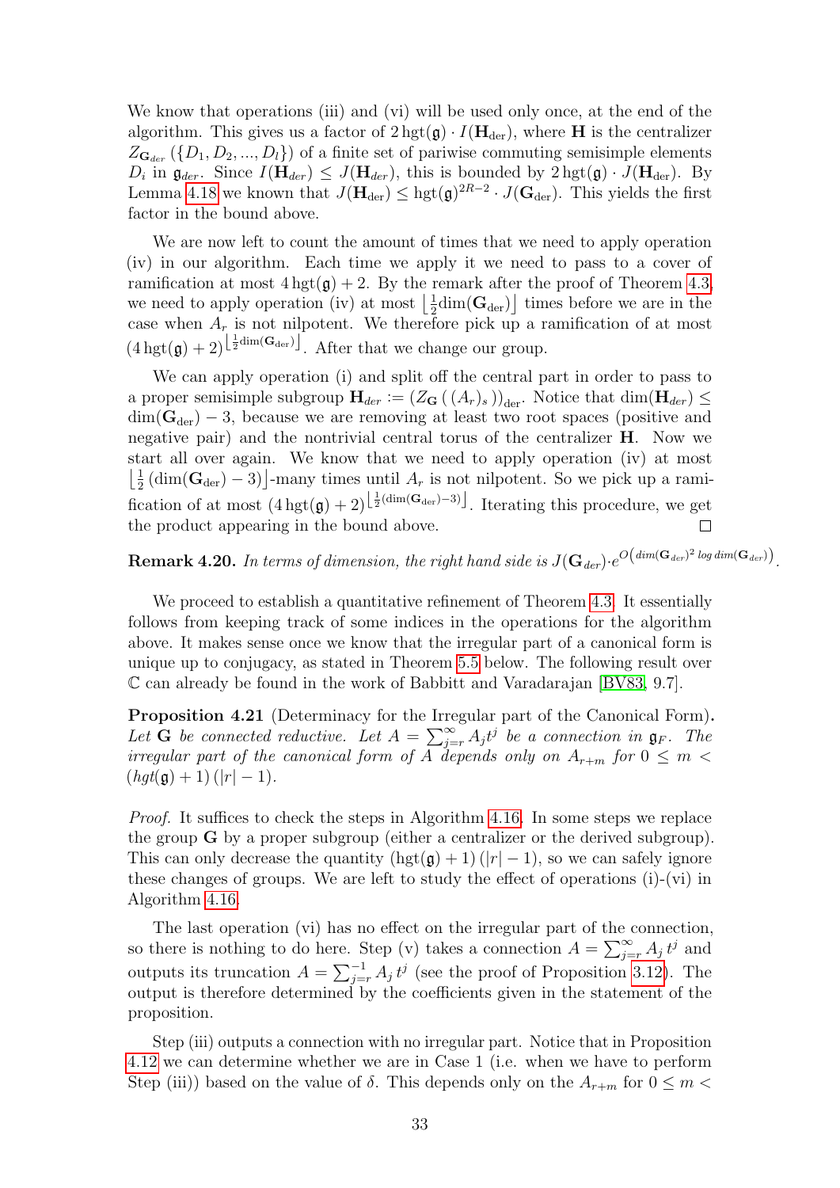We know that operations (iii) and (vi) will be used only once, at the end of the algorithm. This gives us a factor of $2\,\mathrm{hgt}(\mathfrak{g}) \cdot I(\mathbf{H}_{\mathrm{der}})$, where $\mathbf{H}$ is the centralizer $Z_{\mathbf{G}_{der}}(\{D_1, D_2, ..., D_l\})$ of a finite set of pariwise commuting semisimple elements $D_i$ in $\mathfrak{g}_{der}$. Since $I(\mathbf{H}_{der}) \leq J(\mathbf{H}_{der})$, this is bounded by $2\,\mathrm{hgt}(\mathfrak{g}) \cdot J(\mathbf{H}_{der})$. By Lemma 4.18 we known that $J(\mathbf{H}_{\mathrm{der}}) \leq \mathrm{hgt}(\mathfrak{g})^{2R-2} \cdot J(\mathbf{G}_{\mathrm{der}})$. This yields the first factor in the bound above.

We are now left to count the amount of times that we need to apply operation (iv) in our algorithm. Each time we apply it we need to pass to a cover of ramification at most $4\,\mathrm{hgt}(\mathfrak{g}) + 2$. By the remark after the proof of Theorem 4.3, we need to apply operation (iv) at most $\left\lfloor \frac{1}{2}\mathrm{dim}(\mathbf{G}_{\mathrm{der}}) \right\rfloor$ times before we are in the case when $A_r$ is not nilpotent. We therefore pick up a ramification of at most $(4\,\mathrm{hgt}(\mathfrak{g}) + 2)^{\left\lfloor \frac{1}{2}\mathrm{dim}(\mathbf{G}_{\mathrm{der}}) \right\rfloor}$. After that we change our group.

We can apply operation (i) and split off the central part in order to pass to a proper semisimple subgroup $\mathbf{H}_{der} := \left(Z_{\mathbf{G}}\left( (A_r)_s \right)\right)_{\mathrm{der}}$. Notice that $\dim(\mathbf{H}_{der}) \leq \dim(\mathbf{G}_{\mathrm{der}}) - 3$, because we are removing at least two root spaces (positive and negative pair) and the nontrivial central torus of the centralizer $\mathbf{H}$. Now we start all over again. We know that we need to apply operation (iv) at most $\left\lfloor \frac{1}{2}\left(\dim(\mathbf{G}_{\mathrm{der}}) - 3\right) \right\rfloor$-many times until $A_r$ is not nilpotent. So we pick up a ramification of at most $(4\,\mathrm{hgt}(\mathfrak{g}) + 2)^{\left\lfloor \frac{1}{2}(\dim(\mathbf{G}_{\mathrm{der}}) - 3) \right\rfloor}$. Iterating this procedure, we get the product appearing in the bound above. □

**Remark 4.20.** *In terms of dimension, the right hand side is* $J(\mathbf{G}_{der}) \cdot e^{O\left(\dim(\mathbf{G}_{der})^2 \log \dim(\mathbf{G}_{der})\right)}$.

We proceed to establish a quantitative refinement of Theorem 4.3. It essentially follows from keeping track of some indices in the operations for the algorithm above. It makes sense once we know that the irregular part of a canonical form is unique up to conjugacy, as stated in Theorem 5.5 below. The following result over $\mathbb{C}$ can already be found in the work of Babbitt and Varadarajan [BV83, 9.7].

**Proposition 4.21** (Determinacy for the Irregular part of the Canonical Form)**.** *Let* $\mathbf{G}$ *be connected reductive. Let* $A = \sum_{j=r}^{\infty} A_j t^j$ *be a connection in* $\mathfrak{g}_F$*. The irregular part of the canonical form of* $A$ *depends only on* $A_{r+m}$ *for* $0 \leq m < (\mathrm{hgt}(\mathfrak{g}) + 1)\,(|r| - 1)$.

*Proof.* It suffices to check the steps in Algorithm 4.16. In some steps we replace the group $\mathbf{G}$ by a proper subgroup (either a centralizer or the derived subgroup). This can only decrease the quantity $(\mathrm{hgt}(\mathfrak{g}) + 1)\,(|r| - 1)$, so we can safely ignore these changes of groups. We are left to study the effect of operations (i)-(vi) in Algorithm 4.16.

The last operation (vi) has no effect on the irregular part of the connection, so there is nothing to do here. Step (v) takes a connection $A = \sum_{j=r}^{\infty} A_j\, t^j$ and outputs its truncation $A = \sum_{j=r}^{-1} A_j\, t^j$ (see the proof of Proposition 3.12). The output is therefore determined by the coefficients given in the statement of the proposition.

Step (iii) outputs a connection with no irregular part. Notice that in Proposition 4.12 we can determine whether we are in Case 1 (i.e. when we have to perform Step (iii)) based on the value of $\delta$. This depends only on the $A_{r+m}$ for $0 \leq m <$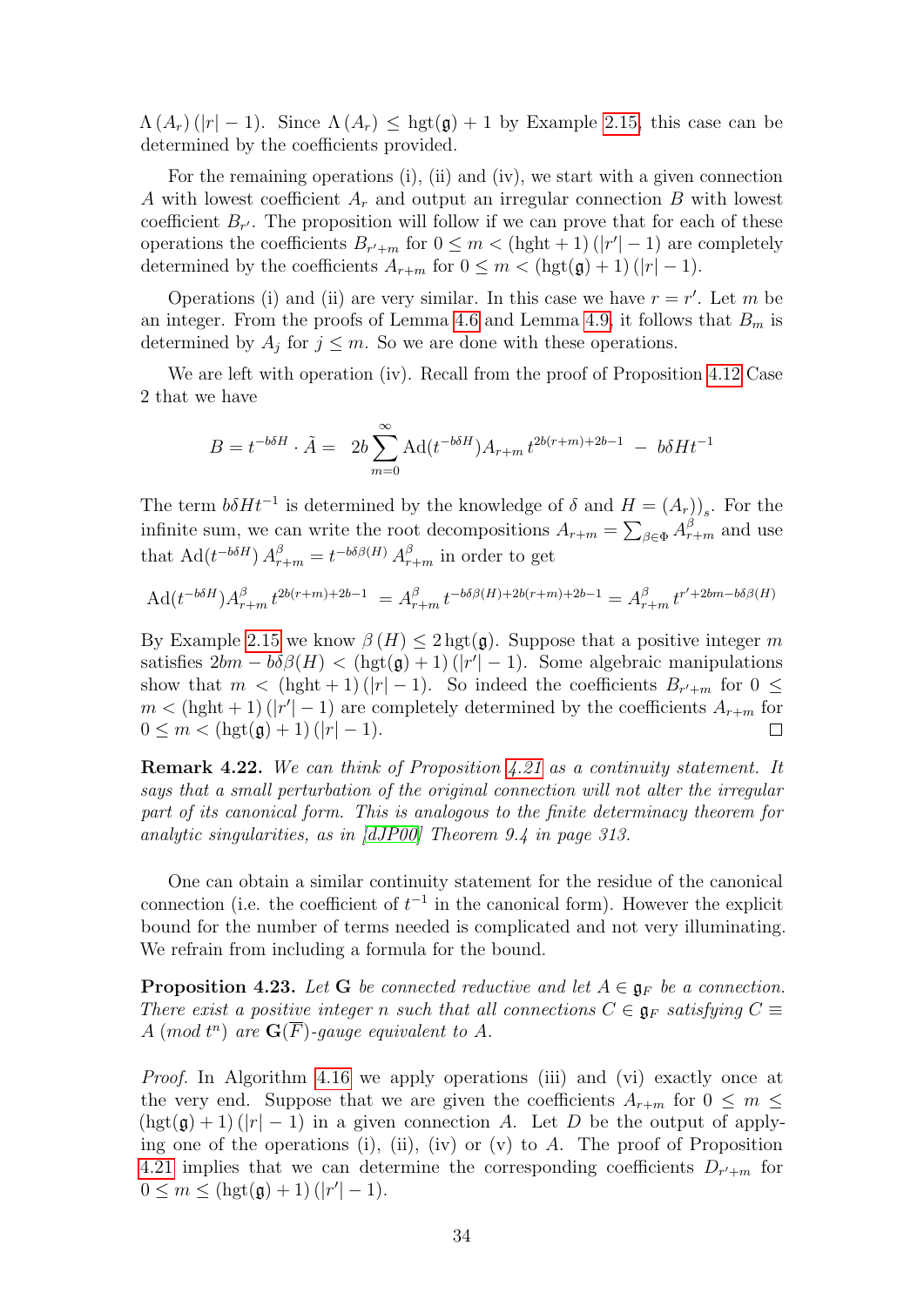$\Lambda(A_r)(|r|-1)$. Since $\Lambda(A_r) \leq \text{hgt}(\mathfrak{g})+1$ by Example 2.15, this case can be determined by the coefficients provided.

For the remaining operations (i), (ii) and (iv), we start with a given connection $A$ with lowest coefficient $A_r$ and output an irregular connection $B$ with lowest coefficient $B_{r'}$. The proposition will follow if we can prove that for each of these operations the coefficients $B_{r'+m}$ for $0 \leq m < (\text{hght}+1)(|r'|-1)$ are completely determined by the coefficients $A_{r+m}$ for $0 \leq m < (\text{hgt}(\mathfrak{g})+1)(|r|-1)$.

Operations (i) and (ii) are very similar. In this case we have $r = r'$. Let $m$ be an integer. From the proofs of Lemma 4.6 and Lemma 4.9, it follows that $B_m$ is determined by $A_j$ for $j \leq m$. So we are done with these operations.

We are left with operation (iv). Recall from the proof of Proposition 4.12 Case 2 that we have

$$B = t^{-b\delta H} \cdot \tilde{A} = \; 2b \sum_{m=0}^{\infty} \text{Ad}(t^{-b\delta H}) A_{r+m} \, t^{2b(r+m)+2b-1} \; - \; b\delta H t^{-1}$$

The term $b\delta H t^{-1}$ is determined by the knowledge of $\delta$ and $H = (A_r))_s$. For the infinite sum, we can write the root decompositions $A_{r+m} = \sum_{\beta \in \Phi} A^{\beta}_{r+m}$ and use that $\text{Ad}(t^{-b\delta H}) \, A^{\beta}_{r+m} = t^{-b\delta\beta(H)} \, A^{\beta}_{r+m}$ in order to get

$$\text{Ad}(t^{-b\delta H}) A^{\beta}_{r+m} \, t^{2b(r+m)+2b-1} \; = A^{\beta}_{r+m} \, t^{-b\delta\beta(H)+2b(r+m)+2b-1} = A^{\beta}_{r+m} \, t^{r'+2bm-b\delta\beta(H)}$$

By Example 2.15 we know $\beta(H) \leq 2\,\text{hgt}(\mathfrak{g})$. Suppose that a positive integer $m$ satisfies $2bm - b\delta\beta(H) < (\text{hgt}(\mathfrak{g})+1)(|r'|-1)$. Some algebraic manipulations show that $m < (\text{hght}+1)(|r|-1)$. So indeed the coefficients $B_{r'+m}$ for $0 \leq m < (\text{hght}+1)(|r'|-1)$ are completely determined by the coefficients $A_{r+m}$ for $0 \leq m < (\text{hgt}(\mathfrak{g})+1)(|r|-1)$. □

**Remark 4.22.** *We can think of Proposition 4.21 as a continuity statement. It says that a small perturbation of the original connection will not alter the irregular part of its canonical form. This is analogous to the finite determinacy theorem for analytic singularities, as in [dJP00] Theorem 9.4 in page 313.*

One can obtain a similar continuity statement for the residue of the canonical connection (i.e. the coefficient of $t^{-1}$ in the canonical form). However the explicit bound for the number of terms needed is complicated and not very illuminating. We refrain from including a formula for the bound.

**Proposition 4.23.** *Let $\mathbf{G}$ be connected reductive and let $A \in \mathfrak{g}_F$ be a connection. There exist a positive integer $n$ such that all connections $C \in \mathfrak{g}_F$ satisfying $C \equiv A \ (\text{mod } t^n)$ are $\mathbf{G}(\overline{F})$-gauge equivalent to $A$.*

*Proof.* In Algorithm 4.16 we apply operations (iii) and (vi) exactly once at the very end. Suppose that we are given the coefficients $A_{r+m}$ for $0 \leq m \leq (\text{hgt}(\mathfrak{g})+1)(|r|-1)$ in a given connection $A$. Let $D$ be the output of applying one of the operations (i), (ii), (iv) or (v) to $A$. The proof of Proposition 4.21 implies that we can determine the corresponding coefficients $D_{r'+m}$ for $0 \leq m \leq (\text{hgt}(\mathfrak{g})+1)(|r'|-1)$.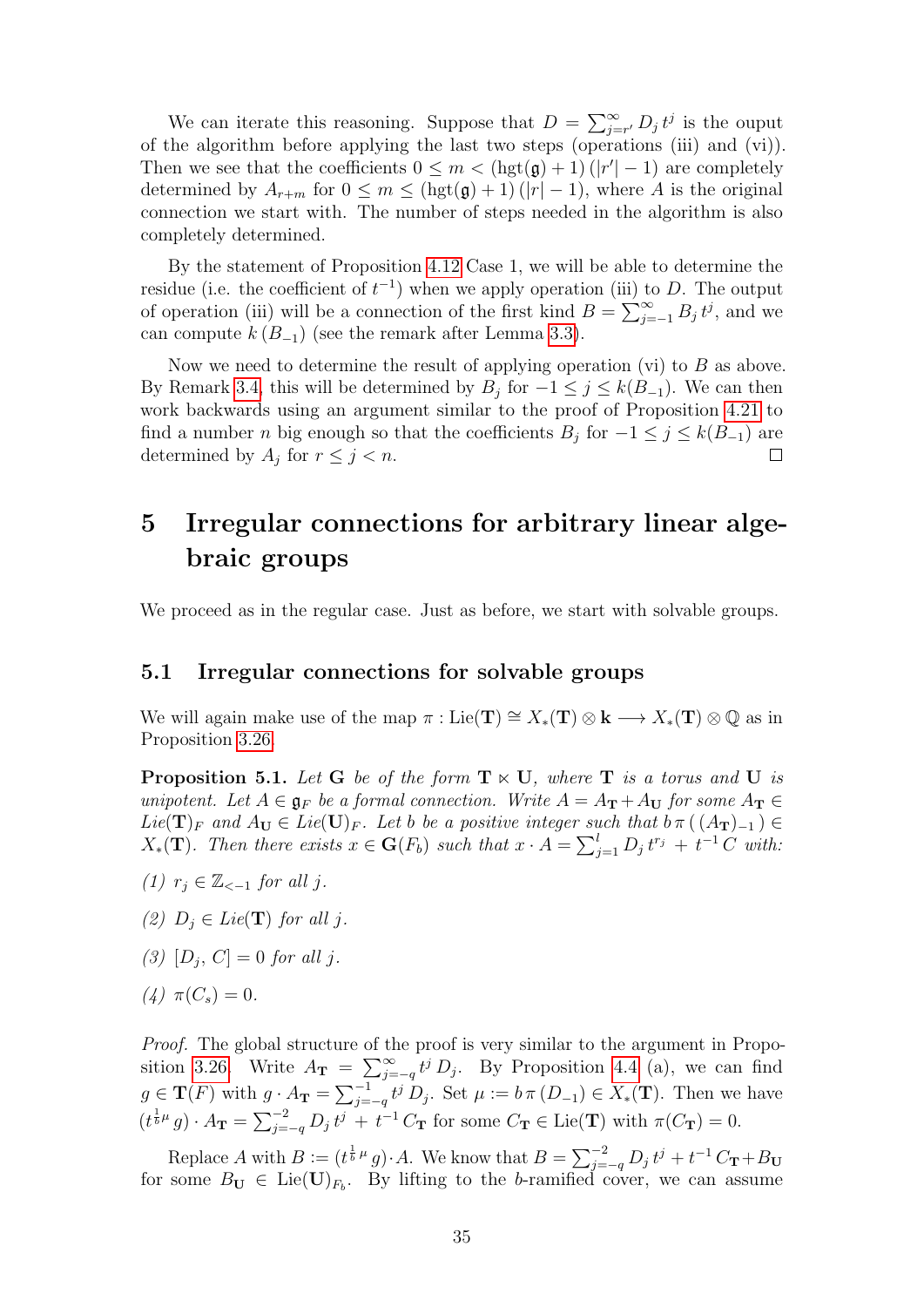We can iterate this reasoning. Suppose that $D = \sum_{j=r'}^{\infty} D_j \, t^j$ is the ouput of the algorithm before applying the last two steps (operations (iii) and (vi)). Then we see that the coefficients $0 \leq m < (\text{hgt}(\mathfrak{g}) + 1)\,(|r'| - 1)$ are completely determined by $A_{r+m}$ for $0 \leq m \leq (\text{hgt}(\mathfrak{g}) + 1)\,(|r| - 1)$, where $A$ is the original connection we start with. The number of steps needed in the algorithm is also completely determined.

By the statement of Proposition 4.12 Case 1, we will be able to determine the residue (i.e. the coefficient of $t^{-1}$) when we apply operation (iii) to $D$. The output of operation (iii) will be a connection of the first kind $B = \sum_{j=-1}^{\infty} B_j \, t^j$, and we can compute $k\,(B_{-1})$ (see the remark after Lemma 3.3).

Now we need to determine the result of applying operation (vi) to $B$ as above. By Remark 3.4, this will be determined by $B_j$ for $-1 \leq j \leq k(B_{-1})$. We can then work backwards using an argument similar to the proof of Proposition 4.21 to find a number $n$ big enough so that the coefficients $B_j$ for $-1 \leq j \leq k(B_{-1})$ are determined by $A_j$ for $r \leq j < n$. □

# 5 Irregular connections for arbitrary linear algebraic groups

We proceed as in the regular case. Just as before, we start with solvable groups.

## 5.1 Irregular connections for solvable groups

We will again make use of the map $\pi : \text{Lie}(\mathbf{T}) \cong X_*(\mathbf{T}) \otimes \mathbf{k} \longrightarrow X_*(\mathbf{T}) \otimes \mathbb{Q}$ as in Proposition 3.26.

**Proposition 5.1.** *Let $\mathbf{G}$ be of the form $\mathbf{T} \ltimes \mathbf{U}$, where $\mathbf{T}$ is a torus and $\mathbf{U}$ is unipotent. Let $A \in \mathfrak{g}_F$ be a formal connection. Write $A = A_{\mathbf{T}} + A_{\mathbf{U}}$ for some $A_{\mathbf{T}} \in$ Lie$(\mathbf{T})_F$ and $A_{\mathbf{U}} \in$ Lie$(\mathbf{U})_F$. Let $b$ be a positive integer such that $b\,\pi\,(\,(A_{\mathbf{T}})_{-1}\,) \in X_*(\mathbf{T})$. Then there exists $x \in \mathbf{G}(F_b)$ such that $x \cdot A = \sum_{j=1}^{l} D_j \, t^{r_j} \, + \, t^{-1}\, C$ with:*

*(1) $r_j \in \mathbb{Z}_{<-1}$ for all $j$.*

*(2) $D_j \in$ Lie$(\mathbf{T})$ for all $j$.*

*(3) $[D_j, \, C] = 0$ for all $j$.*

*(4) $\pi(C_s) = 0$.*

*Proof.* The global structure of the proof is very similar to the argument in Proposition 3.26. Write $A_{\mathbf{T}} = \sum_{j=-q}^{\infty} t^j \, D_j$. By Proposition 4.4 (a), we can find $g \in \mathbf{T}(F)$ with $g \cdot A_{\mathbf{T}} = \sum_{j=-q}^{-1} t^j \, D_j$. Set $\mu := b\,\pi\,(D_{-1}) \in X_*(\mathbf{T})$. Then we have $(t^{\frac{1}{b}\mu}\,g) \cdot A_{\mathbf{T}} = \sum_{j=-q}^{-2} D_j \, t^j \, + \, t^{-1}\, C_{\mathbf{T}}$ for some $C_{\mathbf{T}} \in \text{Lie}(\mathbf{T})$ with $\pi(C_{\mathbf{T}}) = 0$.

Replace $A$ with $B := (t^{\frac{1}{b}\,\mu}\,g) \cdot A$. We know that $B = \sum_{j=-q}^{-2} D_j \, t^j + t^{-1}\, C_{\mathbf{T}} + B_{\mathbf{U}}$ for some $B_{\mathbf{U}} \in \text{Lie}(\mathbf{U})_{F_b}$. By lifting to the $b$-ramified cover, we can assume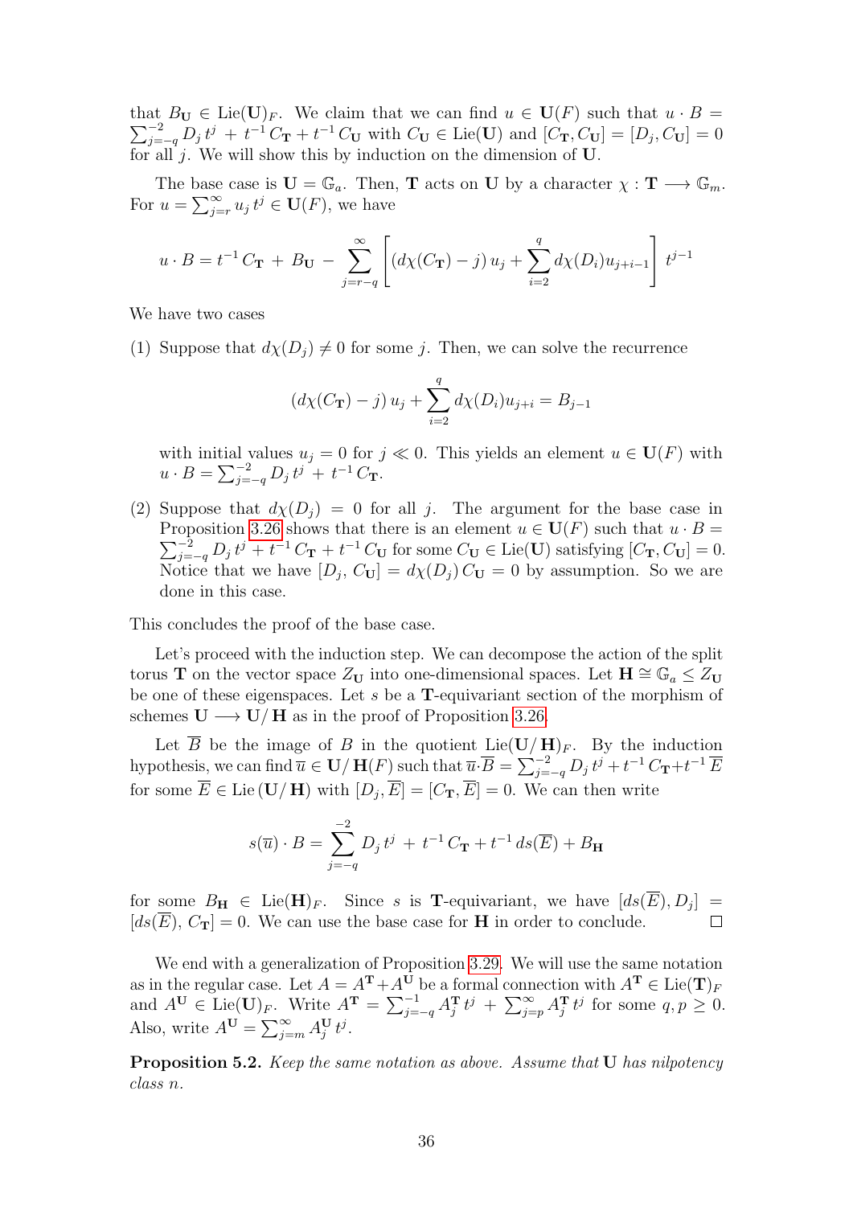that $B_{\mathbf{U}} \in \operatorname{Lie}(\mathbf{U})_F$. We claim that we can find $u \in \mathbf{U}(F)$ such that $u \cdot B = \sum_{j=-q}^{-2} D_j \, t^j \, + \, t^{-1} \, C_{\mathbf{T}} + t^{-1} \, C_{\mathbf{U}}$ with $C_{\mathbf{U}} \in \operatorname{Lie}(\mathbf{U})$ and $[C_{\mathbf{T}}, C_{\mathbf{U}}] = [D_j, C_{\mathbf{U}}] = 0$ for all $j$. We will show this by induction on the dimension of $\mathbf{U}$.

The base case is $\mathbf{U} = \mathbb{G}_a$. Then, $\mathbf{T}$ acts on $\mathbf{U}$ by a character $\chi : \mathbf{T} \longrightarrow \mathbb{G}_m$. For $u = \sum_{j=r}^{\infty} u_j \, t^j \in \mathbf{U}(F)$, we have

$$u \cdot B = t^{-1} \, C_{\mathbf{T}} \, + \, B_{\mathbf{U}} \, - \, \sum_{j=r-q}^{\infty} \left[ \left(d\chi(C_{\mathbf{T}}) - j\right) u_j + \sum_{i=2}^{q} d\chi(D_i) u_{j+i-1} \right] t^{j-1}$$

We have two cases

(1) Suppose that $d\chi(D_j) \neq 0$ for some $j$. Then, we can solve the recurrence

$$\left(d\chi(C_{\mathbf{T}}) - j\right) u_j + \sum_{i=2}^{q} d\chi(D_i) u_{j+i} = B_{j-1}$$

with initial values $u_j = 0$ for $j \ll 0$. This yields an element $u \in \mathbf{U}(F)$ with $u \cdot B = \sum_{j=-q}^{-2} D_j \, t^j \, + \, t^{-1} \, C_{\mathbf{T}}$.

(2) Suppose that $d\chi(D_j) = 0$ for all $j$. The argument for the base case in Proposition 3.26 shows that there is an element $u \in \mathbf{U}(F)$ such that $u \cdot B = \sum_{j=-q}^{-2} D_j \, t^j \, + \, t^{-1} \, C_{\mathbf{T}} + t^{-1} \, C_{\mathbf{U}}$ for some $C_{\mathbf{U}} \in \operatorname{Lie}(\mathbf{U})$ satisfying $[C_{\mathbf{T}}, C_{\mathbf{U}}] = 0$. Notice that we have $[D_j, \, C_{\mathbf{U}}] = d\chi(D_j) \, C_{\mathbf{U}} = 0$ by assumption. So we are done in this case.

This concludes the proof of the base case.

Let's proceed with the induction step. We can decompose the action of the split torus $\mathbf{T}$ on the vector space $Z_{\mathbf{U}}$ into one-dimensional spaces. Let $\mathbf{H} \cong \mathbb{G}_a \leq Z_{\mathbf{U}}$ be one of these eigenspaces. Let $s$ be a $\mathbf{T}$-equivariant section of the morphism of schemes $\mathbf{U} \longrightarrow \mathbf{U}/\,\mathbf{H}$ as in the proof of Proposition 3.26.

Let $\overline{B}$ be the image of $B$ in the quotient $\operatorname{Lie}(\mathbf{U}/\,\mathbf{H})_F$. By the induction hypothesis, we can find $\overline{u} \in \mathbf{U}/\,\mathbf{H}(F)$ such that $\overline{u} \cdot \overline{B} = \sum_{j=-q}^{-2} D_j \, t^j + t^{-1} \, C_{\mathbf{T}} + t^{-1} \, \overline{E}$ for some $\overline{E} \in \operatorname{Lie}(\mathbf{U}/\,\mathbf{H})$ with $[D_j, \overline{E}] = [C_{\mathbf{T}}, \overline{E}] = 0$. We can then write

$$s(\overline{u}) \cdot B = \sum_{j=-q}^{-2} D_j \, t^j \, + \, t^{-1} \, C_{\mathbf{T}} + t^{-1} \, ds(\overline{E}) + B_{\mathbf{H}}$$

for some $B_{\mathbf{H}} \in \operatorname{Lie}(\mathbf{H})_F$. Since $s$ is $\mathbf{T}$-equivariant, we have $[ds(\overline{E}), D_j] = [ds(\overline{E}), \, C_{\mathbf{T}}] = 0$. We can use the base case for $\mathbf{H}$ in order to conclude. $\square$

We end with a generalization of Proposition 3.29. We will use the same notation as in the regular case. Let $A = A^{\mathbf{T}} + A^{\mathbf{U}}$ be a formal connection with $A^{\mathbf{T}} \in \operatorname{Lie}(\mathbf{T})_F$ and $A^{\mathbf{U}} \in \operatorname{Lie}(\mathbf{U})_F$. Write $A^{\mathbf{T}} = \sum_{j=-q}^{-1} A_j^{\mathbf{T}} \, t^j \, + \, \sum_{j=p}^{\infty} A_j^{\mathbf{T}} \, t^j$ for some $q, p \geq 0$. Also, write $A^{\mathbf{U}} = \sum_{j=m}^{\infty} A_j^{\mathbf{U}} \, t^j$.

**Proposition 5.2.** *Keep the same notation as above. Assume that* $\mathbf{U}$ *has nilpotency class* $n$.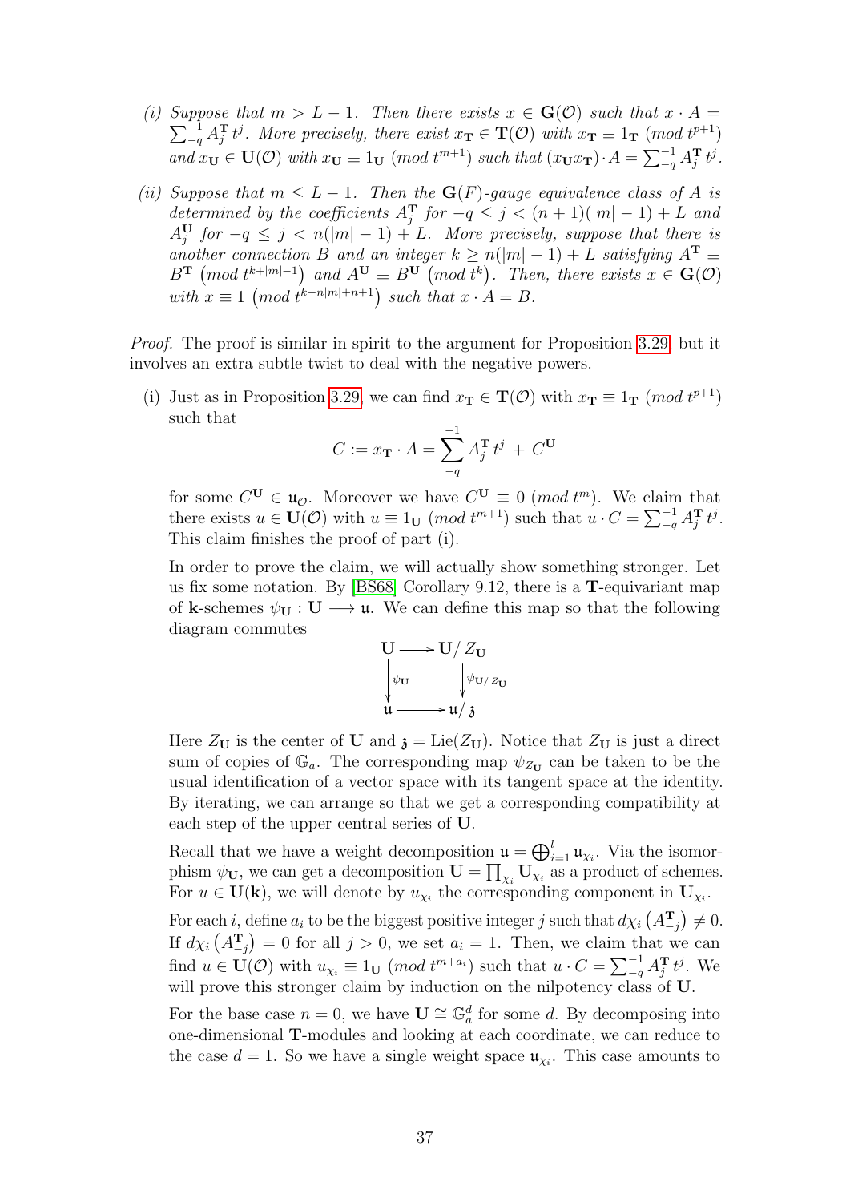(i) *Suppose that $m > L-1$. Then there exists $x \in \mathbf{G}(\mathcal{O})$ such that $x \cdot A = \sum_{-q}^{-1} A_j^{\mathbf{T}}\, t^j$. More precisely, there exist $x_{\mathbf{T}} \in \mathbf{T}(\mathcal{O})$ with $x_{\mathbf{T}} \equiv 1_{\mathbf{T}} \; (mod\; t^{p+1})$ and $x_{\mathbf{U}} \in \mathbf{U}(\mathcal{O})$ with $x_{\mathbf{U}} \equiv 1_{\mathbf{U}} \; (mod\; t^{m+1})$ such that $(x_{\mathbf{U}} x_{\mathbf{T}}) \cdot A = \sum_{-q}^{-1} A_j^{\mathbf{T}}\, t^j$.*

(ii) *Suppose that $m \leq L-1$. Then the $\mathbf{G}(F)$-gauge equivalence class of $A$ is determined by the coefficients $A_j^{\mathbf{T}}$ for $-q \leq j < (n+1)(|m|-1)+L$ and $A_j^{\mathbf{U}}$ for $-q \leq j < n(|m|-1)+L$. More precisely, suppose that there is another connection $B$ and an integer $k \geq n(|m|-1)+L$ satisfying $A^{\mathbf{T}} \equiv B^{\mathbf{T}} \left(mod\; t^{k+|m|-1}\right)$ and $A^{\mathbf{U}} \equiv B^{\mathbf{U}} \left(mod\; t^{k}\right)$. Then, there exists $x \in \mathbf{G}(\mathcal{O})$ with $x \equiv 1 \left(mod\; t^{k-n|m|+n+1}\right)$ such that $x \cdot A = B$.*

*Proof.* The proof is similar in spirit to the argument for Proposition 3.29, but it involves an extra subtle twist to deal with the negative powers.

(i) Just as in Proposition 3.29, we can find $x_{\mathbf{T}} \in \mathbf{T}(\mathcal{O})$ with $x_{\mathbf{T}} \equiv 1_{\mathbf{T}} \; (mod\; t^{p+1})$ such that

$$C := x_{\mathbf{T}} \cdot A = \sum_{-q}^{-1} A_j^{\mathbf{T}}\, t^j \,+\, C^{\mathbf{U}}$$

for some $C^{\mathbf{U}} \in \mathfrak{u}_{\mathcal{O}}$. Moreover we have $C^{\mathbf{U}} \equiv 0 \; (mod\; t^m)$. We claim that there exists $u \in \mathbf{U}(\mathcal{O})$ with $u \equiv 1_{\mathbf{U}} \; (mod\; t^{m+1})$ such that $u \cdot C = \sum_{-q}^{-1} A_j^{\mathbf{T}}\, t^j$. This claim finishes the proof of part (i).

In order to prove the claim, we will actually show something stronger. Let us fix some notation. By [BS68] Corollary 9.12, there is a $\mathbf{T}$-equivariant map of $\mathbf{k}$-schemes $\psi_{\mathbf{U}} : \mathbf{U} \longrightarrow \mathfrak{u}$. We can define this map so that the following diagram commutes

$$\begin{array}{ccc} \mathbf{U} & \longrightarrow & \mathbf{U}/\,Z_{\mathbf{U}} \\ \big\downarrow{\scriptstyle \psi_{\mathbf{U}}} & & \big\downarrow{\scriptstyle \psi_{\mathbf{U}/\,Z_{\mathbf{U}}}} \\ \mathfrak{u} & \longrightarrow & \mathfrak{u}/\,\mathfrak{z} \end{array}$$

Here $Z_{\mathbf{U}}$ is the center of $\mathbf{U}$ and $\mathfrak{z} = \mathrm{Lie}(Z_{\mathbf{U}})$. Notice that $Z_{\mathbf{U}}$ is just a direct sum of copies of $\mathbb{G}_a$. The corresponding map $\psi_{Z_{\mathbf{U}}}$ can be taken to be the usual identification of a vector space with its tangent space at the identity. By iterating, we can arrange so that we get a corresponding compatibility at each step of the upper central series of $\mathbf{U}$.

Recall that we have a weight decomposition $\mathfrak{u} = \bigoplus_{i=1}^{l} \mathfrak{u}_{\chi_i}$. Via the isomorphism $\psi_{\mathbf{U}}$, we can get a decomposition $\mathbf{U} = \prod_{\chi_i} \mathbf{U}_{\chi_i}$ as a product of schemes. For $u \in \mathbf{U}(\mathbf{k})$, we will denote by $u_{\chi_i}$ the corresponding component in $\mathbf{U}_{\chi_i}$.

For each $i$, define $a_i$ to be the biggest positive integer $j$ such that $d\chi_i\left(A_{-j}^{\mathbf{T}}\right) \neq 0$. If $d\chi_i\left(A_{-j}^{\mathbf{T}}\right) = 0$ for all $j > 0$, we set $a_i = 1$. Then, we claim that we can find $u \in \mathbf{U}(\mathcal{O})$ with $u_{\chi_i} \equiv 1_{\mathbf{U}} \; (mod\; t^{m+a_i})$ such that $u \cdot C = \sum_{-q}^{-1} A_j^{\mathbf{T}}\, t^j$. We will prove this stronger claim by induction on the nilpotency class of $\mathbf{U}$.

For the base case $n = 0$, we have $\mathbf{U} \cong \mathbb{G}_a^d$ for some $d$. By decomposing into one-dimensional $\mathbf{T}$-modules and looking at each coordinate, we can reduce to the case $d = 1$. So we have a single weight space $\mathfrak{u}_{\chi_i}$. This case amounts to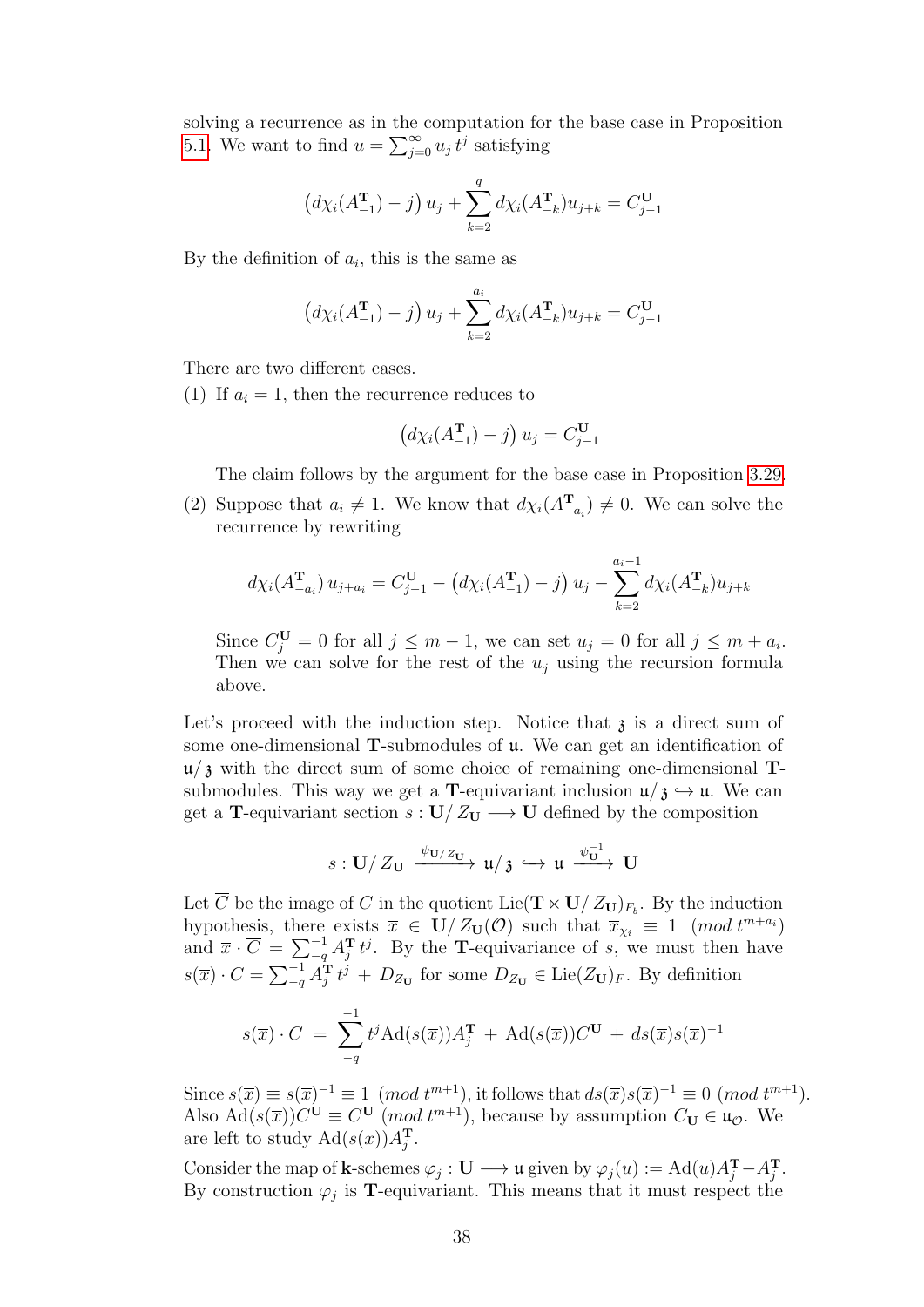solving a recurrence as in the computation for the base case in Proposition 5.1. We want to find $u = \sum_{j=0}^{\infty} u_j \, t^j$ satisfying

$$\left(d\chi_i(A^{\mathbf{T}}_{-1}) - j\right) u_j + \sum_{k=2}^{q} d\chi_i(A^{\mathbf{T}}_{-k}) u_{j+k} = C^{\mathbf{U}}_{j-1}$$

By the definition of $a_i$, this is the same as

$$\left(d\chi_i(A^{\mathbf{T}}_{-1}) - j\right) u_j + \sum_{k=2}^{a_i} d\chi_i(A^{\mathbf{T}}_{-k}) u_{j+k} = C^{\mathbf{U}}_{j-1}$$

There are two different cases.

(1) If $a_i = 1$, then the recurrence reduces to

$$\left(d\chi_i(A^{\mathbf{T}}_{-1}) - j\right) u_j = C^{\mathbf{U}}_{j-1}$$

The claim follows by the argument for the base case in Proposition 3.29.

(2) Suppose that $a_i \neq 1$. We know that $d\chi_i(A^{\mathbf{T}}_{-a_i}) \neq 0$. We can solve the recurrence by rewriting

$$d\chi_i(A^{\mathbf{T}}_{-a_i}) \, u_{j+a_i} = C^{\mathbf{U}}_{j-1} - \left(d\chi_i(A^{\mathbf{T}}_{-1}) - j\right) u_j - \sum_{k=2}^{a_i - 1} d\chi_i(A^{\mathbf{T}}_{-k}) u_{j+k}$$

Since $C^{\mathbf{U}}_j = 0$ for all $j \leq m-1$, we can set $u_j = 0$ for all $j \leq m + a_i$. Then we can solve for the rest of the $u_j$ using the recursion formula above.

Let's proceed with the induction step. Notice that $\mathfrak{z}$ is a direct sum of some one-dimensional $\mathbf{T}$-submodules of $\mathfrak{u}$. We can get an identification of $\mathfrak{u}/\,\mathfrak{z}$ with the direct sum of some choice of remaining one-dimensional $\mathbf{T}$-submodules. This way we get a $\mathbf{T}$-equivariant inclusion $\mathfrak{u}/\,\mathfrak{z} \hookrightarrow \mathfrak{u}$. We can get a $\mathbf{T}$-equivariant section $s : \mathbf{U}/\, Z_{\mathbf{U}} \longrightarrow \mathbf{U}$ defined by the composition

$$s : \mathbf{U}/\, Z_{\mathbf{U}} \xrightarrow{\psi_{\mathbf{U}/\, Z_{\mathbf{U}}}} \mathfrak{u}/\,\mathfrak{z} \hookrightarrow \mathfrak{u} \xrightarrow{\psi_{\mathbf{U}}^{-1}} \mathbf{U}$$

Let $\overline{C}$ be the image of $C$ in the quotient $\text{Lie}(\mathbf{T} \ltimes \mathbf{U}/\, Z_{\mathbf{U}})_{F_b}$. By the induction hypothesis, there exists $\overline{x} \in \mathbf{U}/\, Z_{\mathbf{U}}(\mathcal{O})$ such that $\overline{x}_{\chi_i} \equiv 1 \;\; (mod \; t^{m+a_i})$ and $\overline{x} \cdot \overline{C} = \sum_{-q}^{-1} A^{\mathbf{T}}_j \, t^j$. By the $\mathbf{T}$-equivariance of $s$, we must then have $s(\overline{x}) \cdot C = \sum_{-q}^{-1} A^{\mathbf{T}}_j \, t^j \, + \, D_{Z_{\mathbf{U}}}$ for some $D_{Z_{\mathbf{U}}} \in \text{Lie}(Z_{\mathbf{U}})_F$. By definition

$$s(\overline{x}) \cdot C \; = \; \sum_{-q}^{-1} t^j \text{Ad}(s(\overline{x})) A^{\mathbf{T}}_j \, + \, \text{Ad}(s(\overline{x})) C^{\mathbf{U}} \, + \, ds(\overline{x}) s(\overline{x})^{-1}$$

Since $s(\overline{x}) \equiv s(\overline{x})^{-1} \equiv 1 \;\; (mod \; t^{m+1})$, it follows that $ds(\overline{x}) s(\overline{x})^{-1} \equiv 0 \;\; (mod \; t^{m+1})$. Also $\text{Ad}(s(\overline{x})) C^{\mathbf{U}} \equiv C^{\mathbf{U}} \;\; (mod \; t^{m+1})$, because by assumption $C_{\mathbf{U}} \in \mathfrak{u}_{\mathcal{O}}$. We are left to study $\text{Ad}(s(\overline{x})) A^{\mathbf{T}}_j$.

Consider the map of $\mathbf{k}$-schemes $\varphi_j : \mathbf{U} \longrightarrow \mathfrak{u}$ given by $\varphi_j(u) := \text{Ad}(u) A^{\mathbf{T}}_j - A^{\mathbf{T}}_j$. By construction $\varphi_j$ is $\mathbf{T}$-equivariant. This means that it must respect the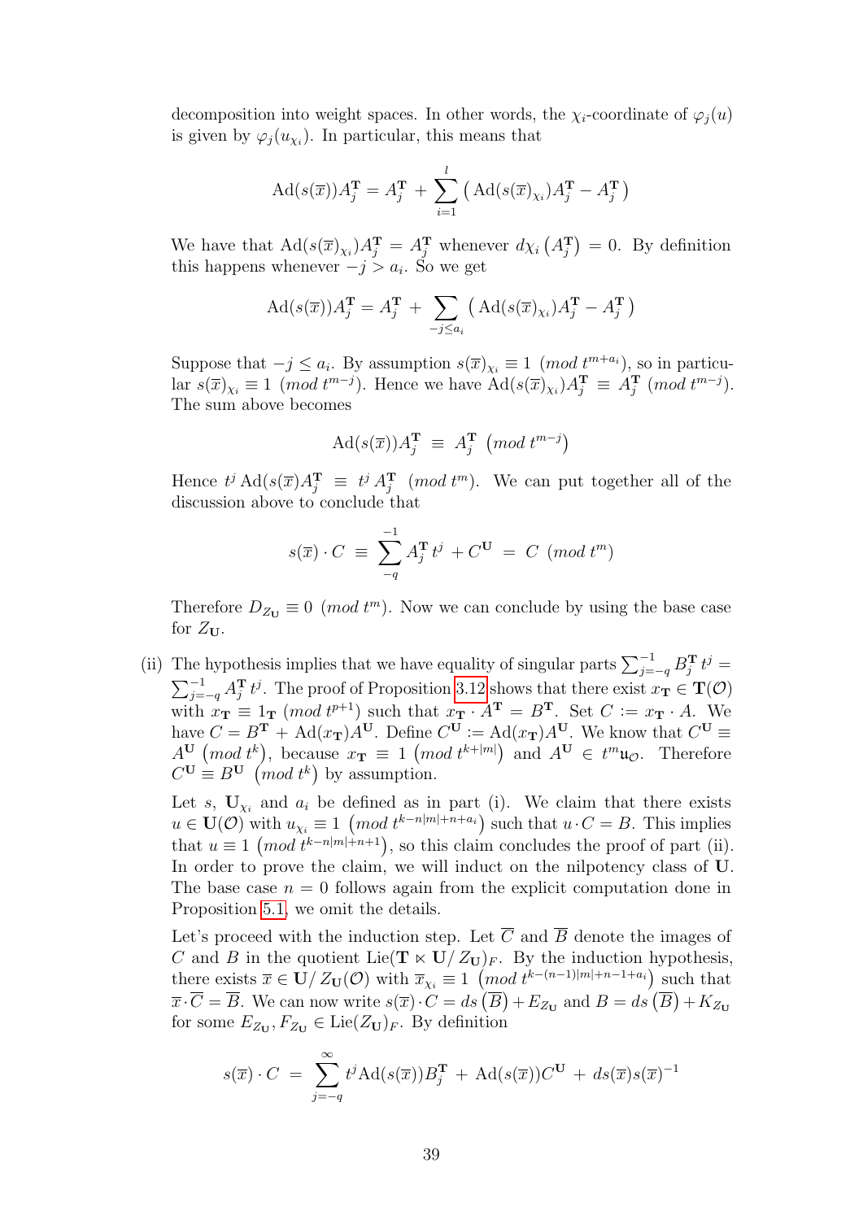decomposition into weight spaces. In other words, the $\chi_i$-coordinate of $\varphi_j(u)$ is given by $\varphi_j(u_{\chi_i})$. In particular, this means that

$$\mathrm{Ad}(s(\overline{x}))A_j^{\mathbf{T}} = A_j^{\mathbf{T}} + \sum_{i=1}^{l} \left( \mathrm{Ad}(s(\overline{x})_{\chi_i})A_j^{\mathbf{T}} - A_j^{\mathbf{T}} \right)$$

We have that $\mathrm{Ad}(s(\overline{x})_{\chi_i})A_j^{\mathbf{T}} = A_j^{\mathbf{T}}$ whenever $d\chi_i\left(A_j^{\mathbf{T}}\right) = 0$. By definition this happens whenever $-j > a_i$. So we get

$$\mathrm{Ad}(s(\overline{x}))A_j^{\mathbf{T}} = A_j^{\mathbf{T}} + \sum_{-j \leq a_i} \left( \mathrm{Ad}(s(\overline{x})_{\chi_i})A_j^{\mathbf{T}} - A_j^{\mathbf{T}} \right)$$

Suppose that $-j \leq a_i$. By assumption $s(\overline{x})_{\chi_i} \equiv 1 \; (mod\; t^{m+a_i})$, so in particular $s(\overline{x})_{\chi_i} \equiv 1 \; (mod\; t^{m-j})$. Hence we have $\mathrm{Ad}(s(\overline{x})_{\chi_i})A_j^{\mathbf{T}} \equiv A_j^{\mathbf{T}} \; (mod\; t^{m-j})$. The sum above becomes

$$\mathrm{Ad}(s(\overline{x}))A_j^{\mathbf{T}} \;\equiv\; A_j^{\mathbf{T}} \;\left(mod\; t^{m-j}\right)$$

Hence $t^j\, \mathrm{Ad}(s(\overline{x})A_j^{\mathbf{T}} \;\equiv\; t^j\, A_j^{\mathbf{T}} \; (mod\; t^m)$. We can put together all of the discussion above to conclude that

$$s(\overline{x}) \cdot C \;\equiv\; \sum_{-q}^{-1} A_j^{\mathbf{T}}\, t^j + C^{\mathbf{U}} \;=\; C \; (mod\; t^m)$$

Therefore $D_{Z_{\mathbf{U}}} \equiv 0 \; (mod\; t^m)$. Now we can conclude by using the base case for $Z_{\mathbf{U}}$.

(ii) The hypothesis implies that we have equality of singular parts $\sum_{j=-q}^{-1} B_j^{\mathbf{T}}\, t^j = \sum_{j=-q}^{-1} A_j^{\mathbf{T}}\, t^j$. The proof of Proposition 3.12 shows that there exist $x_{\mathbf{T}} \in \mathbf{T}(\mathcal{O})$ with $x_{\mathbf{T}} \equiv 1_{\mathbf{T}} \; (mod\; t^{p+1})$ such that $x_{\mathbf{T}} \cdot A^{\mathbf{T}} = B^{\mathbf{T}}$. Set $C := x_{\mathbf{T}} \cdot A$. We have $C = B^{\mathbf{T}} + \mathrm{Ad}(x_{\mathbf{T}})A^{\mathbf{U}}$. Define $C^{\mathbf{U}} := \mathrm{Ad}(x_{\mathbf{T}})A^{\mathbf{U}}$. We know that $C^{\mathbf{U}} \equiv A^{\mathbf{U}} \left(mod\; t^k\right)$, because $x_{\mathbf{T}} \;\equiv\; 1 \left(mod\; t^{k+|m|}\right)$ and $A^{\mathbf{U}} \in t^m \mathfrak{u}_{\mathcal{O}}$. Therefore $C^{\mathbf{U}} \equiv B^{\mathbf{U}} \left(mod\; t^k\right)$ by assumption.

Let $s$, $\mathbf{U}_{\chi_i}$ and $a_i$ be defined as in part (i). We claim that there exists $u \in \mathbf{U}(\mathcal{O})$ with $u_{\chi_i} \equiv 1 \left(mod\; t^{k-n|m|+n+a_i}\right)$ such that $u \cdot C = B$. This implies that $u \equiv 1 \left(mod\; t^{k-n|m|+n+1}\right)$, so this claim concludes the proof of part (ii). In order to prove the claim, we will induct on the nilpotency class of $\mathbf{U}$. The base case $n = 0$ follows again from the explicit computation done in Proposition 5.1, we omit the details.

Let's proceed with the induction step. Let $\overline{C}$ and $\overline{B}$ denote the images of $C$ and $B$ in the quotient $\mathrm{Lie}(\mathbf{T} \ltimes \mathbf{U}/\,Z_{\mathbf{U}})_F$. By the induction hypothesis, there exists $\overline{x} \in \mathbf{U}/\,Z_{\mathbf{U}}(\mathcal{O})$ with $\overline{x}_{\chi_i} \equiv 1 \left(mod\; t^{k-(n-1)|m|+n-1+a_i}\right)$ such that $\overline{x} \cdot \overline{C} = \overline{B}$. We can now write $s(\overline{x}) \cdot C = ds\left(\overline{B}\right) + E_{Z_{\mathbf{U}}}$ and $B = ds\left(\overline{B}\right) + K_{Z_{\mathbf{U}}}$ for some $E_{Z_{\mathbf{U}}}, F_{Z_{\mathbf{U}}} \in \mathrm{Lie}(Z_{\mathbf{U}})_F$. By definition

$$s(\overline{x}) \cdot C \;=\; \sum_{j=-q}^{\infty} t^j \mathrm{Ad}(s(\overline{x}))B_j^{\mathbf{T}} \;+\; \mathrm{Ad}(s(\overline{x}))C^{\mathbf{U}} \;+\; ds(\overline{x})s(\overline{x})^{-1}$$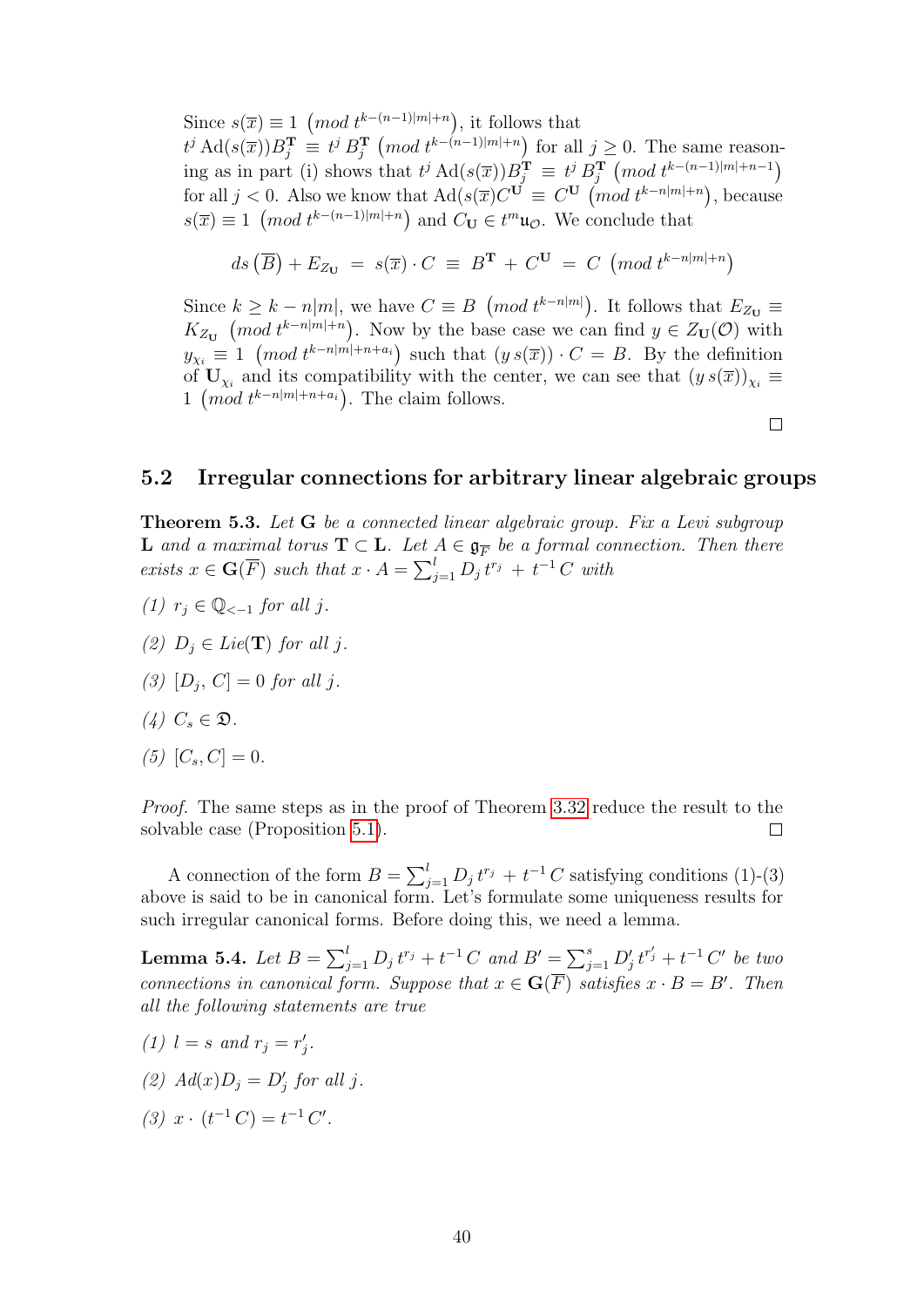Since $s(\overline{x}) \equiv 1 \; \left(mod\; t^{k-(n-1)|m|+n}\right)$, it follows that $t^j \, \mathrm{Ad}(s(\overline{x}))B_j^{\mathbf{T}} \equiv t^j \, B_j^{\mathbf{T}} \; \left(mod\; t^{k-(n-1)|m|+n}\right)$ for all $j \geq 0$. The same reasoning as in part (i) shows that $t^j \, \mathrm{Ad}(s(\overline{x}))B_j^{\mathbf{T}} \equiv t^j \, B_j^{\mathbf{T}} \; \left(mod\; t^{k-(n-1)|m|+n-1}\right)$ for all $j < 0$. Also we know that $\mathrm{Ad}(s(\overline{x})C^{\mathbf{U}} \equiv C^{\mathbf{U}} \; \left(mod\; t^{k-n|m|+n}\right)$, because $s(\overline{x}) \equiv 1 \; \left(mod\; t^{k-(n-1)|m|+n}\right)$ and $C_{\mathbf{U}} \in t^m \mathfrak{u}_{\mathcal{O}}$. We conclude that

$$ds\left(\overline{B}\right) + E_{Z_{\mathbf{U}}} \;=\; s(\overline{x}) \cdot C \;\equiv\; B^{\mathbf{T}} \,+\, C^{\mathbf{U}} \;=\; C \; \left(mod\; t^{k-n|m|+n}\right)$$

Since $k \geq k - n|m|$, we have $C \equiv B \; \left(mod\; t^{k-n|m|}\right)$. It follows that $E_{Z_{\mathbf{U}}} \equiv K_{Z_{\mathbf{U}}} \; \left(mod\; t^{k-n|m|+n}\right)$. Now by the base case we can find $y \in Z_{\mathbf{U}}(\mathcal{O})$ with $y_{\chi_i} \equiv 1 \; \left(mod\; t^{k-n|m|+n+a_i}\right)$ such that $(y\, s(\overline{x})) \cdot C = B$. By the definition of $\mathbf{U}_{\chi_i}$ and its compatibility with the center, we can see that $(y\, s(\overline{x}))_{\chi_i} \equiv 1 \; \left(mod\; t^{k-n|m|+n+a_i}\right)$. The claim follows.

□

## 5.2 Irregular connections for arbitrary linear algebraic groups

**Theorem 5.3.** *Let $\mathbf{G}$ be a connected linear algebraic group. Fix a Levi subgroup $\mathbf{L}$ and a maximal torus $\mathbf{T} \subset \mathbf{L}$. Let $A \in \mathfrak{g}_{\overline{F}}$ be a formal connection. Then there exists $x \in \mathbf{G}(\overline{F})$ such that $x \cdot A = \sum_{j=1}^{l} D_j \, t^{r_j} \,+\, t^{-1}\, C$ with*

*(1) $r_j \in \mathbb{Q}_{<-1}$ for all $j$.*

*(2) $D_j \in Lie(\mathbf{T})$ for all $j$.*

*(3) $[D_j,\, C] = 0$ for all $j$.*

*(4) $C_s \in \mathfrak{D}$.*

*(5) $[C_s, C] = 0$.*

*Proof.* The same steps as in the proof of Theorem 3.32 reduce the result to the solvable case (Proposition 5.1). □

A connection of the form $B = \sum_{j=1}^{l} D_j \, t^{r_j} \,+\, t^{-1}\, C$ satisfying conditions (1)-(3) above is said to be in canonical form. Let's formulate some uniqueness results for such irregular canonical forms. Before doing this, we need a lemma.

**Lemma 5.4.** *Let $B = \sum_{j=1}^{l} D_j \, t^{r_j} + t^{-1}\, C$ and $B' = \sum_{j=1}^{s} D'_j \, t^{r'_j} + t^{-1}\, C'$ be two connections in canonical form. Suppose that $x \in \mathbf{G}(\overline{F})$ satisfies $x \cdot B = B'$. Then all the following statements are true*

*(1) $l = s$ and $r_j = r'_j$.*

*(2) $Ad(x)D_j = D'_j$ for all $j$.*

*(3) $x \cdot (t^{-1}\, C) = t^{-1}\, C'$.*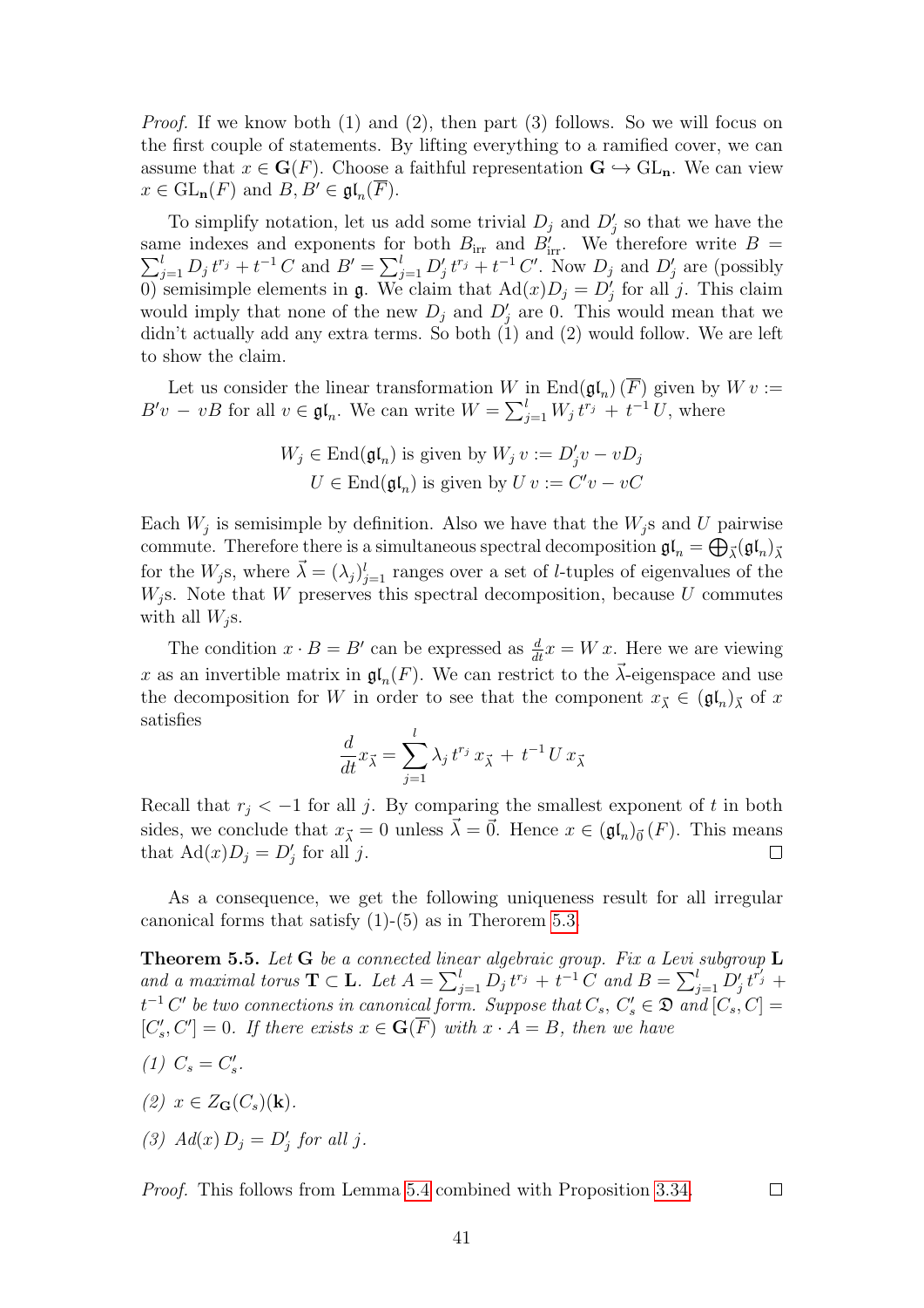*Proof.* If we know both (1) and (2), then part (3) follows. So we will focus on the first couple of statements. By lifting everything to a ramified cover, we can assume that $x \in \mathbf{G}(F)$. Choose a faithful representation $\mathbf{G} \hookrightarrow \mathrm{GL}_{\mathbf{n}}$. We can view $x \in \mathrm{GL}_{\mathbf{n}}(F)$ and $B, B' \in \mathfrak{gl}_n(\overline{F})$.

To simplify notation, let us add some trivial $D_j$ and $D'_j$ so that we have the same indexes and exponents for both $B_{\text{irr}}$ and $B'_{\text{irr}}$. We therefore write $B = \sum_{j=1}^{l} D_j \, t^{r_j} + t^{-1} \, C$ and $B' = \sum_{j=1}^{l} D'_j \, t^{r_j} + t^{-1} \, C'$. Now $D_j$ and $D'_j$ are (possibly 0) semisimple elements in $\mathfrak{g}$. We claim that $\mathrm{Ad}(x) D_j = D'_j$ for all $j$. This claim would imply that none of the new $D_j$ and $D'_j$ are 0. This would mean that we didn't actually add any extra terms. So both (1) and (2) would follow. We are left to show the claim.

Let us consider the linear transformation $W$ in $\mathrm{End}(\mathfrak{gl}_n)\,(\overline{F})$ given by $W \, v := B' v \, - \, v B$ for all $v \in \mathfrak{gl}_n$. We can write $W = \sum_{j=1}^{l} W_j \, t^{r_j} \, + \, t^{-1} \, U$, where

$$W_j \in \mathrm{End}(\mathfrak{gl}_n) \text{ is given by } W_j \, v := D'_j v - v D_j$$
$$U \in \mathrm{End}(\mathfrak{gl}_n) \text{ is given by } U \, v := C' v - v C$$

Each $W_j$ is semisimple by definition. Also we have that the $W_j$s and $U$ pairwise commute. Therefore there is a simultaneous spectral decomposition $\mathfrak{gl}_n = \bigoplus_{\vec{\lambda}} (\mathfrak{gl}_n)_{\vec{\lambda}}$ for the $W_j$s, where $\vec{\lambda} = (\lambda_j)_{j=1}^{l}$ ranges over a set of $l$-tuples of eigenvalues of the $W_j$s. Note that $W$ preserves this spectral decomposition, because $U$ commutes with all $W_j$s.

The condition $x \cdot B = B'$ can be expressed as $\frac{d}{dt} x = W \, x$. Here we are viewing $x$ as an invertible matrix in $\mathfrak{gl}_n(F)$. We can restrict to the $\vec{\lambda}$-eigenspace and use the decomposition for $W$ in order to see that the component $x_{\vec{\lambda}} \in (\mathfrak{gl}_n)_{\vec{\lambda}}$ of $x$ satisfies

$$\frac{d}{dt} x_{\vec{\lambda}} = \sum_{j=1}^{l} \lambda_j \, t^{r_j} \, x_{\vec{\lambda}} \, + \, t^{-1} \, U \, x_{\vec{\lambda}}$$

Recall that $r_j < -1$ for all $j$. By comparing the smallest exponent of $t$ in both sides, we conclude that $x_{\vec{\lambda}} = 0$ unless $\vec{\lambda} = \vec{0}$. Hence $x \in (\mathfrak{gl}_n)_{\vec{0}}\,(F)$. This means that $\mathrm{Ad}(x) D_j = D'_j$ for all $j$. $\square$

As a consequence, we get the following uniqueness result for all irregular canonical forms that satisfy (1)-(5) as in Therorem 5.3.

**Theorem 5.5.** *Let $\mathbf{G}$ be a connected linear algebraic group. Fix a Levi subgroup $\mathbf{L}$ and a maximal torus $\mathbf{T} \subset \mathbf{L}$. Let $A = \sum_{j=1}^{l} D_j \, t^{r_j} + t^{-1} \, C$ and $B = \sum_{j=1}^{l} D'_j \, t^{r'_j} + t^{-1} \, C'$ be two connections in canonical form. Suppose that $C_s$, $C'_s \in \mathfrak{D}$ and $[C_s, C] = [C'_s, C'] = 0$. If there exists $x \in \mathbf{G}(\overline{F})$ with $x \cdot A = B$, then we have*

*(1) $C_s = C'_s$.*

*(2) $x \in Z_{\mathbf{G}}(C_s)(\mathbf{k})$.*

*(3) $Ad(x) \, D_j = D'_j$ for all $j$.*

*Proof.* This follows from Lemma 5.4 combined with Proposition 3.34. $\square$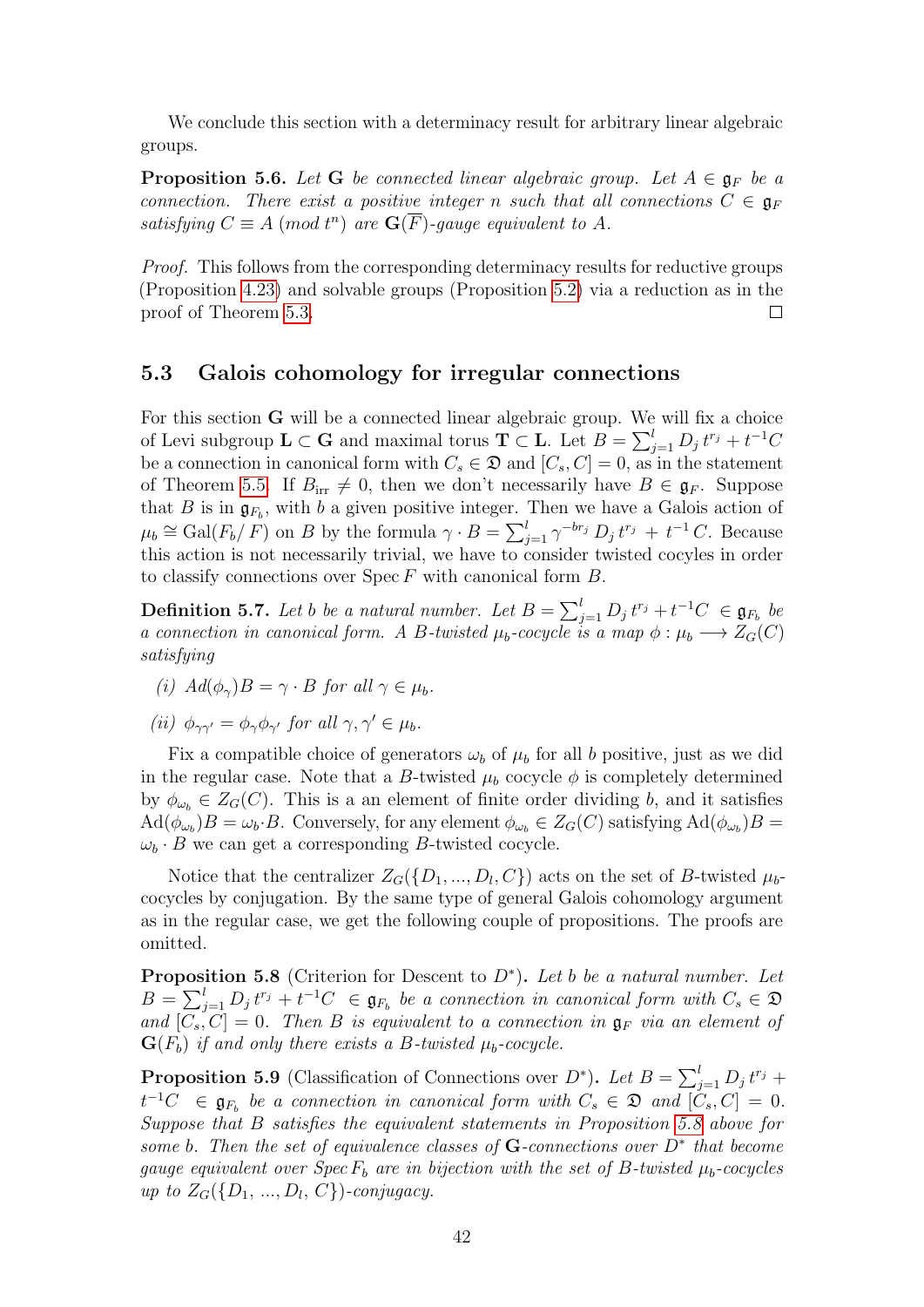We conclude this section with a determinacy result for arbitrary linear algebraic groups.

**Proposition 5.6.** *Let $\mathbf{G}$ be connected linear algebraic group. Let $A \in \mathfrak{g}_F$ be a connection. There exist a positive integer $n$ such that all connections $C \in \mathfrak{g}_F$ satisfying $C \equiv A \ (mod\ t^n)$ are $\mathbf{G}(\overline{F})$-gauge equivalent to $A$.*

*Proof.* This follows from the corresponding determinacy results for reductive groups (Proposition 4.23) and solvable groups (Proposition 5.2) via a reduction as in the proof of Theorem 5.3. □

## 5.3 Galois cohomology for irregular connections

For this section $\mathbf{G}$ will be a connected linear algebraic group. We will fix a choice of Levi subgroup $\mathbf{L} \subset \mathbf{G}$ and maximal torus $\mathbf{T} \subset \mathbf{L}$. Let $B = \sum_{j=1}^{l} D_j\, t^{r_j} + t^{-1}C$ be a connection in canonical form with $C_s \in \mathfrak{D}$ and $[C_s, C] = 0$, as in the statement of Theorem 5.5. If $B_{\text{irr}} \neq 0$, then we don't necessarily have $B \in \mathfrak{g}_F$. Suppose that $B$ is in $\mathfrak{g}_{F_b}$, with $b$ a given positive integer. Then we have a Galois action of $\mu_b \cong \text{Gal}(F_b/\,F)$ on $B$ by the formula $\gamma \cdot B = \sum_{j=1}^{l} \gamma^{-br_j}\, D_j\, t^{r_j} \, + \, t^{-1}\, C$. Because this action is not necessarily trivial, we have to consider twisted cocyles in order to classify connections over $\operatorname{Spec} F$ with canonical form $B$.

**Definition 5.7.** *Let $b$ be a natural number. Let $B = \sum_{j=1}^{l} D_j\, t^{r_j} + t^{-1}C \ \in \mathfrak{g}_{F_b}$ be a connection in canonical form. A $B$-twisted $\mu_b$-cocycle is a map $\phi : \mu_b \longrightarrow Z_G(C)$ satisfying*

*(i) $Ad(\phi_\gamma)B = \gamma \cdot B$ for all $\gamma \in \mu_b$.*

*(ii) $\phi_{\gamma\gamma'} = \phi_\gamma \phi_{\gamma'}$ for all $\gamma, \gamma' \in \mu_b$.*

Fix a compatible choice of generators $\omega_b$ of $\mu_b$ for all $b$ positive, just as we did in the regular case. Note that a $B$-twisted $\mu_b$ cocycle $\phi$ is completely determined by $\phi_{\omega_b} \in Z_G(C)$. This is a an element of finite order dividing $b$, and it satisfies $\text{Ad}(\phi_{\omega_b})B = \omega_b{\cdot}B$. Conversely, for any element $\phi_{\omega_b} \in Z_G(C)$ satisfying $\text{Ad}(\phi_{\omega_b})B = \omega_b \cdot B$ we can get a corresponding $B$-twisted cocycle.

Notice that the centralizer $Z_G(\{D_1, ..., D_l, C\})$ acts on the set of $B$-twisted $\mu_b$-cocycles by conjugation. By the same type of general Galois cohomology argument as in the regular case, we get the following couple of propositions. The proofs are omitted.

**Proposition 5.8** (Criterion for Descent to $D^*$)**.** *Let $b$ be a natural number. Let $B = \sum_{j=1}^{l} D_j\, t^{r_j} + t^{-1}C \ \in \mathfrak{g}_{F_b}$ be a connection in canonical form with $C_s \in \mathfrak{D}$ and $[C_s, C] = 0$. Then $B$ is equivalent to a connection in $\mathfrak{g}_F$ via an element of $\mathbf{G}(F_b)$ if and only if there exists a $B$-twisted $\mu_b$-cocycle.*

**Proposition 5.9** (Classification of Connections over $D^*$)**.** *Let $B = \sum_{j=1}^{l} D_j\, t^{r_j} + t^{-1}C \ \in \mathfrak{g}_{F_b}$ be a connection in canonical form with $C_s \in \mathfrak{D}$ and $[C_s, C] = 0$. Suppose that $B$ satisfies the equivalent statements in Proposition 5.8 above for some $b$. Then the set of equivalence classes of $\mathbf{G}$-connections over $D^*$ that become gauge equivalent over $\operatorname{Spec} F_b$ are in bijection with the set of $B$-twisted $\mu_b$-cocycles up to $Z_G(\{D_1,\, ...,\, D_l,\, C\})$-conjugacy.*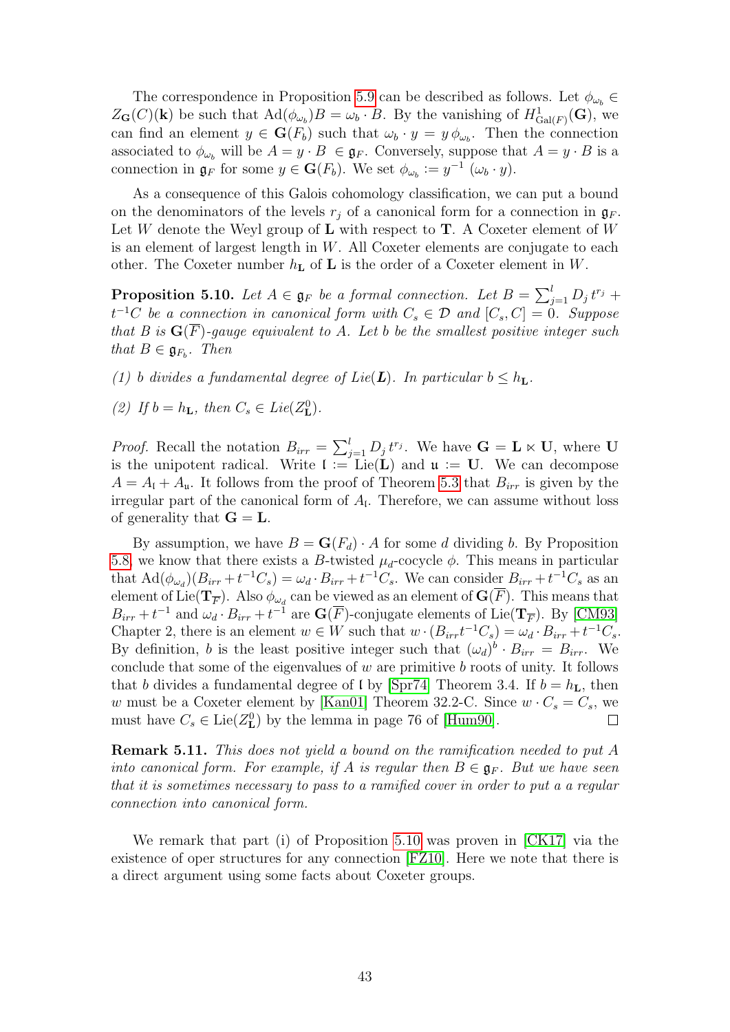The correspondence in Proposition 5.9 can be described as follows. Let $\phi_{\omega_b} \in Z_{\mathbf{G}}(C)(\mathbf{k})$ be such that $\mathrm{Ad}(\phi_{\omega_b})B = \omega_b \cdot B$. By the vanishing of $H^1_{\mathrm{Gal}(F)}(\mathbf{G})$, we can find an element $y \in \mathbf{G}(F_b)$ such that $\omega_b \cdot y = y\, \phi_{\omega_b}$. Then the connection associated to $\phi_{\omega_b}$ will be $A = y \cdot B \in \mathfrak{g}_F$. Conversely, suppose that $A = y \cdot B$ is a connection in $\mathfrak{g}_F$ for some $y \in \mathbf{G}(F_b)$. We set $\phi_{\omega_b} := y^{-1}\, (\omega_b \cdot y)$.

As a consequence of this Galois cohomology classification, we can put a bound on the denominators of the levels $r_j$ of a canonical form for a connection in $\mathfrak{g}_F$. Let $W$ denote the Weyl group of $\mathbf{L}$ with respect to $\mathbf{T}$. A Coxeter element of $W$ is an element of largest length in $W$. All Coxeter elements are conjugate to each other. The Coxeter number $h_{\mathbf{L}}$ of $\mathbf{L}$ is the order of a Coxeter element in $W$.

**Proposition 5.10.** *Let $A \in \mathfrak{g}_F$ be a formal connection. Let $B = \sum_{j=1}^{l} D_j\, t^{r_j} + t^{-1}C$ be a connection in canonical form with $C_s \in \mathcal{D}$ and $[C_s, C] = 0$. Suppose that $B$ is $\mathbf{G}(\overline{F})$-gauge equivalent to $A$. Let $b$ be the smallest positive integer such that $B \in \mathfrak{g}_{F_b}$. Then*

*(1) $b$ divides a fundamental degree of Lie($\boldsymbol{L}$). In particular $b \leq h_{\mathbf{L}}$.*

*(2) If $b = h_{\mathbf{L}}$, then $C_s \in$ Lie($Z^0_{\mathbf{L}}$).*

*Proof.* Recall the notation $B_{irr} = \sum_{j=1}^{l} D_j\, t^{r_j}$. We have $\mathbf{G} = \mathbf{L} \ltimes \mathbf{U}$, where $\mathbf{U}$ is the unipotent radical. Write $\mathfrak{l} := \mathrm{Lie}(\mathbf{L})$ and $\mathfrak{u} := \mathbf{U}$. We can decompose $A = A_{\mathfrak{l}} + A_{\mathfrak{u}}$. It follows from the proof of Theorem 5.3 that $B_{irr}$ is given by the irregular part of the canonical form of $A_{\mathfrak{l}}$. Therefore, we can assume without loss of generality that $\mathbf{G} = \mathbf{L}$.

By assumption, we have $B = \mathbf{G}(F_d) \cdot A$ for some $d$ dividing $b$. By Proposition 5.8, we know that there exists a $B$-twisted $\mu_d$-cocycle $\phi$. This means in particular that $\mathrm{Ad}(\phi_{\omega_d})(B_{irr} + t^{-1}C_s) = \omega_d \cdot B_{irr} + t^{-1}C_s$. We can consider $B_{irr} + t^{-1}C_s$ as an element of $\mathrm{Lie}(\mathbf{T}_{\overline{F}})$. Also $\phi_{\omega_d}$ can be viewed as an element of $\mathbf{G}(\overline{F})$. This means that $B_{irr} + t^{-1}$ and $\omega_d \cdot B_{irr} + t^{-1}$ are $\mathbf{G}(\overline{F})$-conjugate elements of $\mathrm{Lie}(\mathbf{T}_{\overline{F}})$. By [CM93] Chapter 2, there is an element $w \in W$ such that $w \cdot (B_{irr} t^{-1} C_s) = \omega_d \cdot B_{irr} + t^{-1}C_s$. By definition, $b$ is the least positive integer such that $(\omega_d)^b \cdot B_{irr} = B_{irr}$. We conclude that some of the eigenvalues of $w$ are primitive $b$ roots of unity. It follows that $b$ divides a fundamental degree of $\mathfrak{l}$ by [Spr74] Theorem 3.4. If $b = h_{\mathbf{L}}$, then $w$ must be a Coxeter element by [Kan01] Theorem 32.2-C. Since $w \cdot C_s = C_s$, we must have $C_s \in \mathrm{Lie}(Z^0_{\mathbf{L}})$ by the lemma in page 76 of [Hum90]. $\square$

**Remark 5.11.** *This does not yield a bound on the ramification needed to put $A$ into canonical form. For example, if $A$ is regular then $B \in \mathfrak{g}_F$. But we have seen that it is sometimes necessary to pass to a ramified cover in order to put a a regular connection into canonical form.*

We remark that part (i) of Proposition 5.10 was proven in [CK17] via the existence of oper structures for any connection [FZ10]. Here we note that there is a direct argument using some facts about Coxeter groups.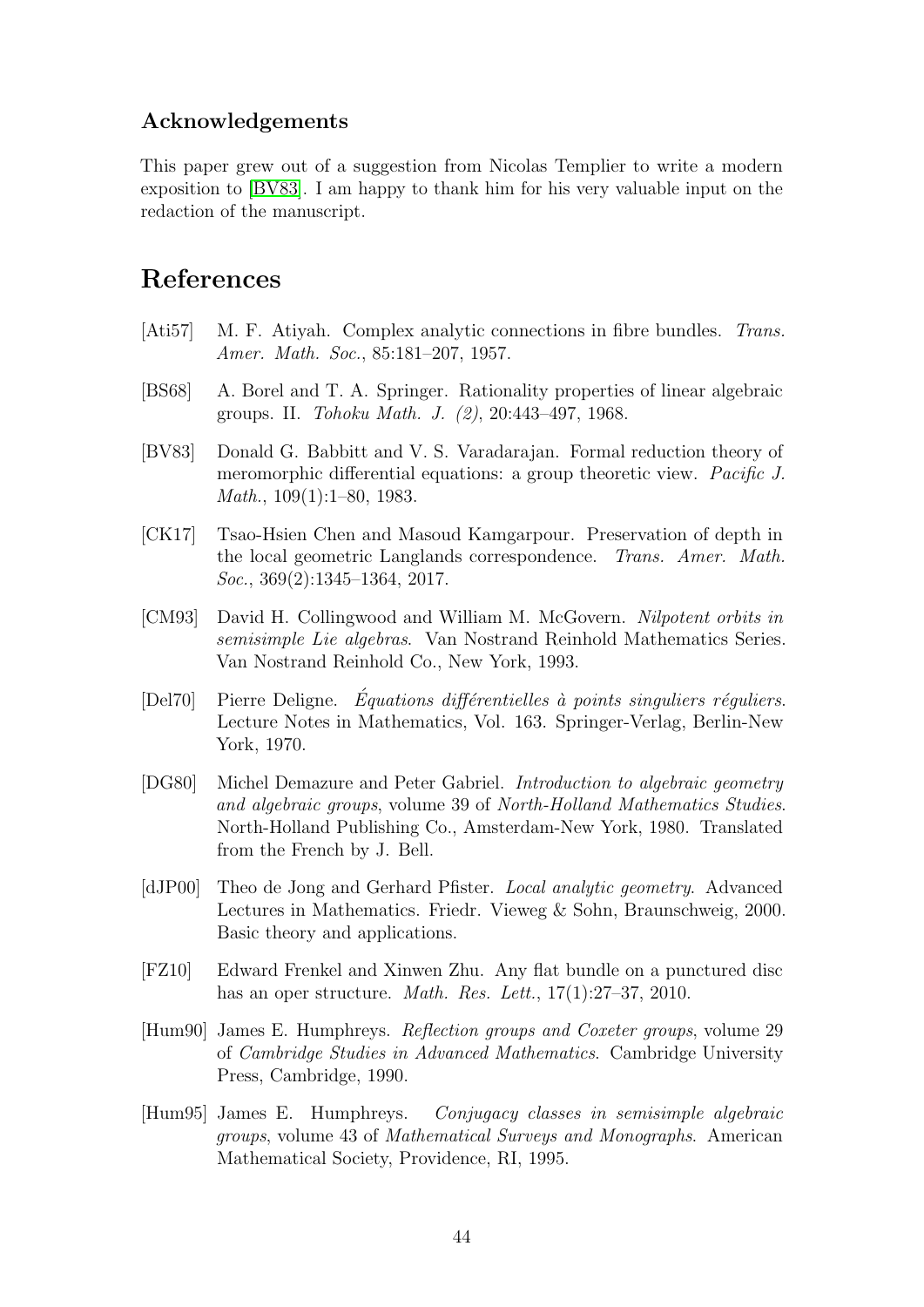### Acknowledgements

This paper grew out of a suggestion from Nicolas Templier to write a modern exposition to [BV83]. I am happy to thank him for his very valuable input on the redaction of the manuscript.

## References

[Ati57] M. F. Atiyah. Complex analytic connections in fibre bundles. *Trans. Amer. Math. Soc.*, 85:181–207, 1957.

[BS68] A. Borel and T. A. Springer. Rationality properties of linear algebraic groups. II. *Tohoku Math. J. (2)*, 20:443–497, 1968.

[BV83] Donald G. Babbitt and V. S. Varadarajan. Formal reduction theory of meromorphic differential equations: a group theoretic view. *Pacific J. Math.*, 109(1):1–80, 1983.

[CK17] Tsao-Hsien Chen and Masoud Kamgarpour. Preservation of depth in the local geometric Langlands correspondence. *Trans. Amer. Math. Soc.*, 369(2):1345–1364, 2017.

[CM93] David H. Collingwood and William M. McGovern. *Nilpotent orbits in semisimple Lie algebras*. Van Nostrand Reinhold Mathematics Series. Van Nostrand Reinhold Co., New York, 1993.

[Del70] Pierre Deligne. *Équations différentielles à points singuliers réguliers*. Lecture Notes in Mathematics, Vol. 163. Springer-Verlag, Berlin-New York, 1970.

[DG80] Michel Demazure and Peter Gabriel. *Introduction to algebraic geometry and algebraic groups*, volume 39 of *North-Holland Mathematics Studies*. North-Holland Publishing Co., Amsterdam-New York, 1980. Translated from the French by J. Bell.

[dJP00] Theo de Jong and Gerhard Pfister. *Local analytic geometry*. Advanced Lectures in Mathematics. Friedr. Vieweg & Sohn, Braunschweig, 2000. Basic theory and applications.

[FZ10] Edward Frenkel and Xinwen Zhu. Any flat bundle on a punctured disc has an oper structure. *Math. Res. Lett.*, 17(1):27–37, 2010.

[Hum90] James E. Humphreys. *Reflection groups and Coxeter groups*, volume 29 of *Cambridge Studies in Advanced Mathematics*. Cambridge University Press, Cambridge, 1990.

[Hum95] James E. Humphreys. *Conjugacy classes in semisimple algebraic groups*, volume 43 of *Mathematical Surveys and Monographs*. American Mathematical Society, Providence, RI, 1995.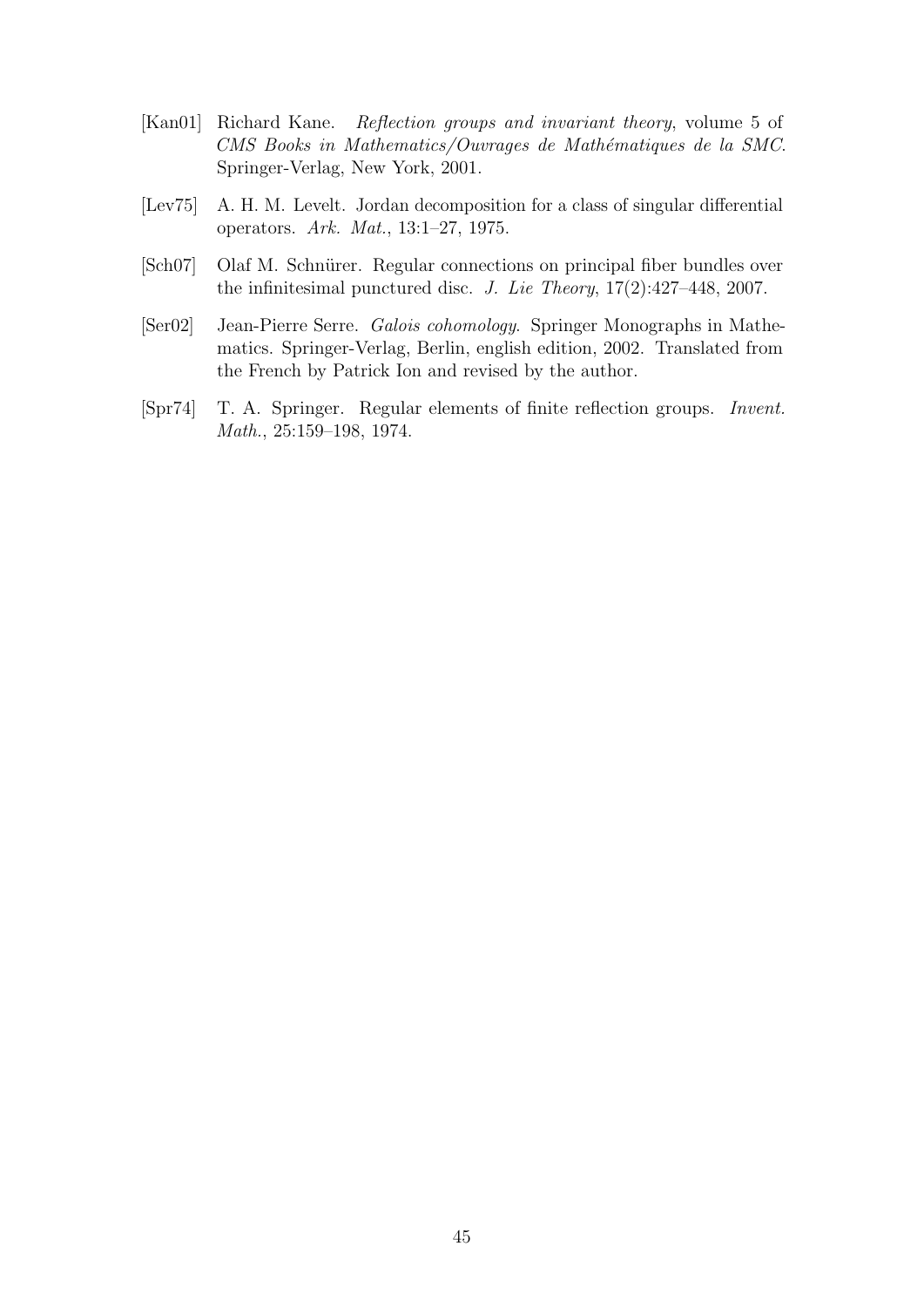[Kan01] Richard Kane. *Reflection groups and invariant theory*, volume 5 of *CMS Books in Mathematics/Ouvrages de Mathématiques de la SMC*. Springer-Verlag, New York, 2001.

[Lev75] A. H. M. Levelt. Jordan decomposition for a class of singular differential operators. *Ark. Mat.*, 13:1–27, 1975.

[Sch07] Olaf M. Schnürer. Regular connections on principal fiber bundles over the infinitesimal punctured disc. *J. Lie Theory*, 17(2):427–448, 2007.

[Ser02] Jean-Pierre Serre. *Galois cohomology*. Springer Monographs in Mathematics. Springer-Verlag, Berlin, english edition, 2002. Translated from the French by Patrick Ion and revised by the author.

[Spr74] T. A. Springer. Regular elements of finite reflection groups. *Invent. Math.*, 25:159–198, 1974.